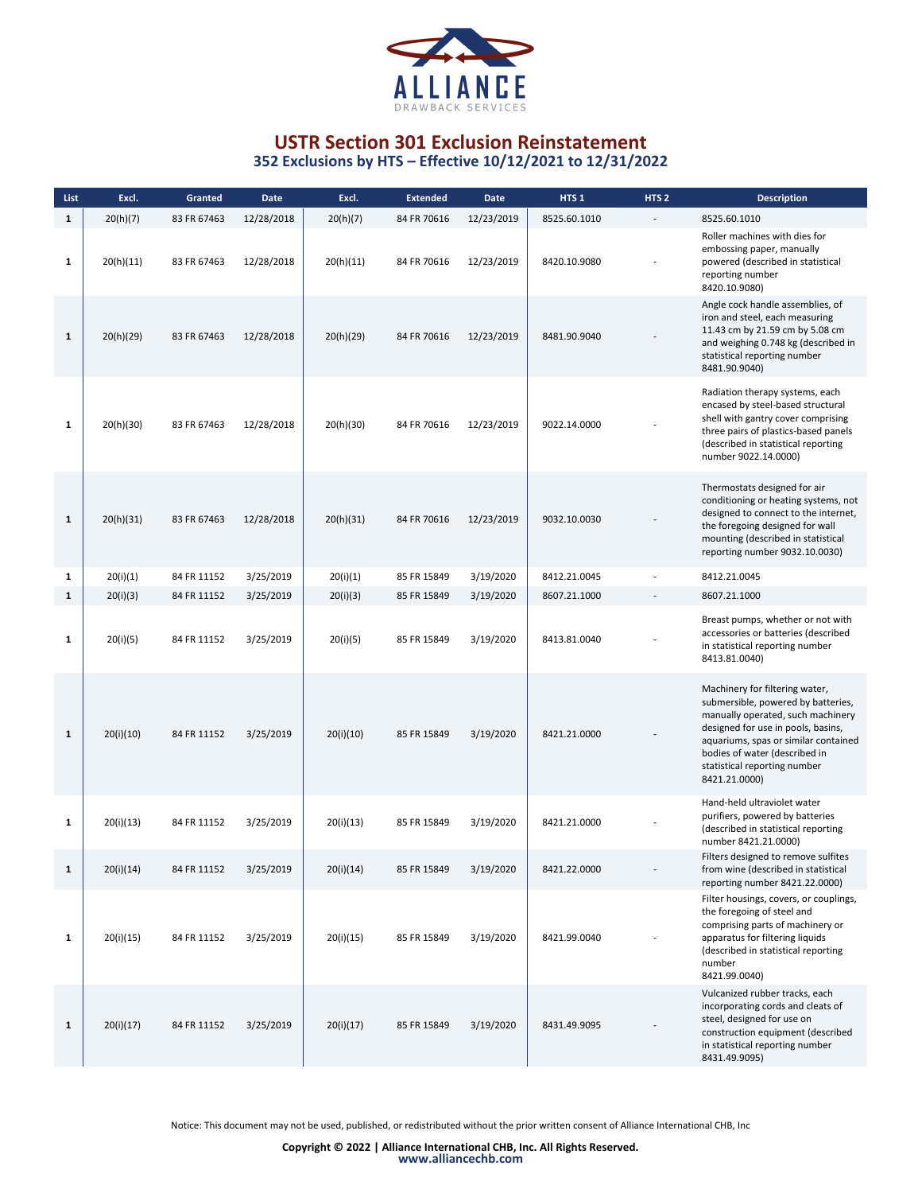# USTR Section 301 Exclusion Reinstatement

## 352 Exclusions by HTS – Effective 10/12/2021 to 12/31/2022

| List | Excl. | Granted | Date | Excl. | Extended | Date | HTS 1 | HTS 2 | Description |
|---|---|---|---|---|---|---|---|---|---|
| 1 | 20(h)(7) | 83 FR 67463 | 12/28/2018 | 20(h)(7) | 84 FR 70616 | 12/23/2019 | 8525.60.1010 | - | 8525.60.1010 |
| 1 | 20(h)(11) | 83 FR 67463 | 12/28/2018 | 20(h)(11) | 84 FR 70616 | 12/23/2019 | 8420.10.9080 | - | Roller machines with dies for embossing paper, manually powered (described in statistical reporting number 8420.10.9080) |
| 1 | 20(h)(29) | 83 FR 67463 | 12/28/2018 | 20(h)(29) | 84 FR 70616 | 12/23/2019 | 8481.90.9040 | - | Angle cock handle assemblies, of iron and steel, each measuring 11.43 cm by 21.59 cm by 5.08 cm and weighing 0.748 kg (described in statistical reporting number 8481.90.9040) |
| 1 | 20(h)(30) | 83 FR 67463 | 12/28/2018 | 20(h)(30) | 84 FR 70616 | 12/23/2019 | 9022.14.0000 | - | Radiation therapy systems, each encased by steel-based structural shell with gantry cover comprising three pairs of plastics-based panels (described in statistical reporting number 9022.14.0000) |
| 1 | 20(h)(31) | 83 FR 67463 | 12/28/2018 | 20(h)(31) | 84 FR 70616 | 12/23/2019 | 9032.10.0030 | - | Thermostats designed for air conditioning or heating systems, not designed to connect to the internet, the foregoing designed for wall mounting (described in statistical reporting number 9032.10.0030) |
| 1 | 20(i)(1) | 84 FR 11152 | 3/25/2019 | 20(i)(1) | 85 FR 15849 | 3/19/2020 | 8412.21.0045 | - | 8412.21.0045 |
| 1 | 20(i)(3) | 84 FR 11152 | 3/25/2019 | 20(i)(3) | 85 FR 15849 | 3/19/2020 | 8607.21.1000 | - | 8607.21.1000 |
| 1 | 20(i)(5) | 84 FR 11152 | 3/25/2019 | 20(i)(5) | 85 FR 15849 | 3/19/2020 | 8413.81.0040 | - | Breast pumps, whether or not with accessories or batteries (described in statistical reporting number 8413.81.0040) |
| 1 | 20(i)(10) | 84 FR 11152 | 3/25/2019 | 20(i)(10) | 85 FR 15849 | 3/19/2020 | 8421.21.0000 | - | Machinery for filtering water, submersible, powered by batteries, manually operated, such machinery designed for use in pools, basins, aquariums, spas or similar contained bodies of water (described in statistical reporting number 8421.21.0000) |
| 1 | 20(i)(13) | 84 FR 11152 | 3/25/2019 | 20(i)(13) | 85 FR 15849 | 3/19/2020 | 8421.21.0000 | - | Hand-held ultraviolet water purifiers, powered by batteries (described in statistical reporting number 8421.21.0000) |
| 1 | 20(i)(14) | 84 FR 11152 | 3/25/2019 | 20(i)(14) | 85 FR 15849 | 3/19/2020 | 8421.22.0000 | - | Filters designed to remove sulfites from wine (described in statistical reporting number 8421.22.0000) |
| 1 | 20(i)(15) | 84 FR 11152 | 3/25/2019 | 20(i)(15) | 85 FR 15849 | 3/19/2020 | 8421.99.0040 | - | Filter housings, covers, or couplings, the foregoing of steel and comprising parts of machinery or apparatus for filtering liquids (described in statistical reporting number 8421.99.0040) |
| 1 | 20(i)(17) | 84 FR 11152 | 3/25/2019 | 20(i)(17) | 85 FR 15849 | 3/19/2020 | 8431.49.9095 | - | Vulcanized rubber tracks, each incorporating cords and cleats of steel, designed for use on construction equipment (described in statistical reporting number 8431.49.9095) |

Notice: This document may not be used, published, or redistributed without the prior written consent of Alliance International CHB, Inc

**Copyright © 2022 | Alliance International CHB, Inc. All Rights Reserved.**
www.alliancechb.com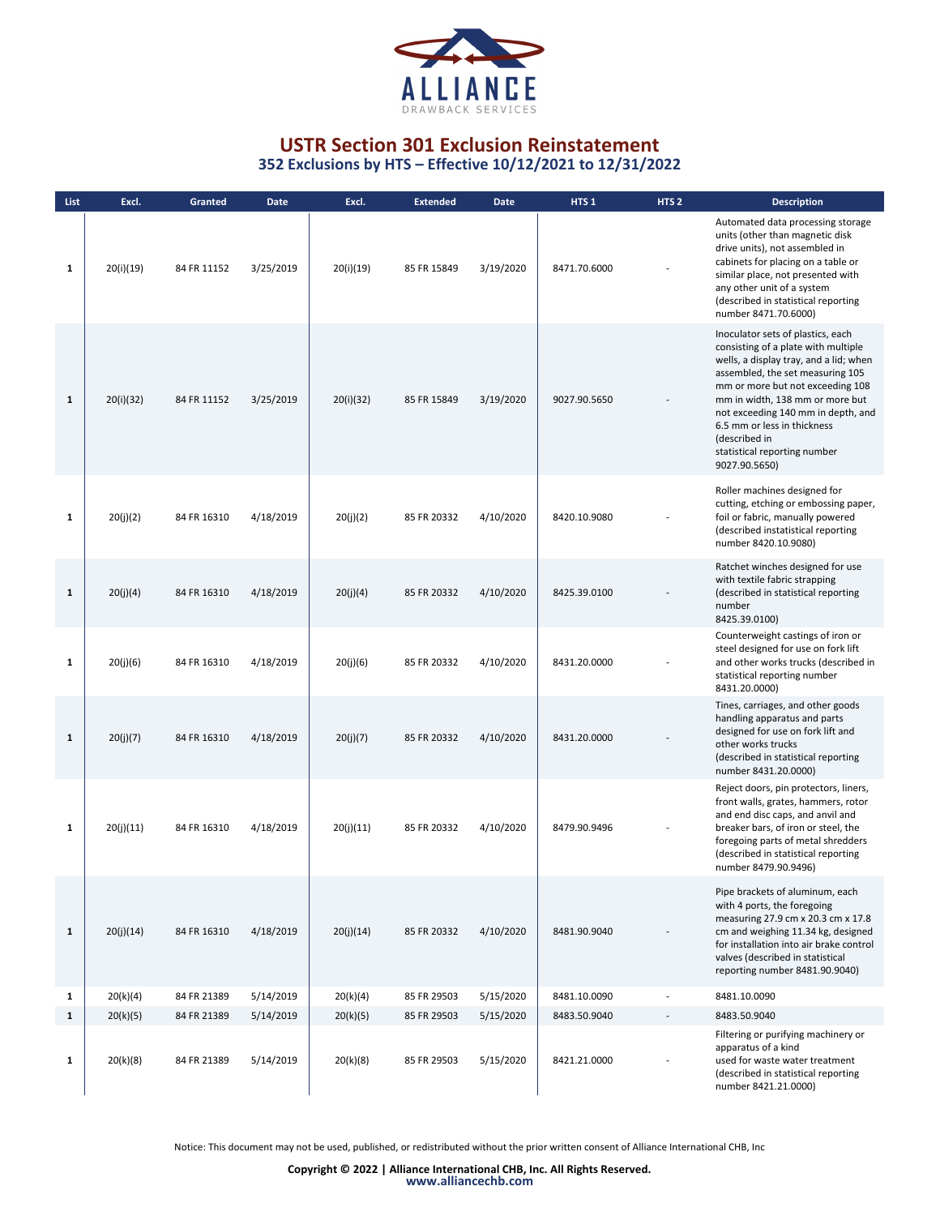# USTR Section 301 Exclusion Reinstatement

## 352 Exclusions by HTS – Effective 10/12/2021 to 12/31/2022

| List | Excl. | Granted | Date | Excl. | Extended | Date | HTS 1 | HTS 2 | Description |
|---|---|---|---|---|---|---|---|---|---|
| 1 | 20(i)(19) | 84 FR 11152 | 3/25/2019 | 20(i)(19) | 85 FR 15849 | 3/19/2020 | 8471.70.6000 | - | Automated data processing storage units (other than magnetic disk drive units), not assembled in cabinets for placing on a table or similar place, not presented with any other unit of a system (described in statistical reporting number 8471.70.6000) |
| 1 | 20(i)(32) | 84 FR 11152 | 3/25/2019 | 20(i)(32) | 85 FR 15849 | 3/19/2020 | 9027.90.5650 | - | Inoculator sets of plastics, each consisting of a plate with multiple wells, a display tray, and a lid; when assembled, the set measuring 105 mm or more but not exceeding 108 mm in width, 138 mm or more but not exceeding 140 mm in depth, and 6.5 mm or less in thickness (described in statistical reporting number 9027.90.5650) |
| 1 | 20(j)(2) | 84 FR 16310 | 4/18/2019 | 20(j)(2) | 85 FR 20332 | 4/10/2020 | 8420.10.9080 | - | Roller machines designed for cutting, etching or embossing paper, foil or fabric, manually powered (described instatistical reporting number 8420.10.9080) |
| 1 | 20(j)(4) | 84 FR 16310 | 4/18/2019 | 20(j)(4) | 85 FR 20332 | 4/10/2020 | 8425.39.0100 | - | Ratchet winches designed for use with textile fabric strapping (described in statistical reporting number 8425.39.0100) |
| 1 | 20(j)(6) | 84 FR 16310 | 4/18/2019 | 20(j)(6) | 85 FR 20332 | 4/10/2020 | 8431.20.0000 | - | Counterweight castings of iron or steel designed for use on fork lift and other works trucks (described in statistical reporting number 8431.20.0000) |
| 1 | 20(j)(7) | 84 FR 16310 | 4/18/2019 | 20(j)(7) | 85 FR 20332 | 4/10/2020 | 8431.20.0000 | - | Tines, carriages, and other goods handling apparatus and parts designed for use on fork lift and other works trucks (described in statistical reporting number 8431.20.0000) |
| 1 | 20(j)(11) | 84 FR 16310 | 4/18/2019 | 20(j)(11) | 85 FR 20332 | 4/10/2020 | 8479.90.9496 | - | Reject doors, pin protectors, liners, front walls, grates, hammers, rotor and end disc caps, and anvil and breaker bars, of iron or steel, the foregoing parts of metal shredders (described in statistical reporting number 8479.90.9496) |
| 1 | 20(j)(14) | 84 FR 16310 | 4/18/2019 | 20(j)(14) | 85 FR 20332 | 4/10/2020 | 8481.90.9040 | - | Pipe brackets of aluminum, each with 4 ports, the foregoing measuring 27.9 cm x 20.3 cm x 17.8 cm and weighing 11.34 kg, designed for installation into air brake control valves (described in statistical reporting number 8481.90.9040) |
| 1 | 20(k)(4) | 84 FR 21389 | 5/14/2019 | 20(k)(4) | 85 FR 29503 | 5/15/2020 | 8481.10.0090 | - | 8481.10.0090 |
| 1 | 20(k)(5) | 84 FR 21389 | 5/14/2019 | 20(k)(5) | 85 FR 29503 | 5/15/2020 | 8483.50.9040 | - | 8483.50.9040 |
| 1 | 20(k)(8) | 84 FR 21389 | 5/14/2019 | 20(k)(8) | 85 FR 29503 | 5/15/2020 | 8421.21.0000 | - | Filtering or purifying machinery or apparatus of a kind used for waste water treatment (described in statistical reporting number 8421.21.0000) |

Notice: This document may not be used, published, or redistributed without the prior written consent of Alliance International CHB, Inc

**Copyright © 2022 | Alliance International CHB, Inc. All Rights Reserved.**
www.alliancechb.com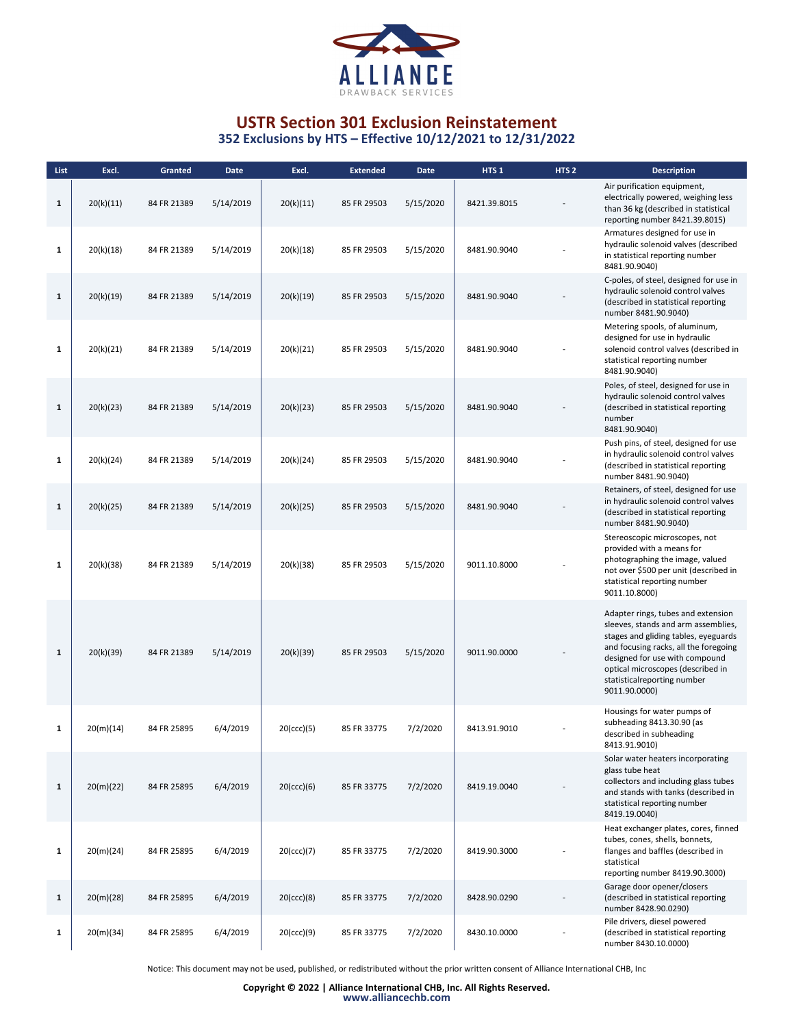# USTR Section 301 Exclusion Reinstatement

## 352 Exclusions by HTS – Effective 10/12/2021 to 12/31/2022

| List | Excl. | Granted | Date | Excl. | Extended | Date | HTS 1 | HTS 2 | Description |
|---|---|---|---|---|---|---|---|---|---|
| 1 | 20(k)(11) | 84 FR 21389 | 5/14/2019 | 20(k)(11) | 85 FR 29503 | 5/15/2020 | 8421.39.8015 | - | Air purification equipment, electrically powered, weighing less than 36 kg (described in statistical reporting number 8421.39.8015) |
| 1 | 20(k)(18) | 84 FR 21389 | 5/14/2019 | 20(k)(18) | 85 FR 29503 | 5/15/2020 | 8481.90.9040 | - | Armatures designed for use in hydraulic solenoid valves (described in statistical reporting number 8481.90.9040) |
| 1 | 20(k)(19) | 84 FR 21389 | 5/14/2019 | 20(k)(19) | 85 FR 29503 | 5/15/2020 | 8481.90.9040 | - | C-poles, of steel, designed for use in hydraulic solenoid control valves (described in statistical reporting number 8481.90.9040) |
| 1 | 20(k)(21) | 84 FR 21389 | 5/14/2019 | 20(k)(21) | 85 FR 29503 | 5/15/2020 | 8481.90.9040 | - | Metering spools, of aluminum, designed for use in hydraulic solenoid control valves (described in statistical reporting number 8481.90.9040) |
| 1 | 20(k)(23) | 84 FR 21389 | 5/14/2019 | 20(k)(23) | 85 FR 29503 | 5/15/2020 | 8481.90.9040 | - | Poles, of steel, designed for use in hydraulic solenoid control valves (described in statistical reporting number 8481.90.9040) |
| 1 | 20(k)(24) | 84 FR 21389 | 5/14/2019 | 20(k)(24) | 85 FR 29503 | 5/15/2020 | 8481.90.9040 | - | Push pins, of steel, designed for use in hydraulic solenoid control valves (described in statistical reporting number 8481.90.9040) |
| 1 | 20(k)(25) | 84 FR 21389 | 5/14/2019 | 20(k)(25) | 85 FR 29503 | 5/15/2020 | 8481.90.9040 | - | Retainers, of steel, designed for use in hydraulic solenoid control valves (described in statistical reporting number 8481.90.9040) |
| 1 | 20(k)(38) | 84 FR 21389 | 5/14/2019 | 20(k)(38) | 85 FR 29503 | 5/15/2020 | 9011.10.8000 | - | Stereoscopic microscopes, not provided with a means for photographing the image, valued not over $500 per unit (described in statistical reporting number 9011.10.8000) |
| 1 | 20(k)(39) | 84 FR 21389 | 5/14/2019 | 20(k)(39) | 85 FR 29503 | 5/15/2020 | 9011.90.0000 | - | Adapter rings, tubes and extension sleeves, stands and arm assemblies, stages and gliding tables, eyeguards and focusing racks, all the foregoing designed for use with compound optical microscopes (described in statisticalreporting number 9011.90.0000) |
| 1 | 20(m)(14) | 84 FR 25895 | 6/4/2019 | 20(ccc)(5) | 85 FR 33775 | 7/2/2020 | 8413.91.9010 | - | Housings for water pumps of subheading 8413.30.90 (as described in subheading 8413.91.9010) |
| 1 | 20(m)(22) | 84 FR 25895 | 6/4/2019 | 20(ccc)(6) | 85 FR 33775 | 7/2/2020 | 8419.19.0040 | - | Solar water heaters incorporating glass tube heat collectors and including glass tubes and stands with tanks (described in statistical reporting number 8419.19.0040) |
| 1 | 20(m)(24) | 84 FR 25895 | 6/4/2019 | 20(ccc)(7) | 85 FR 33775 | 7/2/2020 | 8419.90.3000 | - | Heat exchanger plates, cores, finned tubes, cones, shells, bonnets, flanges and baffles (described in statistical reporting number 8419.90.3000) |
| 1 | 20(m)(28) | 84 FR 25895 | 6/4/2019 | 20(ccc)(8) | 85 FR 33775 | 7/2/2020 | 8428.90.0290 | - | Garage door opener/closers (described in statistical reporting number 8428.90.0290) |
| 1 | 20(m)(34) | 84 FR 25895 | 6/4/2019 | 20(ccc)(9) | 85 FR 33775 | 7/2/2020 | 8430.10.0000 | - | Pile drivers, diesel powered (described in statistical reporting number 8430.10.0000) |

Notice: This document may not be used, published, or redistributed without the prior written consent of Alliance International CHB, Inc

**Copyright © 2022 | Alliance International CHB, Inc. All Rights Reserved.**
www.alliancechb.com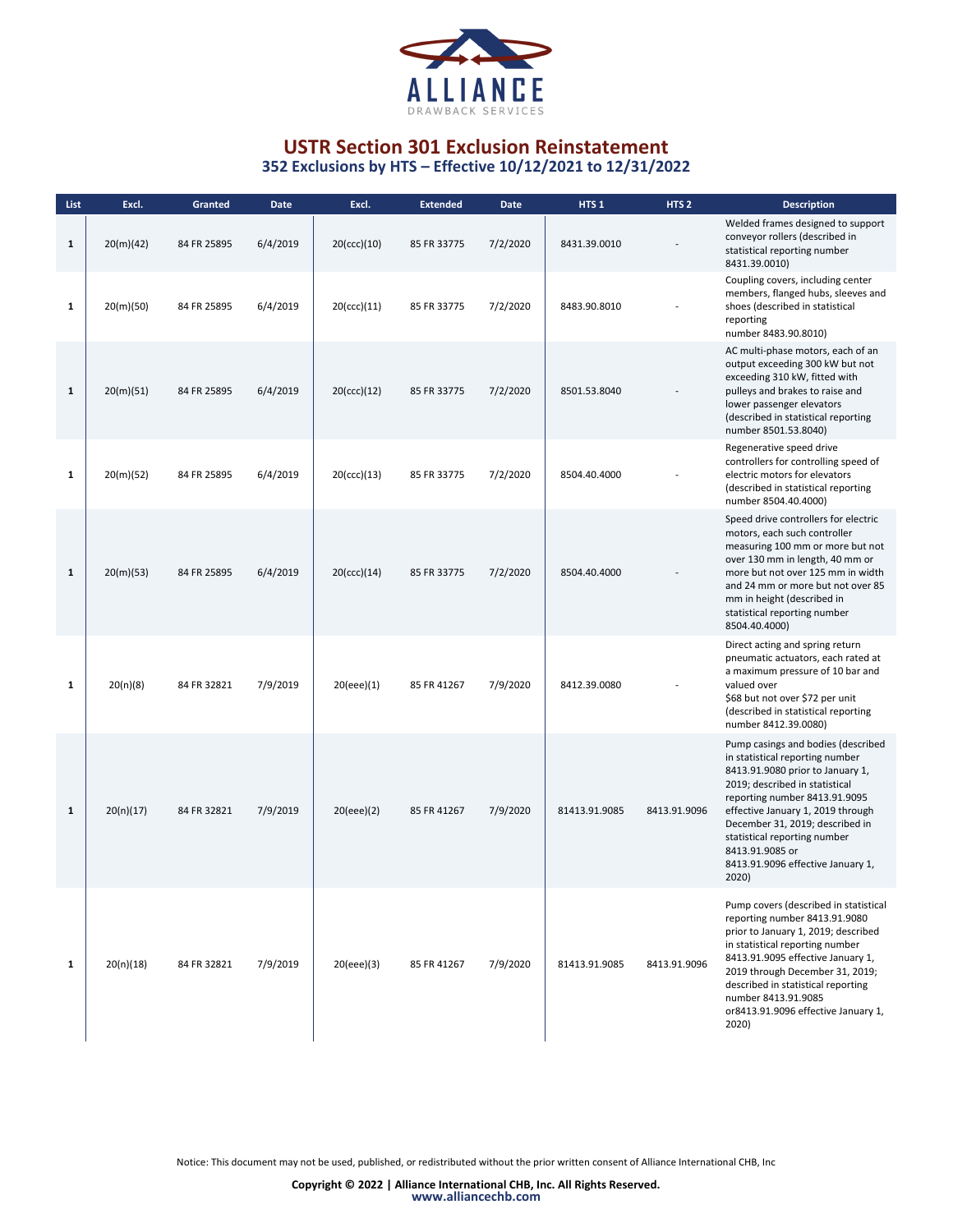# USTR Section 301 Exclusion Reinstatement

## 352 Exclusions by HTS – Effective 10/12/2021 to 12/31/2022

| List | Excl. | Granted | Date | Excl. | Extended | Date | HTS 1 | HTS 2 | Description |
|---|---|---|---|---|---|---|---|---|---|
| 1 | 20(m)(42) | 84 FR 25895 | 6/4/2019 | 20(ccc)(10) | 85 FR 33775 | 7/2/2020 | 8431.39.0010 | - | Welded frames designed to support conveyor rollers (described in statistical reporting number 8431.39.0010) |
| 1 | 20(m)(50) | 84 FR 25895 | 6/4/2019 | 20(ccc)(11) | 85 FR 33775 | 7/2/2020 | 8483.90.8010 | - | Coupling covers, including center members, flanged hubs, sleeves and shoes (described in statistical reporting number 8483.90.8010) |
| 1 | 20(m)(51) | 84 FR 25895 | 6/4/2019 | 20(ccc)(12) | 85 FR 33775 | 7/2/2020 | 8501.53.8040 | - | AC multi-phase motors, each of an output exceeding 300 kW but not exceeding 310 kW, fitted with pulleys and brakes to raise and lower passenger elevators (described in statistical reporting number 8501.53.8040) |
| 1 | 20(m)(52) | 84 FR 25895 | 6/4/2019 | 20(ccc)(13) | 85 FR 33775 | 7/2/2020 | 8504.40.4000 | - | Regenerative speed drive controllers for controlling speed of electric motors for elevators (described in statistical reporting number 8504.40.4000) |
| 1 | 20(m)(53) | 84 FR 25895 | 6/4/2019 | 20(ccc)(14) | 85 FR 33775 | 7/2/2020 | 8504.40.4000 | - | Speed drive controllers for electric motors, each such controller measuring 100 mm or more but not over 130 mm in length, 40 mm or more but not over 125 mm in width and 24 mm or more but not over 85 mm in height (described in statistical reporting number 8504.40.4000) |
| 1 | 20(n)(8) | 84 FR 32821 | 7/9/2019 | 20(eee)(1) | 85 FR 41267 | 7/9/2020 | 8412.39.0080 | - | Direct acting and spring return pneumatic actuators, each rated at a maximum pressure of 10 bar and valued over $68 but not over $72 per unit (described in statistical reporting number 8412.39.0080) |
| 1 | 20(n)(17) | 84 FR 32821 | 7/9/2019 | 20(eee)(2) | 85 FR 41267 | 7/9/2020 | 81413.91.9085 | 8413.91.9096 | Pump casings and bodies (described in statistical reporting number 8413.91.9080 prior to January 1, 2019; described in statistical reporting number 8413.91.9095 effective January 1, 2019 through December 31, 2019; described in statistical reporting number 8413.91.9085 or 8413.91.9096 effective January 1, 2020) |
| 1 | 20(n)(18) | 84 FR 32821 | 7/9/2019 | 20(eee)(3) | 85 FR 41267 | 7/9/2020 | 81413.91.9085 | 8413.91.9096 | Pump covers (described in statistical reporting number 8413.91.9080 prior to January 1, 2019; described in statistical reporting number 8413.91.9095 effective January 1, 2019 through December 31, 2019; described in statistical reporting number 8413.91.9085 or8413.91.9096 effective January 1, 2020) |

Notice: This document may not be used, published, or redistributed without the prior written consent of Alliance International CHB, Inc

**Copyright © 2022 | Alliance International CHB, Inc. All Rights Reserved.**
www.alliancechb.com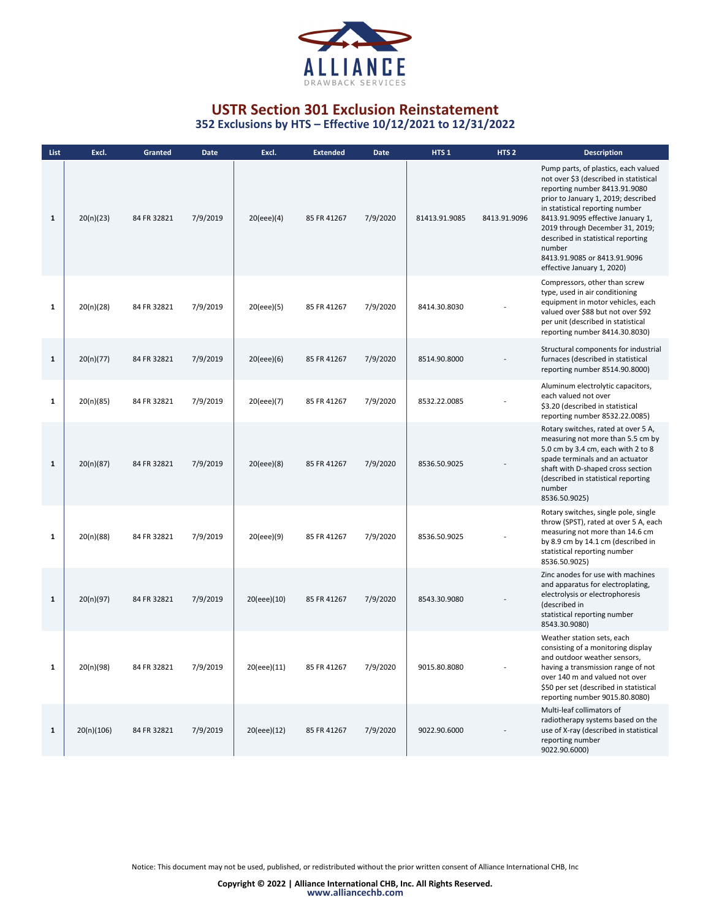ALLIANCE
DRAWBACK SERVICES

# USTR Section 301 Exclusion Reinstatement

## 352 Exclusions by HTS – Effective 10/12/2021 to 12/31/2022

| List | Excl. | Granted | Date | Excl. | Extended | Date | HTS 1 | HTS 2 | Description |
|---|---|---|---|---|---|---|---|---|---|
| 1 | 20(n)(23) | 84 FR 32821 | 7/9/2019 | 20(eee)(4) | 85 FR 41267 | 7/9/2020 | 81413.91.9085 | 8413.91.9096 | Pump parts, of plastics, each valued not over $3 (described in statistical reporting number 8413.91.9080 prior to January 1, 2019; described in statistical reporting number 8413.91.9095 effective January 1, 2019 through December 31, 2019; described in statistical reporting number 8413.91.9085 or 8413.91.9096 effective January 1, 2020) |
| 1 | 20(n)(28) | 84 FR 32821 | 7/9/2019 | 20(eee)(5) | 85 FR 41267 | 7/9/2020 | 8414.30.8030 | - | Compressors, other than screw type, used in air conditioning equipment in motor vehicles, each valued over $88 but not over $92 per unit (described in statistical reporting number 8414.30.8030) |
| 1 | 20(n)(77) | 84 FR 32821 | 7/9/2019 | 20(eee)(6) | 85 FR 41267 | 7/9/2020 | 8514.90.8000 | - | Structural components for industrial furnaces (described in statistical reporting number 8514.90.8000) |
| 1 | 20(n)(85) | 84 FR 32821 | 7/9/2019 | 20(eee)(7) | 85 FR 41267 | 7/9/2020 | 8532.22.0085 | - | Aluminum electrolytic capacitors, each valued not over $3.20 (described in statistical reporting number 8532.22.0085) |
| 1 | 20(n)(87) | 84 FR 32821 | 7/9/2019 | 20(eee)(8) | 85 FR 41267 | 7/9/2020 | 8536.50.9025 | - | Rotary switches, rated at over 5 A, measuring not more than 5.5 cm by 5.0 cm by 3.4 cm, each with 2 to 8 spade terminals and an actuator shaft with D-shaped cross section (described in statistical reporting number 8536.50.9025) |
| 1 | 20(n)(88) | 84 FR 32821 | 7/9/2019 | 20(eee)(9) | 85 FR 41267 | 7/9/2020 | 8536.50.9025 | - | Rotary switches, single pole, single throw (SPST), rated at over 5 A, each measuring not more than 14.6 cm by 8.9 cm by 14.1 cm (described in statistical reporting number 8536.50.9025) |
| 1 | 20(n)(97) | 84 FR 32821 | 7/9/2019 | 20(eee)(10) | 85 FR 41267 | 7/9/2020 | 8543.30.9080 | - | Zinc anodes for use with machines and apparatus for electroplating, electrolysis or electrophoresis (described in statistical reporting number 8543.30.9080) |
| 1 | 20(n)(98) | 84 FR 32821 | 7/9/2019 | 20(eee)(11) | 85 FR 41267 | 7/9/2020 | 9015.80.8080 | - | Weather station sets, each consisting of a monitoring display and outdoor weather sensors, having a transmission range of not over 140 m and valued not over $50 per set (described in statistical reporting number 9015.80.8080) |
| 1 | 20(n)(106) | 84 FR 32821 | 7/9/2019 | 20(eee)(12) | 85 FR 41267 | 7/9/2020 | 9022.90.6000 | - | Multi-leaf collimators of radiotherapy systems based on the use of X-ray (described in statistical reporting number 9022.90.6000) |

Notice: This document may not be used, published, or redistributed without the prior written consent of Alliance International CHB, Inc

**Copyright © 2022 | Alliance International CHB, Inc. All Rights Reserved.**
www.alliancechb.com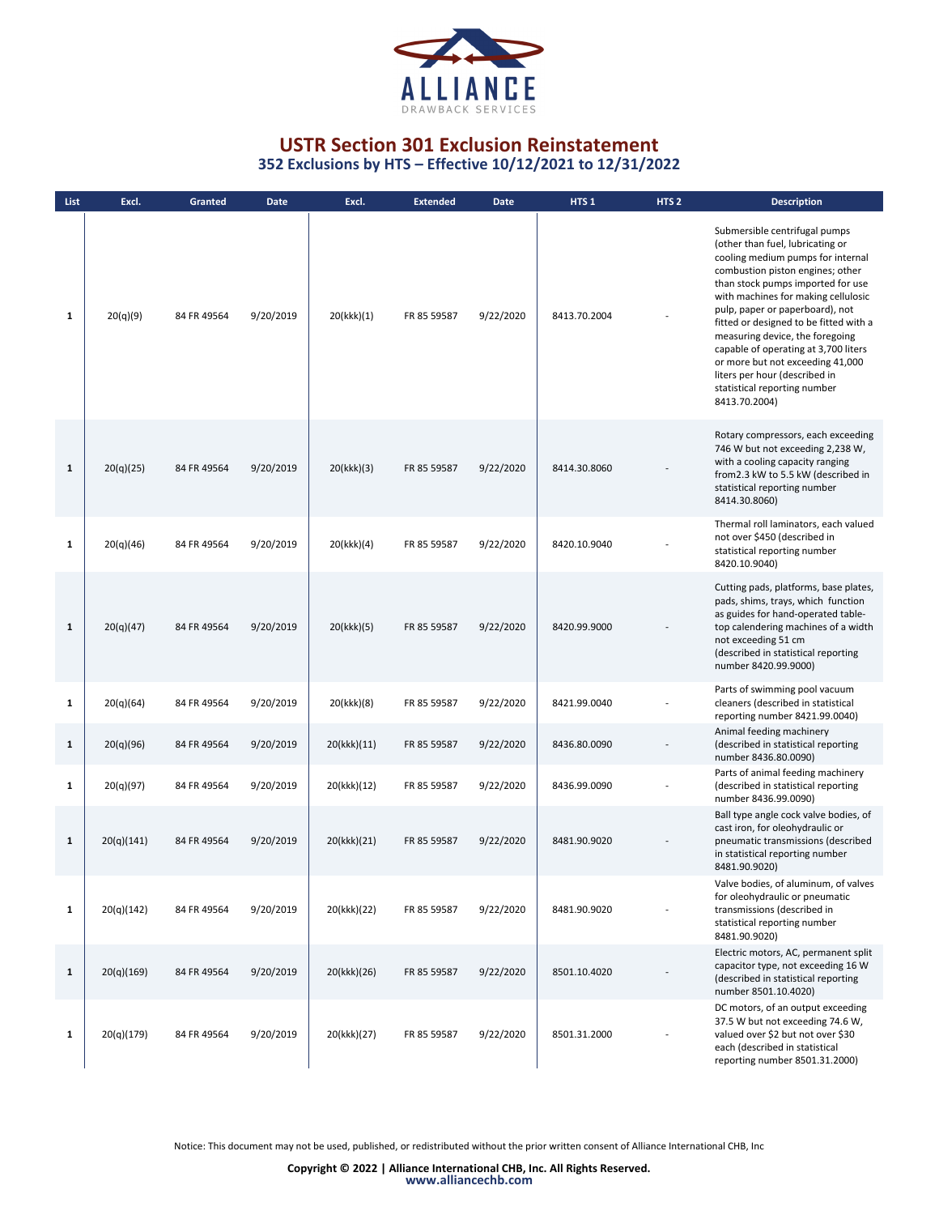# USTR Section 301 Exclusion Reinstatement

## 352 Exclusions by HTS – Effective 10/12/2021 to 12/31/2022

| List | Excl. | Granted | Date | Excl. | Extended | Date | HTS 1 | HTS 2 | Description |
|---|---|---|---|---|---|---|---|---|---|
| 1 | 20(q)(9) | 84 FR 49564 | 9/20/2019 | 20(kkk)(1) | FR 85 59587 | 9/22/2020 | 8413.70.2004 | - | Submersible centrifugal pumps (other than fuel, lubricating or cooling medium pumps for internal combustion piston engines; other than stock pumps imported for use with machines for making cellulosic pulp, paper or paperboard), not fitted or designed to be fitted with a measuring device, the foregoing capable of operating at 3,700 liters or more but not exceeding 41,000 liters per hour (described in statistical reporting number 8413.70.2004) |
| 1 | 20(q)(25) | 84 FR 49564 | 9/20/2019 | 20(kkk)(3) | FR 85 59587 | 9/22/2020 | 8414.30.8060 | - | Rotary compressors, each exceeding 746 W but not exceeding 2,238 W, with a cooling capacity ranging from2.3 kW to 5.5 kW (described in statistical reporting number 8414.30.8060) |
| 1 | 20(q)(46) | 84 FR 49564 | 9/20/2019 | 20(kkk)(4) | FR 85 59587 | 9/22/2020 | 8420.10.9040 | - | Thermal roll laminators, each valued not over $450 (described in statistical reporting number 8420.10.9040) |
| 1 | 20(q)(47) | 84 FR 49564 | 9/20/2019 | 20(kkk)(5) | FR 85 59587 | 9/22/2020 | 8420.99.9000 | - | Cutting pads, platforms, base plates, pads, shims, trays, which function as guides for hand-operated table-top calendering machines of a width not exceeding 51 cm (described in statistical reporting number 8420.99.9000) |
| 1 | 20(q)(64) | 84 FR 49564 | 9/20/2019 | 20(kkk)(8) | FR 85 59587 | 9/22/2020 | 8421.99.0040 | - | Parts of swimming pool vacuum cleaners (described in statistical reporting number 8421.99.0040) |
| 1 | 20(q)(96) | 84 FR 49564 | 9/20/2019 | 20(kkk)(11) | FR 85 59587 | 9/22/2020 | 8436.80.0090 | - | Animal feeding machinery (described in statistical reporting number 8436.80.0090) |
| 1 | 20(q)(97) | 84 FR 49564 | 9/20/2019 | 20(kkk)(12) | FR 85 59587 | 9/22/2020 | 8436.99.0090 | - | Parts of animal feeding machinery (described in statistical reporting number 8436.99.0090) |
| 1 | 20(q)(141) | 84 FR 49564 | 9/20/2019 | 20(kkk)(21) | FR 85 59587 | 9/22/2020 | 8481.90.9020 | - | Ball type angle cock valve bodies, of cast iron, for oleohydraulic or pneumatic transmissions (described in statistical reporting number 8481.90.9020) |
| 1 | 20(q)(142) | 84 FR 49564 | 9/20/2019 | 20(kkk)(22) | FR 85 59587 | 9/22/2020 | 8481.90.9020 | - | Valve bodies, of aluminum, of valves for oleohydraulic or pneumatic transmissions (described in statistical reporting number 8481.90.9020) |
| 1 | 20(q)(169) | 84 FR 49564 | 9/20/2019 | 20(kkk)(26) | FR 85 59587 | 9/22/2020 | 8501.10.4020 | - | Electric motors, AC, permanent split capacitor type, not exceeding 16 W (described in statistical reporting number 8501.10.4020) |
| 1 | 20(q)(179) | 84 FR 49564 | 9/20/2019 | 20(kkk)(27) | FR 85 59587 | 9/22/2020 | 8501.31.2000 | - | DC motors, of an output exceeding 37.5 W but not exceeding 74.6 W, valued over $2 but not over $30 each (described in statistical reporting number 8501.31.2000) |

Notice: This document may not be used, published, or redistributed without the prior written consent of Alliance International CHB, Inc

**Copyright © 2022 | Alliance International CHB, Inc. All Rights Reserved.**
www.alliancechb.com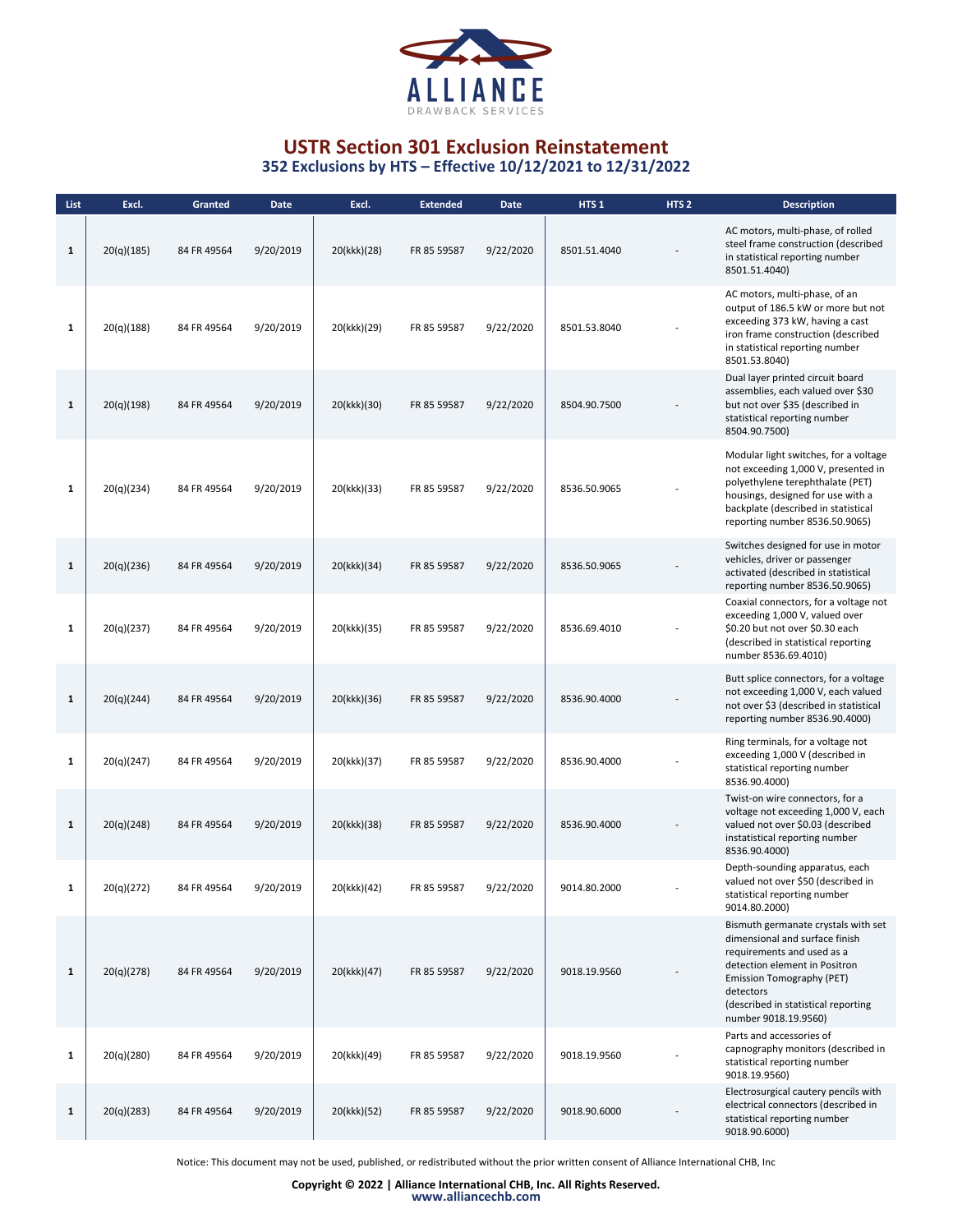# USTR Section 301 Exclusion Reinstatement

## 352 Exclusions by HTS – Effective 10/12/2021 to 12/31/2022

| List | Excl. | Granted | Date | Excl. | Extended | Date | HTS 1 | HTS 2 | Description |
|---|---|---|---|---|---|---|---|---|---|
| 1 | 20(q)(185) | 84 FR 49564 | 9/20/2019 | 20(kkk)(28) | FR 85 59587 | 9/22/2020 | 8501.51.4040 | - | AC motors, multi-phase, of rolled steel frame construction (described in statistical reporting number 8501.51.4040) |
| 1 | 20(q)(188) | 84 FR 49564 | 9/20/2019 | 20(kkk)(29) | FR 85 59587 | 9/22/2020 | 8501.53.8040 | - | AC motors, multi-phase, of an output of 186.5 kW or more but not exceeding 373 kW, having a cast iron frame construction (described in statistical reporting number 8501.53.8040) |
| 1 | 20(q)(198) | 84 FR 49564 | 9/20/2019 | 20(kkk)(30) | FR 85 59587 | 9/22/2020 | 8504.90.7500 | - | Dual layer printed circuit board assemblies, each valued over $30 but not over $35 (described in statistical reporting number 8504.90.7500) |
| 1 | 20(q)(234) | 84 FR 49564 | 9/20/2019 | 20(kkk)(33) | FR 85 59587 | 9/22/2020 | 8536.50.9065 | - | Modular light switches, for a voltage not exceeding 1,000 V, presented in polyethylene terephthalate (PET) housings, designed for use with a backplate (described in statistical reporting number 8536.50.9065) |
| 1 | 20(q)(236) | 84 FR 49564 | 9/20/2019 | 20(kkk)(34) | FR 85 59587 | 9/22/2020 | 8536.50.9065 | - | Switches designed for use in motor vehicles, driver or passenger activated (described in statistical reporting number 8536.50.9065) |
| 1 | 20(q)(237) | 84 FR 49564 | 9/20/2019 | 20(kkk)(35) | FR 85 59587 | 9/22/2020 | 8536.69.4010 | - | Coaxial connectors, for a voltage not exceeding 1,000 V, valued over $0.20 but not over $0.30 each (described in statistical reporting number 8536.69.4010) |
| 1 | 20(q)(244) | 84 FR 49564 | 9/20/2019 | 20(kkk)(36) | FR 85 59587 | 9/22/2020 | 8536.90.4000 | - | Butt splice connectors, for a voltage not exceeding 1,000 V, each valued not over $3 (described in statistical reporting number 8536.90.4000) |
| 1 | 20(q)(247) | 84 FR 49564 | 9/20/2019 | 20(kkk)(37) | FR 85 59587 | 9/22/2020 | 8536.90.4000 | - | Ring terminals, for a voltage not exceeding 1,000 V (described in statistical reporting number 8536.90.4000) |
| 1 | 20(q)(248) | 84 FR 49564 | 9/20/2019 | 20(kkk)(38) | FR 85 59587 | 9/22/2020 | 8536.90.4000 | - | Twist-on wire connectors, for a voltage not exceeding 1,000 V, each valued not over $0.03 (described instatistical reporting number 8536.90.4000) |
| 1 | 20(q)(272) | 84 FR 49564 | 9/20/2019 | 20(kkk)(42) | FR 85 59587 | 9/22/2020 | 9014.80.2000 | - | Depth-sounding apparatus, each valued not over $50 (described in statistical reporting number 9014.80.2000) |
| 1 | 20(q)(278) | 84 FR 49564 | 9/20/2019 | 20(kkk)(47) | FR 85 59587 | 9/22/2020 | 9018.19.9560 | - | Bismuth germanate crystals with set dimensional and surface finish requirements and used as a detection element in Positron Emission Tomography (PET) detectors (described in statistical reporting number 9018.19.9560) |
| 1 | 20(q)(280) | 84 FR 49564 | 9/20/2019 | 20(kkk)(49) | FR 85 59587 | 9/22/2020 | 9018.19.9560 | - | Parts and accessories of capnography monitors (described in statistical reporting number 9018.19.9560) |
| 1 | 20(q)(283) | 84 FR 49564 | 9/20/2019 | 20(kkk)(52) | FR 85 59587 | 9/22/2020 | 9018.90.6000 | - | Electrosurgical cautery pencils with electrical connectors (described in statistical reporting number 9018.90.6000) |

Notice: This document may not be used, published, or redistributed without the prior written consent of Alliance International CHB, Inc

**Copyright © 2022 | Alliance International CHB, Inc. All Rights Reserved.**
www.alliancechb.com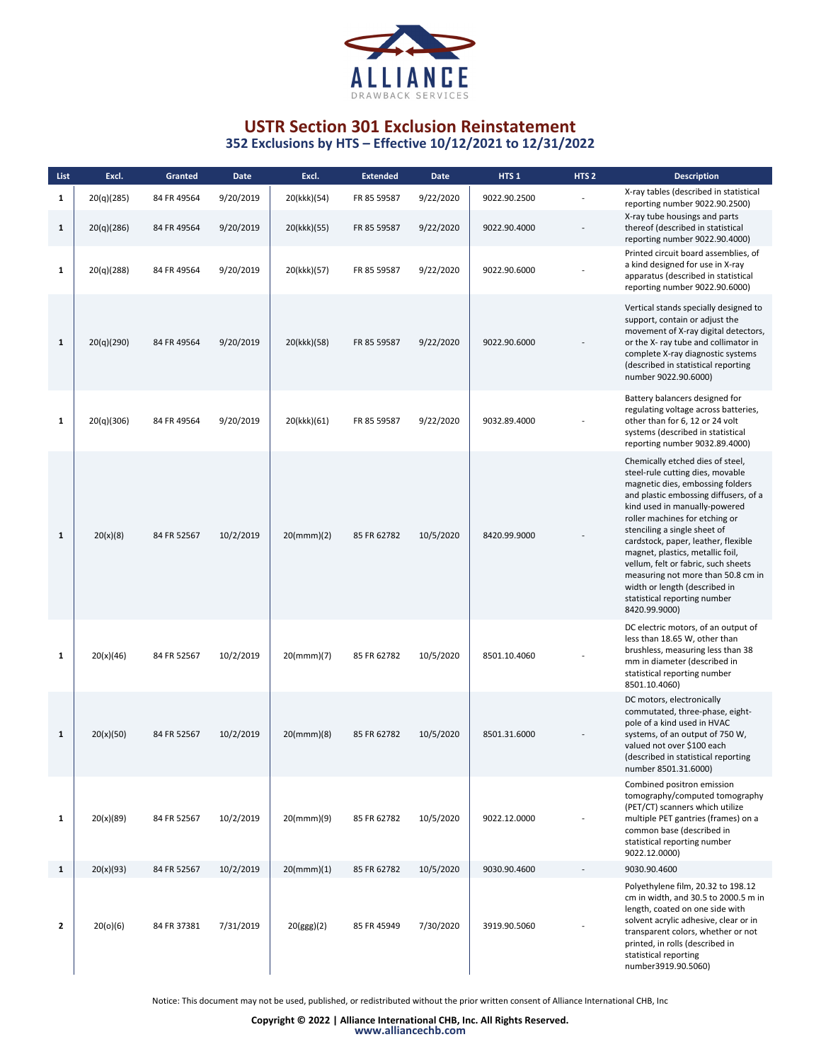# USTR Section 301 Exclusion Reinstatement

## 352 Exclusions by HTS – Effective 10/12/2021 to 12/31/2022

| List | Excl. | Granted | Date | Excl. | Extended | Date | HTS 1 | HTS 2 | Description |
|---|---|---|---|---|---|---|---|---|---|
| 1 | 20(q)(285) | 84 FR 49564 | 9/20/2019 | 20(kkk)(54) | FR 85 59587 | 9/22/2020 | 9022.90.2500 | - | X-ray tables (described in statistical reporting number 9022.90.2500) |
| 1 | 20(q)(286) | 84 FR 49564 | 9/20/2019 | 20(kkk)(55) | FR 85 59587 | 9/22/2020 | 9022.90.4000 | - | X-ray tube housings and parts thereof (described in statistical reporting number 9022.90.4000) |
| 1 | 20(q)(288) | 84 FR 49564 | 9/20/2019 | 20(kkk)(57) | FR 85 59587 | 9/22/2020 | 9022.90.6000 | - | Printed circuit board assemblies, of a kind designed for use in X-ray apparatus (described in statistical reporting number 9022.90.6000) |
| 1 | 20(q)(290) | 84 FR 49564 | 9/20/2019 | 20(kkk)(58) | FR 85 59587 | 9/22/2020 | 9022.90.6000 | - | Vertical stands specially designed to support, contain or adjust the movement of X-ray digital detectors, or the X- ray tube and collimator in complete X-ray diagnostic systems (described in statistical reporting number 9022.90.6000) |
| 1 | 20(q)(306) | 84 FR 49564 | 9/20/2019 | 20(kkk)(61) | FR 85 59587 | 9/22/2020 | 9032.89.4000 | - | Battery balancers designed for regulating voltage across batteries, other than for 6, 12 or 24 volt systems (described in statistical reporting number 9032.89.4000) |
| 1 | 20(x)(8) | 84 FR 52567 | 10/2/2019 | 20(mmm)(2) | 85 FR 62782 | 10/5/2020 | 8420.99.9000 | - | Chemically etched dies of steel, steel-rule cutting dies, movable magnetic dies, embossing folders and plastic embossing diffusers, of a kind used in manually-powered roller machines for etching or stenciling a single sheet of cardstock, paper, leather, flexible magnet, plastics, metallic foil, vellum, felt or fabric, such sheets measuring not more than 50.8 cm in width or length (described in statistical reporting number 8420.99.9000) |
| 1 | 20(x)(46) | 84 FR 52567 | 10/2/2019 | 20(mmm)(7) | 85 FR 62782 | 10/5/2020 | 8501.10.4060 | - | DC electric motors, of an output of less than 18.65 W, other than brushless, measuring less than 38 mm in diameter (described in statistical reporting number 8501.10.4060) |
| 1 | 20(x)(50) | 84 FR 52567 | 10/2/2019 | 20(mmm)(8) | 85 FR 62782 | 10/5/2020 | 8501.31.6000 | - | DC motors, electronically commutated, three-phase, eight-pole of a kind used in HVAC systems, of an output of 750 W, valued not over $100 each (described in statistical reporting number 8501.31.6000) |
| 1 | 20(x)(89) | 84 FR 52567 | 10/2/2019 | 20(mmm)(9) | 85 FR 62782 | 10/5/2020 | 9022.12.0000 | - | Combined positron emission tomography/computed tomography (PET/CT) scanners which utilize multiple PET gantries (frames) on a common base (described in statistical reporting number 9022.12.0000) |
| 1 | 20(x)(93) | 84 FR 52567 | 10/2/2019 | 20(mmm)(1) | 85 FR 62782 | 10/5/2020 | 9030.90.4600 | - | 9030.90.4600 |
| 2 | 20(o)(6) | 84 FR 37381 | 7/31/2019 | 20(ggg)(2) | 85 FR 45949 | 7/30/2020 | 3919.90.5060 | - | Polyethylene film, 20.32 to 198.12 cm in width, and 30.5 to 2000.5 m in length, coated on one side with solvent acrylic adhesive, clear or in transparent colors, whether or not printed, in rolls (described in statistical reporting number3919.90.5060) |

Notice: This document may not be used, published, or redistributed without the prior written consent of Alliance International CHB, Inc

**Copyright © 2022 | Alliance International CHB, Inc. All Rights Reserved.**
www.alliancechb.com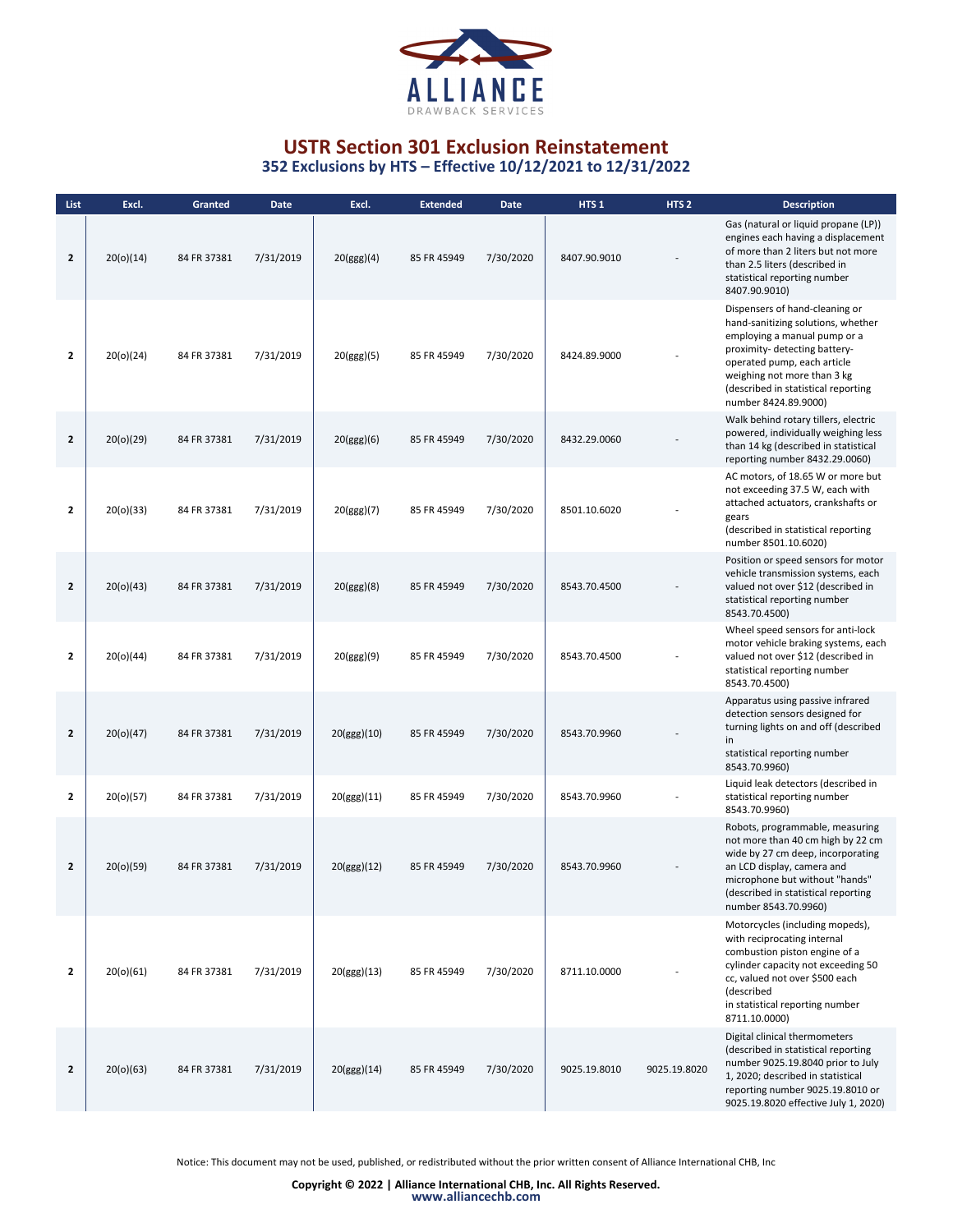# USTR Section 301 Exclusion Reinstatement

## 352 Exclusions by HTS – Effective 10/12/2021 to 12/31/2022

| List | Excl. | Granted | Date | Excl. | Extended | Date | HTS 1 | HTS 2 | Description |
|---|---|---|---|---|---|---|---|---|---|
| 2 | 20(o)(14) | 84 FR 37381 | 7/31/2019 | 20(ggg)(4) | 85 FR 45949 | 7/30/2020 | 8407.90.9010 | - | Gas (natural or liquid propane (LP)) engines each having a displacement of more than 2 liters but not more than 2.5 liters (described in statistical reporting number 8407.90.9010) |
| 2 | 20(o)(24) | 84 FR 37381 | 7/31/2019 | 20(ggg)(5) | 85 FR 45949 | 7/30/2020 | 8424.89.9000 | - | Dispensers of hand-cleaning or hand-sanitizing solutions, whether employing a manual pump or a proximity- detecting battery-operated pump, each article weighing not more than 3 kg (described in statistical reporting number 8424.89.9000) |
| 2 | 20(o)(29) | 84 FR 37381 | 7/31/2019 | 20(ggg)(6) | 85 FR 45949 | 7/30/2020 | 8432.29.0060 | - | Walk behind rotary tillers, electric powered, individually weighing less than 14 kg (described in statistical reporting number 8432.29.0060) |
| 2 | 20(o)(33) | 84 FR 37381 | 7/31/2019 | 20(ggg)(7) | 85 FR 45949 | 7/30/2020 | 8501.10.6020 | - | AC motors, of 18.65 W or more but not exceeding 37.5 W, each with attached actuators, crankshafts or gears (described in statistical reporting number 8501.10.6020) |
| 2 | 20(o)(43) | 84 FR 37381 | 7/31/2019 | 20(ggg)(8) | 85 FR 45949 | 7/30/2020 | 8543.70.4500 | - | Position or speed sensors for motor vehicle transmission systems, each valued not over $12 (described in statistical reporting number 8543.70.4500) |
| 2 | 20(o)(44) | 84 FR 37381 | 7/31/2019 | 20(ggg)(9) | 85 FR 45949 | 7/30/2020 | 8543.70.4500 | - | Wheel speed sensors for anti-lock motor vehicle braking systems, each valued not over $12 (described in statistical reporting number 8543.70.4500) |
| 2 | 20(o)(47) | 84 FR 37381 | 7/31/2019 | 20(ggg)(10) | 85 FR 45949 | 7/30/2020 | 8543.70.9960 | - | Apparatus using passive infrared detection sensors designed for turning lights on and off (described in statistical reporting number 8543.70.9960) |
| 2 | 20(o)(57) | 84 FR 37381 | 7/31/2019 | 20(ggg)(11) | 85 FR 45949 | 7/30/2020 | 8543.70.9960 | - | Liquid leak detectors (described in statistical reporting number 8543.70.9960) |
| 2 | 20(o)(59) | 84 FR 37381 | 7/31/2019 | 20(ggg)(12) | 85 FR 45949 | 7/30/2020 | 8543.70.9960 | - | Robots, programmable, measuring not more than 40 cm high by 22 cm wide by 27 cm deep, incorporating an LCD display, camera and microphone but without "hands" (described in statistical reporting number 8543.70.9960) |
| 2 | 20(o)(61) | 84 FR 37381 | 7/31/2019 | 20(ggg)(13) | 85 FR 45949 | 7/30/2020 | 8711.10.0000 | - | Motorcycles (including mopeds), with reciprocating internal combustion piston engine of a cylinder capacity not exceeding 50 cc, valued not over $500 each (described in statistical reporting number 8711.10.0000) |
| 2 | 20(o)(63) | 84 FR 37381 | 7/31/2019 | 20(ggg)(14) | 85 FR 45949 | 7/30/2020 | 9025.19.8010 | 9025.19.8020 | Digital clinical thermometers (described in statistical reporting number 9025.19.8040 prior to July 1, 2020; described in statistical reporting number 9025.19.8010 or 9025.19.8020 effective July 1, 2020) |

Notice: This document may not be used, published, or redistributed without the prior written consent of Alliance International CHB, Inc

**Copyright © 2022 | Alliance International CHB, Inc. All Rights Reserved.**
www.alliancechb.com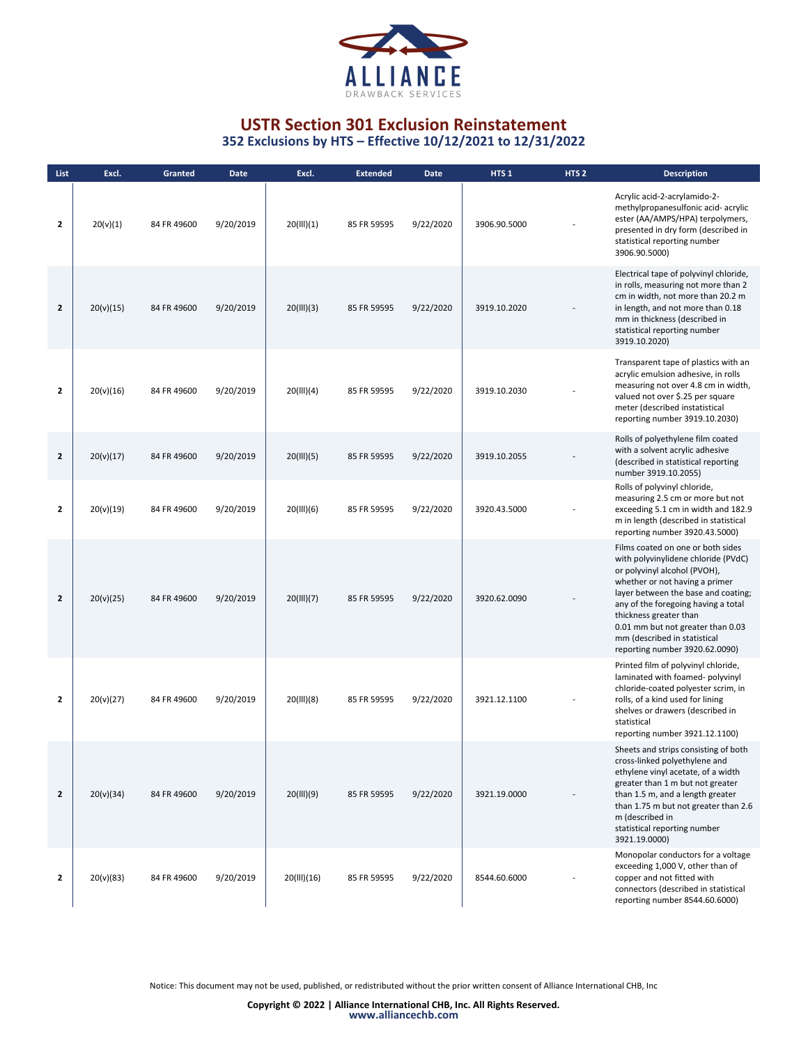# USTR Section 301 Exclusion Reinstatement

## 352 Exclusions by HTS – Effective 10/12/2021 to 12/31/2022

| List | Excl. | Granted | Date | Excl. | Extended | Date | HTS 1 | HTS 2 | Description |
|---|---|---|---|---|---|---|---|---|---|
| 2 | 20(v)(1) | 84 FR 49600 | 9/20/2019 | 20(III)(1) | 85 FR 59595 | 9/22/2020 | 3906.90.5000 | - | Acrylic acid-2-acrylamido-2-methylpropanesulfonic acid- acrylic ester (AA/AMPS/HPA) terpolymers, presented in dry form (described in statistical reporting number 3906.90.5000) |
| 2 | 20(v)(15) | 84 FR 49600 | 9/20/2019 | 20(III)(3) | 85 FR 59595 | 9/22/2020 | 3919.10.2020 | - | Electrical tape of polyvinyl chloride, in rolls, measuring not more than 2 cm in width, not more than 20.2 m in length, and not more than 0.18 mm in thickness (described in statistical reporting number 3919.10.2020) |
| 2 | 20(v)(16) | 84 FR 49600 | 9/20/2019 | 20(III)(4) | 85 FR 59595 | 9/22/2020 | 3919.10.2030 | - | Transparent tape of plastics with an acrylic emulsion adhesive, in rolls measuring not over 4.8 cm in width, valued not over $.25 per square meter (described instatistical reporting number 3919.10.2030) |
| 2 | 20(v)(17) | 84 FR 49600 | 9/20/2019 | 20(III)(5) | 85 FR 59595 | 9/22/2020 | 3919.10.2055 | - | Rolls of polyethylene film coated with a solvent acrylic adhesive (described in statistical reporting number 3919.10.2055) |
| 2 | 20(v)(19) | 84 FR 49600 | 9/20/2019 | 20(III)(6) | 85 FR 59595 | 9/22/2020 | 3920.43.5000 | - | Rolls of polyvinyl chloride, measuring 2.5 cm or more but not exceeding 5.1 cm in width and 182.9 m in length (described in statistical reporting number 3920.43.5000) |
| 2 | 20(v)(25) | 84 FR 49600 | 9/20/2019 | 20(III)(7) | 85 FR 59595 | 9/22/2020 | 3920.62.0090 | - | Films coated on one or both sides with polyvinylidene chloride (PVdC) or polyvinyl alcohol (PVOH), whether or not having a primer layer between the base and coating; any of the foregoing having a total thickness greater than 0.01 mm but not greater than 0.03 mm (described in statistical reporting number 3920.62.0090) |
| 2 | 20(v)(27) | 84 FR 49600 | 9/20/2019 | 20(III)(8) | 85 FR 59595 | 9/22/2020 | 3921.12.1100 | - | Printed film of polyvinyl chloride, laminated with foamed- polyvinyl chloride-coated polyester scrim, in rolls, of a kind used for lining shelves or drawers (described in statistical reporting number 3921.12.1100) |
| 2 | 20(v)(34) | 84 FR 49600 | 9/20/2019 | 20(III)(9) | 85 FR 59595 | 9/22/2020 | 3921.19.0000 | - | Sheets and strips consisting of both cross-linked polyethylene and ethylene vinyl acetate, of a width greater than 1 m but not greater than 1.5 m, and a length greater than 1.75 m but not greater than 2.6 m (described in statistical reporting number 3921.19.0000) |
| 2 | 20(v)(83) | 84 FR 49600 | 9/20/2019 | 20(III)(16) | 85 FR 59595 | 9/22/2020 | 8544.60.6000 | - | Monopolar conductors for a voltage exceeding 1,000 V, other than of copper and not fitted with connectors (described in statistical reporting number 8544.60.6000) |

Notice: This document may not be used, published, or redistributed without the prior written consent of Alliance International CHB, Inc

**Copyright © 2022 | Alliance International CHB, Inc. All Rights Reserved.**
www.alliancechb.com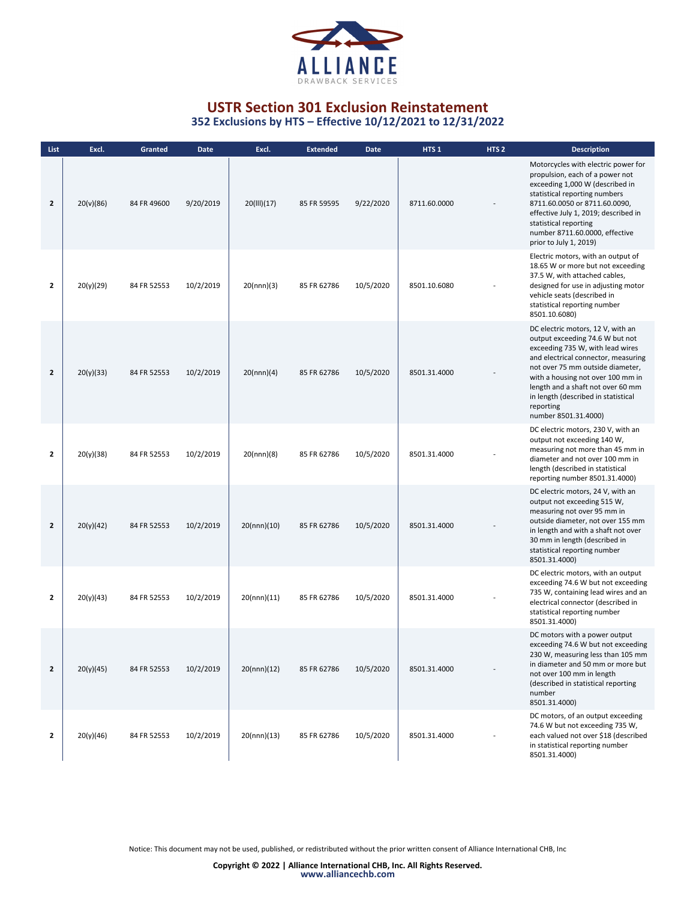# USTR Section 301 Exclusion Reinstatement

## 352 Exclusions by HTS – Effective 10/12/2021 to 12/31/2022

| List | Excl. | Granted | Date | Excl. | Extended | Date | HTS 1 | HTS 2 | Description |
|---|---|---|---|---|---|---|---|---|---|
| 2 | 20(v)(86) | 84 FR 49600 | 9/20/2019 | 20(lll)(17) | 85 FR 59595 | 9/22/2020 | 8711.60.0000 | - | Motorcycles with electric power for propulsion, each of a power not exceeding 1,000 W (described in statistical reporting numbers 8711.60.0050 or 8711.60.0090, effective July 1, 2019; described in statistical reporting number 8711.60.0000, effective prior to July 1, 2019) |
| 2 | 20(y)(29) | 84 FR 52553 | 10/2/2019 | 20(nnn)(3) | 85 FR 62786 | 10/5/2020 | 8501.10.6080 | - | Electric motors, with an output of 18.65 W or more but not exceeding 37.5 W, with attached cables, designed for use in adjusting motor vehicle seats (described in statistical reporting number 8501.10.6080) |
| 2 | 20(y)(33) | 84 FR 52553 | 10/2/2019 | 20(nnn)(4) | 85 FR 62786 | 10/5/2020 | 8501.31.4000 | - | DC electric motors, 12 V, with an output exceeding 74.6 W but not exceeding 735 W, with lead wires and electrical connector, measuring not over 75 mm outside diameter, with a housing not over 100 mm in length and a shaft not over 60 mm in length (described in statistical reporting number 8501.31.4000) |
| 2 | 20(y)(38) | 84 FR 52553 | 10/2/2019 | 20(nnn)(8) | 85 FR 62786 | 10/5/2020 | 8501.31.4000 | - | DC electric motors, 230 V, with an output not exceeding 140 W, measuring not more than 45 mm in diameter and not over 100 mm in length (described in statistical reporting number 8501.31.4000) |
| 2 | 20(y)(42) | 84 FR 52553 | 10/2/2019 | 20(nnn)(10) | 85 FR 62786 | 10/5/2020 | 8501.31.4000 | - | DC electric motors, 24 V, with an output not exceeding 515 W, measuring not over 95 mm in outside diameter, not over 155 mm in length and with a shaft not over 30 mm in length (described in statistical reporting number 8501.31.4000) |
| 2 | 20(y)(43) | 84 FR 52553 | 10/2/2019 | 20(nnn)(11) | 85 FR 62786 | 10/5/2020 | 8501.31.4000 | - | DC electric motors, with an output exceeding 74.6 W but not exceeding 735 W, containing lead wires and an electrical connector (described in statistical reporting number 8501.31.4000) |
| 2 | 20(y)(45) | 84 FR 52553 | 10/2/2019 | 20(nnn)(12) | 85 FR 62786 | 10/5/2020 | 8501.31.4000 | - | DC motors with a power output exceeding 74.6 W but not exceeding 230 W, measuring less than 105 mm in diameter and 50 mm or more but not over 100 mm in length (described in statistical reporting number 8501.31.4000) |
| 2 | 20(y)(46) | 84 FR 52553 | 10/2/2019 | 20(nnn)(13) | 85 FR 62786 | 10/5/2020 | 8501.31.4000 | - | DC motors, of an output exceeding 74.6 W but not exceeding 735 W, each valued not over $18 (described in statistical reporting number 8501.31.4000) |

Notice: This document may not be used, published, or redistributed without the prior written consent of Alliance International CHB, Inc

**Copyright © 2022 | Alliance International CHB, Inc. All Rights Reserved.**
www.alliancechb.com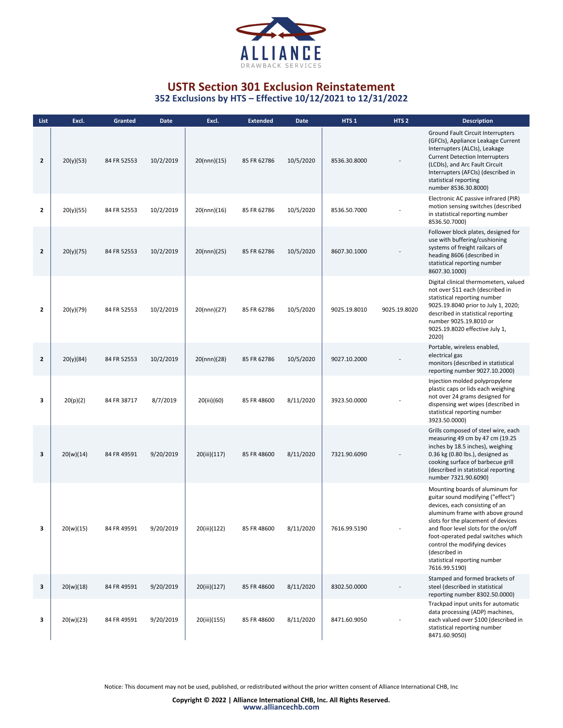# USTR Section 301 Exclusion Reinstatement

## 352 Exclusions by HTS – Effective 10/12/2021 to 12/31/2022

| List | Excl. | Granted | Date | Excl. | Extended | Date | HTS 1 | HTS 2 | Description |
|---|---|---|---|---|---|---|---|---|---|
| 2 | 20(y)(53) | 84 FR 52553 | 10/2/2019 | 20(nnn)(15) | 85 FR 62786 | 10/5/2020 | 8536.30.8000 | - | Ground Fault Circuit Interrupters (GFCIs), Appliance Leakage Current Interrupters (ALCIs), Leakage Current Detection Interrupters (LCDIs), and Arc Fault Circuit Interrupters (AFCIs) (described in statistical reporting number 8536.30.8000) |
| 2 | 20(y)(55) | 84 FR 52553 | 10/2/2019 | 20(nnn)(16) | 85 FR 62786 | 10/5/2020 | 8536.50.7000 | - | Electronic AC passive infrared (PIR) motion sensing switches (described in statistical reporting number 8536.50.7000) |
| 2 | 20(y)(75) | 84 FR 52553 | 10/2/2019 | 20(nnn)(25) | 85 FR 62786 | 10/5/2020 | 8607.30.1000 | - | Follower block plates, designed for use with buffering/cushioning systems of freight railcars of heading 8606 (described in statistical reporting number 8607.30.1000) |
| 2 | 20(y)(79) | 84 FR 52553 | 10/2/2019 | 20(nnn)(27) | 85 FR 62786 | 10/5/2020 | 9025.19.8010 | 9025.19.8020 | Digital clinical thermometers, valued not over $11 each (described in statistical reporting number 9025.19.8040 prior to July 1, 2020; described in statistical reporting number 9025.19.8010 or 9025.19.8020 effective July 1, 2020) |
| 2 | 20(y)(84) | 84 FR 52553 | 10/2/2019 | 20(nnn)(28) | 85 FR 62786 | 10/5/2020 | 9027.10.2000 | - | Portable, wireless enabled, electrical gas monitors (described in statistical reporting number 9027.10.2000) |
| 3 | 20(p)(2) | 84 FR 38717 | 8/7/2019 | 20(iii)(60) | 85 FR 48600 | 8/11/2020 | 3923.50.0000 | - | Injection molded polypropylene plastic caps or lids each weighing not over 24 grams designed for dispensing wet wipes (described in statistical reporting number 3923.50.0000) |
| 3 | 20(w)(14) | 84 FR 49591 | 9/20/2019 | 20(iii)(117) | 85 FR 48600 | 8/11/2020 | 7321.90.6090 | - | Grills composed of steel wire, each measuring 49 cm by 47 cm (19.25 inches by 18.5 inches), weighing 0.36 kg (0.80 lbs.), designed as cooking surface of barbecue grill (described in statistical reporting number 7321.90.6090) |
| 3 | 20(w)(15) | 84 FR 49591 | 9/20/2019 | 20(iii)(122) | 85 FR 48600 | 8/11/2020 | 7616.99.5190 | - | Mounting boards of aluminum for guitar sound modifying ("effect") devices, each consisting of an aluminum frame with above ground slots for the placement of devices and floor level slots for the on/off foot-operated pedal switches which control the modifying devices (described in statistical reporting number 7616.99.5190) |
| 3 | 20(w)(18) | 84 FR 49591 | 9/20/2019 | 20(iii)(127) | 85 FR 48600 | 8/11/2020 | 8302.50.0000 | - | Stamped and formed brackets of steel (described in statistical reporting number 8302.50.0000) |
| 3 | 20(w)(23) | 84 FR 49591 | 9/20/2019 | 20(iii)(155) | 85 FR 48600 | 8/11/2020 | 8471.60.9050 | - | Trackpad input units for automatic data processing (ADP) machines, each valued over $100 (described in statistical reporting number 8471.60.9050) |

Notice: This document may not be used, published, or redistributed without the prior written consent of Alliance International CHB, Inc

**Copyright © 2022 | Alliance International CHB, Inc. All Rights Reserved.**
www.alliancechb.com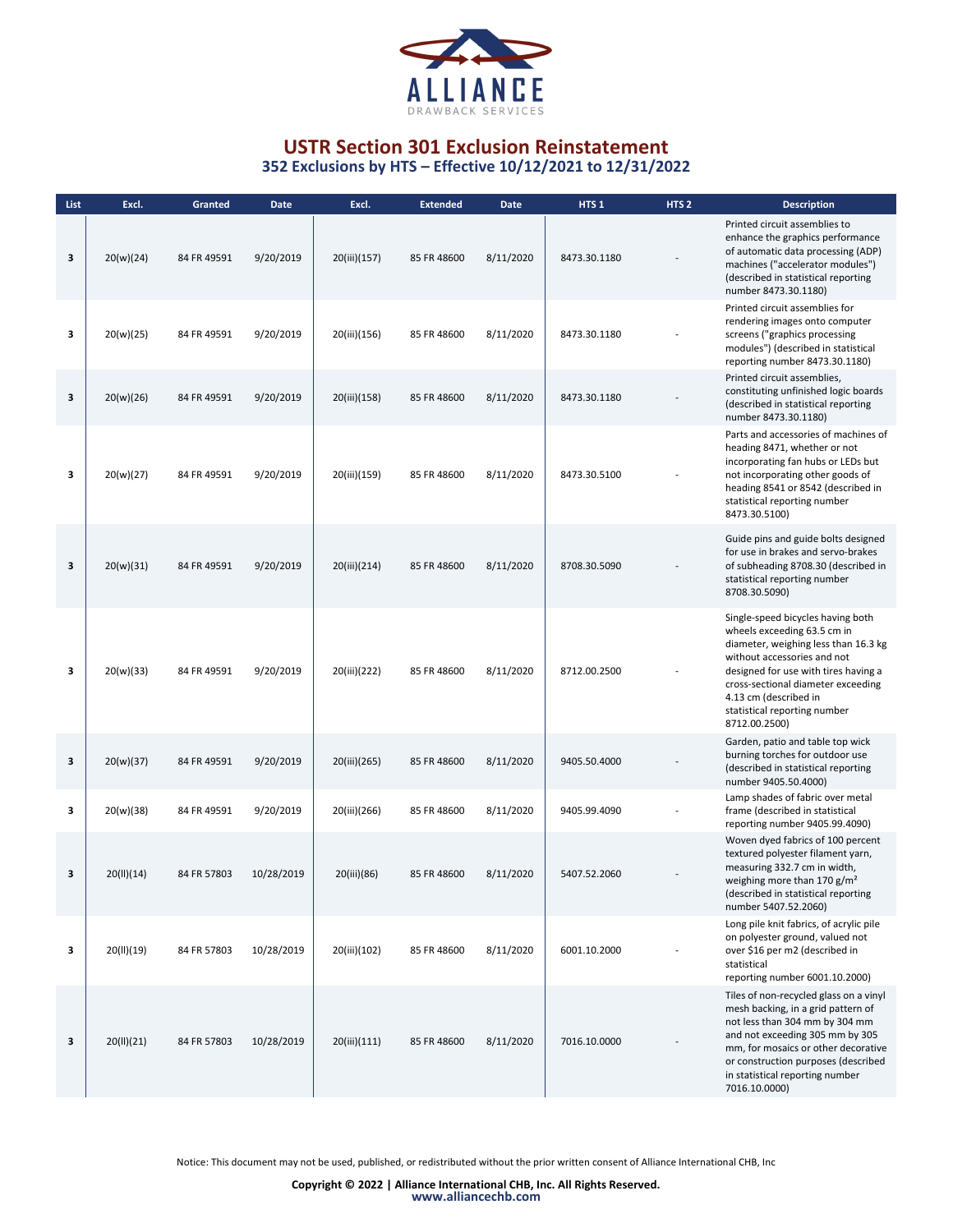# USTR Section 301 Exclusion Reinstatement

## 352 Exclusions by HTS – Effective 10/12/2021 to 12/31/2022

| List | Excl. | Granted | Date | Excl. | Extended | Date | HTS 1 | HTS 2 | Description |
|---|---|---|---|---|---|---|---|---|---|
| 3 | 20(w)(24) | 84 FR 49591 | 9/20/2019 | 20(iii)(157) | 85 FR 48600 | 8/11/2020 | 8473.30.1180 | - | Printed circuit assemblies to enhance the graphics performance of automatic data processing (ADP) machines ("accelerator modules") (described in statistical reporting number 8473.30.1180) |
| 3 | 20(w)(25) | 84 FR 49591 | 9/20/2019 | 20(iii)(156) | 85 FR 48600 | 8/11/2020 | 8473.30.1180 | - | Printed circuit assemblies for rendering images onto computer screens ("graphics processing modules") (described in statistical reporting number 8473.30.1180) |
| 3 | 20(w)(26) | 84 FR 49591 | 9/20/2019 | 20(iii)(158) | 85 FR 48600 | 8/11/2020 | 8473.30.1180 | - | Printed circuit assemblies, constituting unfinished logic boards (described in statistical reporting number 8473.30.1180) |
| 3 | 20(w)(27) | 84 FR 49591 | 9/20/2019 | 20(iii)(159) | 85 FR 48600 | 8/11/2020 | 8473.30.5100 | - | Parts and accessories of machines of heading 8471, whether or not incorporating fan hubs or LEDs but not incorporating other goods of heading 8541 or 8542 (described in statistical reporting number 8473.30.5100) |
| 3 | 20(w)(31) | 84 FR 49591 | 9/20/2019 | 20(iii)(214) | 85 FR 48600 | 8/11/2020 | 8708.30.5090 | - | Guide pins and guide bolts designed for use in brakes and servo-brakes of subheading 8708.30 (described in statistical reporting number 8708.30.5090) |
| 3 | 20(w)(33) | 84 FR 49591 | 9/20/2019 | 20(iii)(222) | 85 FR 48600 | 8/11/2020 | 8712.00.2500 | - | Single-speed bicycles having both wheels exceeding 63.5 cm in diameter, weighing less than 16.3 kg without accessories and not designed for use with tires having a cross-sectional diameter exceeding 4.13 cm (described in statistical reporting number 8712.00.2500) |
| 3 | 20(w)(37) | 84 FR 49591 | 9/20/2019 | 20(iii)(265) | 85 FR 48600 | 8/11/2020 | 9405.50.4000 | - | Garden, patio and table top wick burning torches for outdoor use (described in statistical reporting number 9405.50.4000) |
| 3 | 20(w)(38) | 84 FR 49591 | 9/20/2019 | 20(iii)(266) | 85 FR 48600 | 8/11/2020 | 9405.99.4090 | - | Lamp shades of fabric over metal frame (described in statistical reporting number 9405.99.4090) |
| 3 | 20(II)(14) | 84 FR 57803 | 10/28/2019 | 20(iii)(86) | 85 FR 48600 | 8/11/2020 | 5407.52.2060 | - | Woven dyed fabrics of 100 percent textured polyester filament yarn, measuring 332.7 cm in width, weighing more than 170 g/m² (described in statistical reporting number 5407.52.2060) |
| 3 | 20(II)(19) | 84 FR 57803 | 10/28/2019 | 20(iii)(102) | 85 FR 48600 | 8/11/2020 | 6001.10.2000 | - | Long pile knit fabrics, of acrylic pile on polyester ground, valued not over $16 per m2 (described in statistical reporting number 6001.10.2000) |
| 3 | 20(II)(21) | 84 FR 57803 | 10/28/2019 | 20(iii)(111) | 85 FR 48600 | 8/11/2020 | 7016.10.0000 | - | Tiles of non-recycled glass on a vinyl mesh backing, in a grid pattern of not less than 304 mm by 304 mm and not exceeding 305 mm by 305 mm, for mosaics or other decorative or construction purposes (described in statistical reporting number 7016.10.0000) |

Notice: This document may not be used, published, or redistributed without the prior written consent of Alliance International CHB, Inc

**Copyright © 2022 | Alliance International CHB, Inc. All Rights Reserved.**
www.alliancechb.com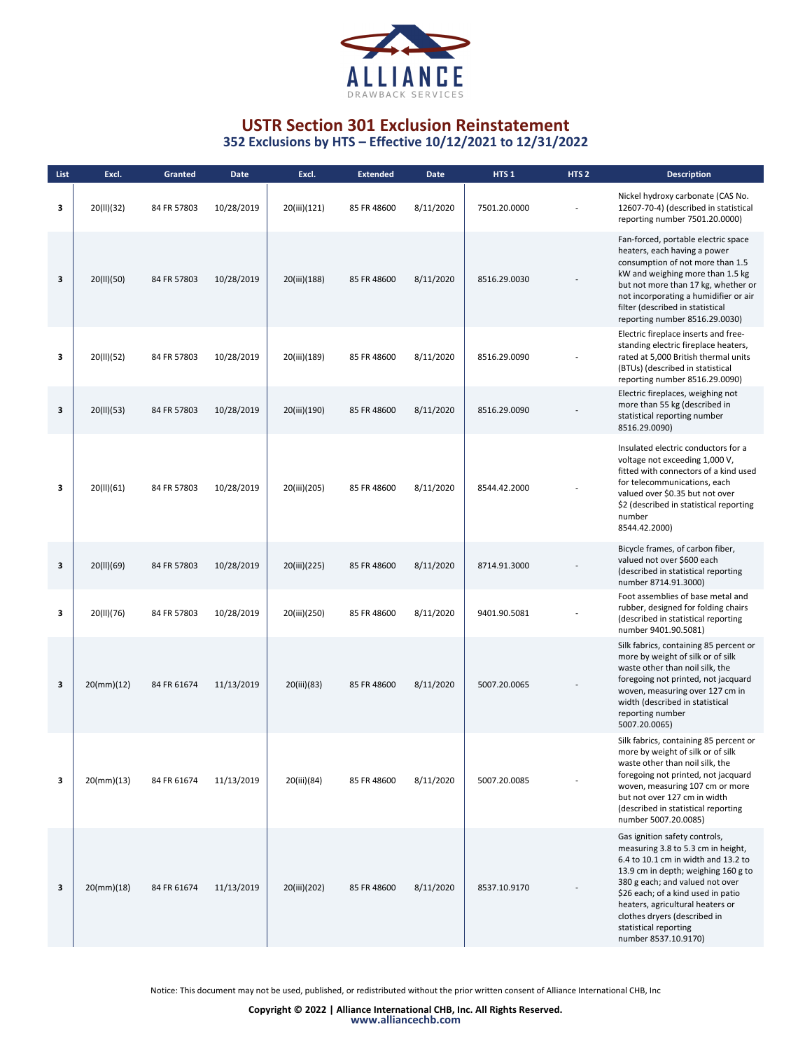# USTR Section 301 Exclusion Reinstatement

## 352 Exclusions by HTS – Effective 10/12/2021 to 12/31/2022

| List | Excl. | Granted | Date | Excl. | Extended | Date | HTS 1 | HTS 2 | Description |
|---|---|---|---|---|---|---|---|---|---|
| 3 | 20(ll)(32) | 84 FR 57803 | 10/28/2019 | 20(iii)(121) | 85 FR 48600 | 8/11/2020 | 7501.20.0000 | - | Nickel hydroxy carbonate (CAS No. 12607-70-4) (described in statistical reporting number 7501.20.0000) |
| 3 | 20(ll)(50) | 84 FR 57803 | 10/28/2019 | 20(iii)(188) | 85 FR 48600 | 8/11/2020 | 8516.29.0030 | - | Fan-forced, portable electric space heaters, each having a power consumption of not more than 1.5 kW and weighing more than 1.5 kg but not more than 17 kg, whether or not incorporating a humidifier or air filter (described in statistical reporting number 8516.29.0030) |
| 3 | 20(ll)(52) | 84 FR 57803 | 10/28/2019 | 20(iii)(189) | 85 FR 48600 | 8/11/2020 | 8516.29.0090 | - | Electric fireplace inserts and free-standing electric fireplace heaters, rated at 5,000 British thermal units (BTUs) (described in statistical reporting number 8516.29.0090) |
| 3 | 20(ll)(53) | 84 FR 57803 | 10/28/2019 | 20(iii)(190) | 85 FR 48600 | 8/11/2020 | 8516.29.0090 | - | Electric fireplaces, weighing not more than 55 kg (described in statistical reporting number 8516.29.0090) |
| 3 | 20(ll)(61) | 84 FR 57803 | 10/28/2019 | 20(iii)(205) | 85 FR 48600 | 8/11/2020 | 8544.42.2000 | - | Insulated electric conductors for a voltage not exceeding 1,000 V, fitted with connectors of a kind used for telecommunications, each valued over $0.35 but not over $2 (described in statistical reporting number 8544.42.2000) |
| 3 | 20(ll)(69) | 84 FR 57803 | 10/28/2019 | 20(iii)(225) | 85 FR 48600 | 8/11/2020 | 8714.91.3000 | - | Bicycle frames, of carbon fiber, valued not over $600 each (described in statistical reporting number 8714.91.3000) |
| 3 | 20(ll)(76) | 84 FR 57803 | 10/28/2019 | 20(iii)(250) | 85 FR 48600 | 8/11/2020 | 9401.90.5081 | - | Foot assemblies of base metal and rubber, designed for folding chairs (described in statistical reporting number 9401.90.5081) |
| 3 | 20(mm)(12) | 84 FR 61674 | 11/13/2019 | 20(iii)(83) | 85 FR 48600 | 8/11/2020 | 5007.20.0065 | - | Silk fabrics, containing 85 percent or more by weight of silk or of silk waste other than noil silk, the foregoing not printed, not jacquard woven, measuring over 127 cm in width (described in statistical reporting number 5007.20.0065) |
| 3 | 20(mm)(13) | 84 FR 61674 | 11/13/2019 | 20(iii)(84) | 85 FR 48600 | 8/11/2020 | 5007.20.0085 | - | Silk fabrics, containing 85 percent or more by weight of silk or of silk waste other than noil silk, the foregoing not printed, not jacquard woven, measuring 107 cm or more but not over 127 cm in width (described in statistical reporting number 5007.20.0085) |
| 3 | 20(mm)(18) | 84 FR 61674 | 11/13/2019 | 20(iii)(202) | 85 FR 48600 | 8/11/2020 | 8537.10.9170 | - | Gas ignition safety controls, measuring 3.8 to 5.3 cm in height, 6.4 to 10.1 cm in width and 13.2 to 13.9 cm in depth; weighing 160 g to 380 g each; and valued not over $26 each; of a kind used in patio heaters, agricultural heaters or clothes dryers (described in statistical reporting number 8537.10.9170) |

Notice: This document may not be used, published, or redistributed without the prior written consent of Alliance International CHB, Inc

**Copyright © 2022 | Alliance International CHB, Inc. All Rights Reserved.**
www.alliancechb.com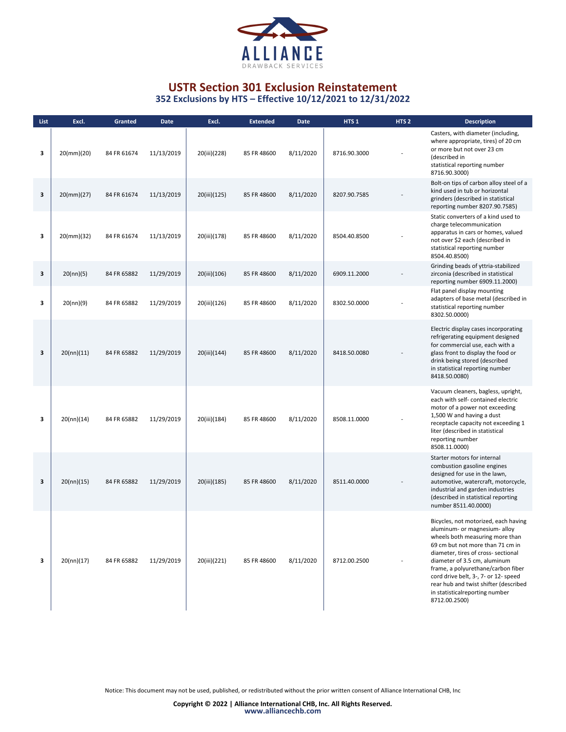# USTR Section 301 Exclusion Reinstatement

## 352 Exclusions by HTS – Effective 10/12/2021 to 12/31/2022

| List | Excl. | Granted | Date | Excl. | Extended | Date | HTS 1 | HTS 2 | Description |
|---|---|---|---|---|---|---|---|---|---|
| 3 | 20(mm)(20) | 84 FR 61674 | 11/13/2019 | 20(iii)(228) | 85 FR 48600 | 8/11/2020 | 8716.90.3000 | - | Casters, with diameter (including, where appropriate, tires) of 20 cm or more but not over 23 cm (described in statistical reporting number 8716.90.3000) |
| 3 | 20(mm)(27) | 84 FR 61674 | 11/13/2019 | 20(iii)(125) | 85 FR 48600 | 8/11/2020 | 8207.90.7585 | - | Bolt-on tips of carbon alloy steel of a kind used in tub or horizontal grinders (described in statistical reporting number 8207.90.7585) |
| 3 | 20(mm)(32) | 84 FR 61674 | 11/13/2019 | 20(iii)(178) | 85 FR 48600 | 8/11/2020 | 8504.40.8500 | - | Static converters of a kind used to charge telecommunication apparatus in cars or homes, valued not over $2 each (described in statistical reporting number 8504.40.8500) |
| 3 | 20(nn)(5) | 84 FR 65882 | 11/29/2019 | 20(iii)(106) | 85 FR 48600 | 8/11/2020 | 6909.11.2000 | - | Grinding beads of yttria-stabilized zirconia (described in statistical reporting number 6909.11.2000) |
| 3 | 20(nn)(9) | 84 FR 65882 | 11/29/2019 | 20(iii)(126) | 85 FR 48600 | 8/11/2020 | 8302.50.0000 | - | Flat panel display mounting adapters of base metal (described in statistical reporting number 8302.50.0000) |
| 3 | 20(nn)(11) | 84 FR 65882 | 11/29/2019 | 20(iii)(144) | 85 FR 48600 | 8/11/2020 | 8418.50.0080 | - | Electric display cases incorporating refrigerating equipment designed for commercial use, each with a glass front to display the food or drink being stored (described in statistical reporting number 8418.50.0080) |
| 3 | 20(nn)(14) | 84 FR 65882 | 11/29/2019 | 20(iii)(184) | 85 FR 48600 | 8/11/2020 | 8508.11.0000 | - | Vacuum cleaners, bagless, upright, each with self- contained electric motor of a power not exceeding 1,500 W and having a dust receptacle capacity not exceeding 1 liter (described in statistical reporting number 8508.11.0000) |
| 3 | 20(nn)(15) | 84 FR 65882 | 11/29/2019 | 20(iii)(185) | 85 FR 48600 | 8/11/2020 | 8511.40.0000 | - | Starter motors for internal combustion gasoline engines designed for use in the lawn, automotive, watercraft, motorcycle, industrial and garden industries (described in statistical reporting number 8511.40.0000) |
| 3 | 20(nn)(17) | 84 FR 65882 | 11/29/2019 | 20(iii)(221) | 85 FR 48600 | 8/11/2020 | 8712.00.2500 | - | Bicycles, not motorized, each having aluminum- or magnesium- alloy wheels both measuring more than 69 cm but not more than 71 cm in diameter, tires of cross- sectional diameter of 3.5 cm, aluminum frame, a polyurethane/carbon fiber cord drive belt, 3-, 7- or 12- speed rear hub and twist shifter (described in statisticalreporting number 8712.00.2500) |

Notice: This document may not be used, published, or redistributed without the prior written consent of Alliance International CHB, Inc

**Copyright © 2022 | Alliance International CHB, Inc. All Rights Reserved.**
www.alliancechb.com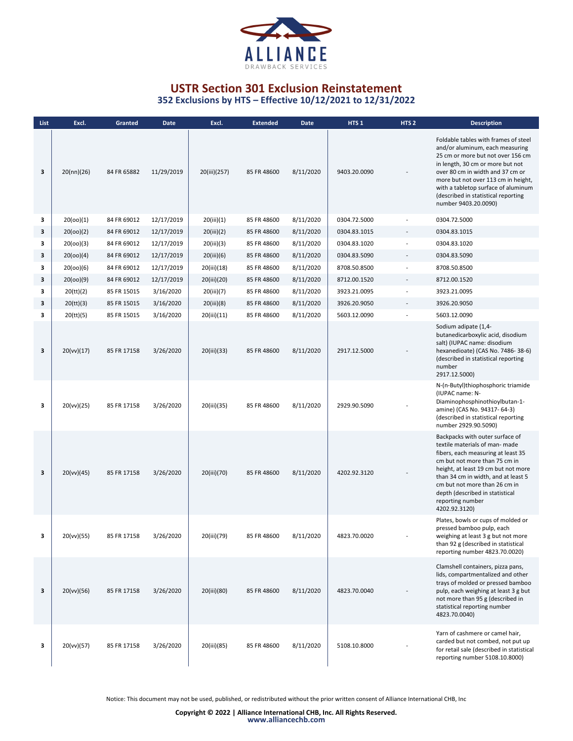# USTR Section 301 Exclusion Reinstatement

## 352 Exclusions by HTS – Effective 10/12/2021 to 12/31/2022

| List | Excl. | Granted | Date | Excl. | Extended | Date | HTS 1 | HTS 2 | Description |
|---|---|---|---|---|---|---|---|---|---|
| 3 | 20(nn)(26) | 84 FR 65882 | 11/29/2019 | 20(iii)(257) | 85 FR 48600 | 8/11/2020 | 9403.20.0090 | - | Foldable tables with frames of steel and/or aluminum, each measuring 25 cm or more but not over 156 cm in length, 30 cm or more but not over 80 cm in width and 37 cm or more but not over 113 cm in height, with a tabletop surface of aluminum (described in statistical reporting number 9403.20.0090) |
| 3 | 20(oo)(1) | 84 FR 69012 | 12/17/2019 | 20(iii)(1) | 85 FR 48600 | 8/11/2020 | 0304.72.5000 | - | 0304.72.5000 |
| 3 | 20(oo)(2) | 84 FR 69012 | 12/17/2019 | 20(iii)(2) | 85 FR 48600 | 8/11/2020 | 0304.83.1015 | - | 0304.83.1015 |
| 3 | 20(oo)(3) | 84 FR 69012 | 12/17/2019 | 20(iii)(3) | 85 FR 48600 | 8/11/2020 | 0304.83.1020 | - | 0304.83.1020 |
| 3 | 20(oo)(4) | 84 FR 69012 | 12/17/2019 | 20(iii)(6) | 85 FR 48600 | 8/11/2020 | 0304.83.5090 | - | 0304.83.5090 |
| 3 | 20(oo)(6) | 84 FR 69012 | 12/17/2019 | 20(iii)(18) | 85 FR 48600 | 8/11/2020 | 8708.50.8500 | - | 8708.50.8500 |
| 3 | 20(oo)(9) | 84 FR 69012 | 12/17/2019 | 20(iii)(20) | 85 FR 48600 | 8/11/2020 | 8712.00.1520 | - | 8712.00.1520 |
| 3 | 20(tt)(2) | 85 FR 15015 | 3/16/2020 | 20(iii)(7) | 85 FR 48600 | 8/11/2020 | 3923.21.0095 | - | 3923.21.0095 |
| 3 | 20(tt)(3) | 85 FR 15015 | 3/16/2020 | 20(iii)(8) | 85 FR 48600 | 8/11/2020 | 3926.20.9050 | - | 3926.20.9050 |
| 3 | 20(tt)(5) | 85 FR 15015 | 3/16/2020 | 20(iii)(11) | 85 FR 48600 | 8/11/2020 | 5603.12.0090 | - | 5603.12.0090 |
| 3 | 20(vv)(17) | 85 FR 17158 | 3/26/2020 | 20(iii)(33) | 85 FR 48600 | 8/11/2020 | 2917.12.5000 | - | Sodium adipate (1,4-butanedicarboxylic acid, disodium salt) (IUPAC name: disodium hexanedioate) (CAS No. 7486- 38-6) (described in statistical reporting number 2917.12.5000) |
| 3 | 20(vv)(25) | 85 FR 17158 | 3/26/2020 | 20(iii)(35) | 85 FR 48600 | 8/11/2020 | 2929.90.5090 | - | N-(n-Butyl)thiophosphoric triamide (IUPAC name: N-Diaminophosphinothioylbutan-1-amine) (CAS No. 94317- 64-3) (described in statistical reporting number 2929.90.5090) |
| 3 | 20(vv)(45) | 85 FR 17158 | 3/26/2020 | 20(iii)(70) | 85 FR 48600 | 8/11/2020 | 4202.92.3120 | - | Backpacks with outer surface of textile materials of man- made fibers, each measuring at least 35 cm but not more than 75 cm in height, at least 19 cm but not more than 34 cm in width, and at least 5 cm but not more than 26 cm in depth (described in statistical reporting number 4202.92.3120) |
| 3 | 20(vv)(55) | 85 FR 17158 | 3/26/2020 | 20(iii)(79) | 85 FR 48600 | 8/11/2020 | 4823.70.0020 | - | Plates, bowls or cups of molded or pressed bamboo pulp, each weighing at least 3 g but not more than 92 g (described in statistical reporting number 4823.70.0020) |
| 3 | 20(vv)(56) | 85 FR 17158 | 3/26/2020 | 20(iii)(80) | 85 FR 48600 | 8/11/2020 | 4823.70.0040 | - | Clamshell containers, pizza pans, lids, compartmentalized and other trays of molded or pressed bamboo pulp, each weighing at least 3 g but not more than 95 g (described in statistical reporting number 4823.70.0040) |
| 3 | 20(vv)(57) | 85 FR 17158 | 3/26/2020 | 20(iii)(85) | 85 FR 48600 | 8/11/2020 | 5108.10.8000 | - | Yarn of cashmere or camel hair, carded but not combed, not put up for retail sale (described in statistical reporting number 5108.10.8000) |

Notice: This document may not be used, published, or redistributed without the prior written consent of Alliance International CHB, Inc

**Copyright © 2022 | Alliance International CHB, Inc. All Rights Reserved.**
www.alliancechb.com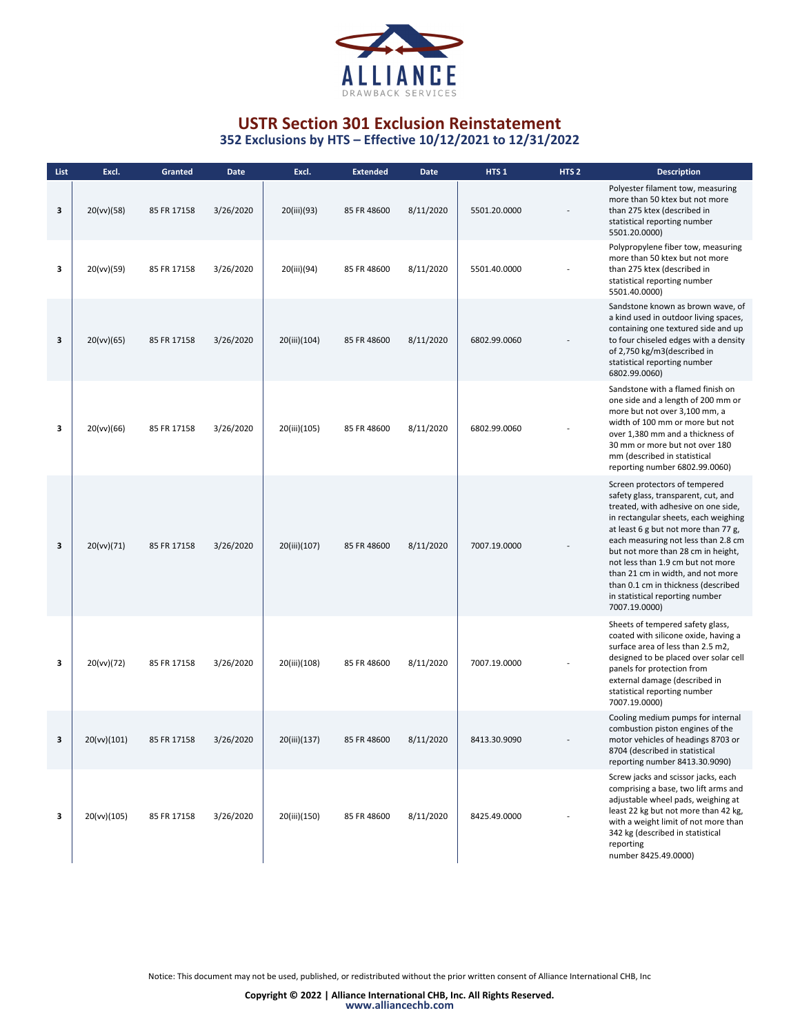# USTR Section 301 Exclusion Reinstatement

## 352 Exclusions by HTS – Effective 10/12/2021 to 12/31/2022

| List | Excl. | Granted | Date | Excl. | Extended | Date | HTS 1 | HTS 2 | Description |
|---|---|---|---|---|---|---|---|---|---|
| 3 | 20(vv)(58) | 85 FR 17158 | 3/26/2020 | 20(iii)(93) | 85 FR 48600 | 8/11/2020 | 5501.20.0000 | - | Polyester filament tow, measuring more than 50 ktex but not more than 275 ktex (described in statistical reporting number 5501.20.0000) |
| 3 | 20(vv)(59) | 85 FR 17158 | 3/26/2020 | 20(iii)(94) | 85 FR 48600 | 8/11/2020 | 5501.40.0000 | - | Polypropylene fiber tow, measuring more than 50 ktex but not more than 275 ktex (described in statistical reporting number 5501.40.0000) |
| 3 | 20(vv)(65) | 85 FR 17158 | 3/26/2020 | 20(iii)(104) | 85 FR 48600 | 8/11/2020 | 6802.99.0060 | - | Sandstone known as brown wave, of a kind used in outdoor living spaces, containing one textured side and up to four chiseled edges with a density of 2,750 kg/m3(described in statistical reporting number 6802.99.0060) |
| 3 | 20(vv)(66) | 85 FR 17158 | 3/26/2020 | 20(iii)(105) | 85 FR 48600 | 8/11/2020 | 6802.99.0060 | - | Sandstone with a flamed finish on one side and a length of 200 mm or more but not over 3,100 mm, a width of 100 mm or more but not over 1,380 mm and a thickness of 30 mm or more but not over 180 mm (described in statistical reporting number 6802.99.0060) |
| 3 | 20(vv)(71) | 85 FR 17158 | 3/26/2020 | 20(iii)(107) | 85 FR 48600 | 8/11/2020 | 7007.19.0000 | - | Screen protectors of tempered safety glass, transparent, cut, and treated, with adhesive on one side, in rectangular sheets, each weighing at least 6 g but not more than 77 g, each measuring not less than 2.8 cm but not more than 28 cm in height, not less than 1.9 cm but not more than 21 cm in width, and not more than 0.1 cm in thickness (described in statistical reporting number 7007.19.0000) |
| 3 | 20(vv)(72) | 85 FR 17158 | 3/26/2020 | 20(iii)(108) | 85 FR 48600 | 8/11/2020 | 7007.19.0000 | - | Sheets of tempered safety glass, coated with silicone oxide, having a surface area of less than 2.5 m2, designed to be placed over solar cell panels for protection from external damage (described in statistical reporting number 7007.19.0000) |
| 3 | 20(vv)(101) | 85 FR 17158 | 3/26/2020 | 20(iii)(137) | 85 FR 48600 | 8/11/2020 | 8413.30.9090 | - | Cooling medium pumps for internal combustion piston engines of the motor vehicles of headings 8703 or 8704 (described in statistical reporting number 8413.30.9090) |
| 3 | 20(vv)(105) | 85 FR 17158 | 3/26/2020 | 20(iii)(150) | 85 FR 48600 | 8/11/2020 | 8425.49.0000 | - | Screw jacks and scissor jacks, each comprising a base, two lift arms and adjustable wheel pads, weighing at least 22 kg but not more than 42 kg, with a weight limit of not more than 342 kg (described in statistical reporting number 8425.49.0000) |

Notice: This document may not be used, published, or redistributed without the prior written consent of Alliance International CHB, Inc

**Copyright © 2022 | Alliance International CHB, Inc. All Rights Reserved.**
www.alliancechb.com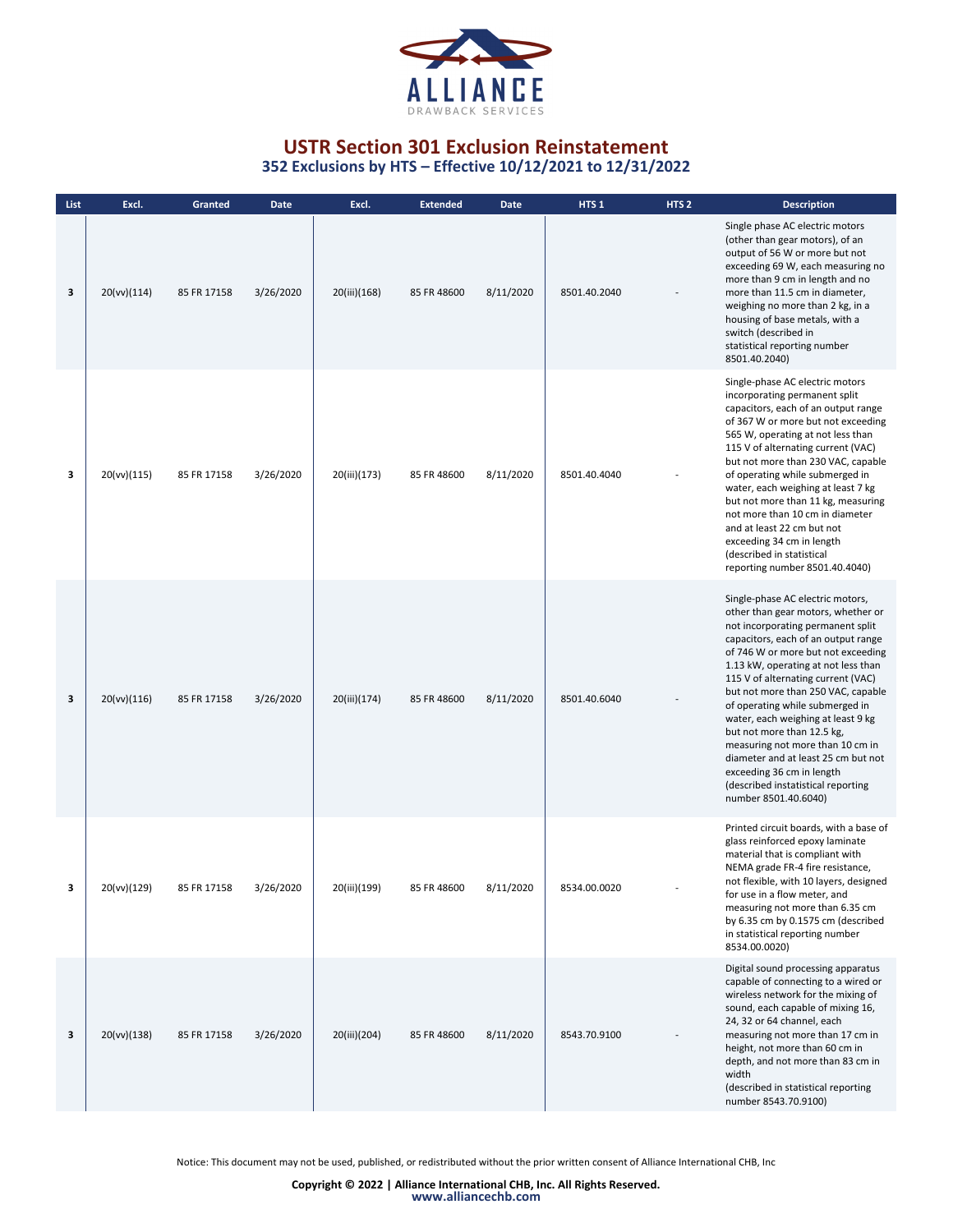# USTR Section 301 Exclusion Reinstatement

## 352 Exclusions by HTS – Effective 10/12/2021 to 12/31/2022

| List | Excl. | Granted | Date | Excl. | Extended | Date | HTS 1 | HTS 2 | Description |
|---|---|---|---|---|---|---|---|---|---|
| 3 | 20(vv)(114) | 85 FR 17158 | 3/26/2020 | 20(iii)(168) | 85 FR 48600 | 8/11/2020 | 8501.40.2040 | - | Single phase AC electric motors (other than gear motors), of an output of 56 W or more but not exceeding 69 W, each measuring no more than 9 cm in length and no more than 11.5 cm in diameter, weighing no more than 2 kg, in a housing of base metals, with a switch (described in statistical reporting number 8501.40.2040) |
| 3 | 20(vv)(115) | 85 FR 17158 | 3/26/2020 | 20(iii)(173) | 85 FR 48600 | 8/11/2020 | 8501.40.4040 | - | Single-phase AC electric motors incorporating permanent split capacitors, each of an output range of 367 W or more but not exceeding 565 W, operating at not less than 115 V of alternating current (VAC) but not more than 230 VAC, capable of operating while submerged in water, each weighing at least 7 kg but not more than 11 kg, measuring not more than 10 cm in diameter and at least 22 cm but not exceeding 34 cm in length (described in statistical reporting number 8501.40.4040) |
| 3 | 20(vv)(116) | 85 FR 17158 | 3/26/2020 | 20(iii)(174) | 85 FR 48600 | 8/11/2020 | 8501.40.6040 | - | Single-phase AC electric motors, other than gear motors, whether or not incorporating permanent split capacitors, each of an output range of 746 W or more but not exceeding 1.13 kW, operating at not less than 115 V of alternating current (VAC) but not more than 250 VAC, capable of operating while submerged in water, each weighing at least 9 kg but not more than 12.5 kg, measuring not more than 10 cm in diameter and at least 25 cm but not exceeding 36 cm in length (described instatistical reporting number 8501.40.6040) |
| 3 | 20(vv)(129) | 85 FR 17158 | 3/26/2020 | 20(iii)(199) | 85 FR 48600 | 8/11/2020 | 8534.00.0020 | - | Printed circuit boards, with a base of glass reinforced epoxy laminate material that is compliant with NEMA grade FR-4 fire resistance, not flexible, with 10 layers, designed for use in a flow meter, and measuring not more than 6.35 cm by 6.35 cm by 0.1575 cm (described in statistical reporting number 8534.00.0020) |
| 3 | 20(vv)(138) | 85 FR 17158 | 3/26/2020 | 20(iii)(204) | 85 FR 48600 | 8/11/2020 | 8543.70.9100 | - | Digital sound processing apparatus capable of connecting to a wired or wireless network for the mixing of sound, each capable of mixing 16, 24, 32 or 64 channel, each measuring not more than 17 cm in height, not more than 60 cm in depth, and not more than 83 cm in width (described in statistical reporting number 8543.70.9100) |

Notice: This document may not be used, published, or redistributed without the prior written consent of Alliance International CHB, Inc

**Copyright © 2022 | Alliance International CHB, Inc. All Rights Reserved.**
www.alliancechb.com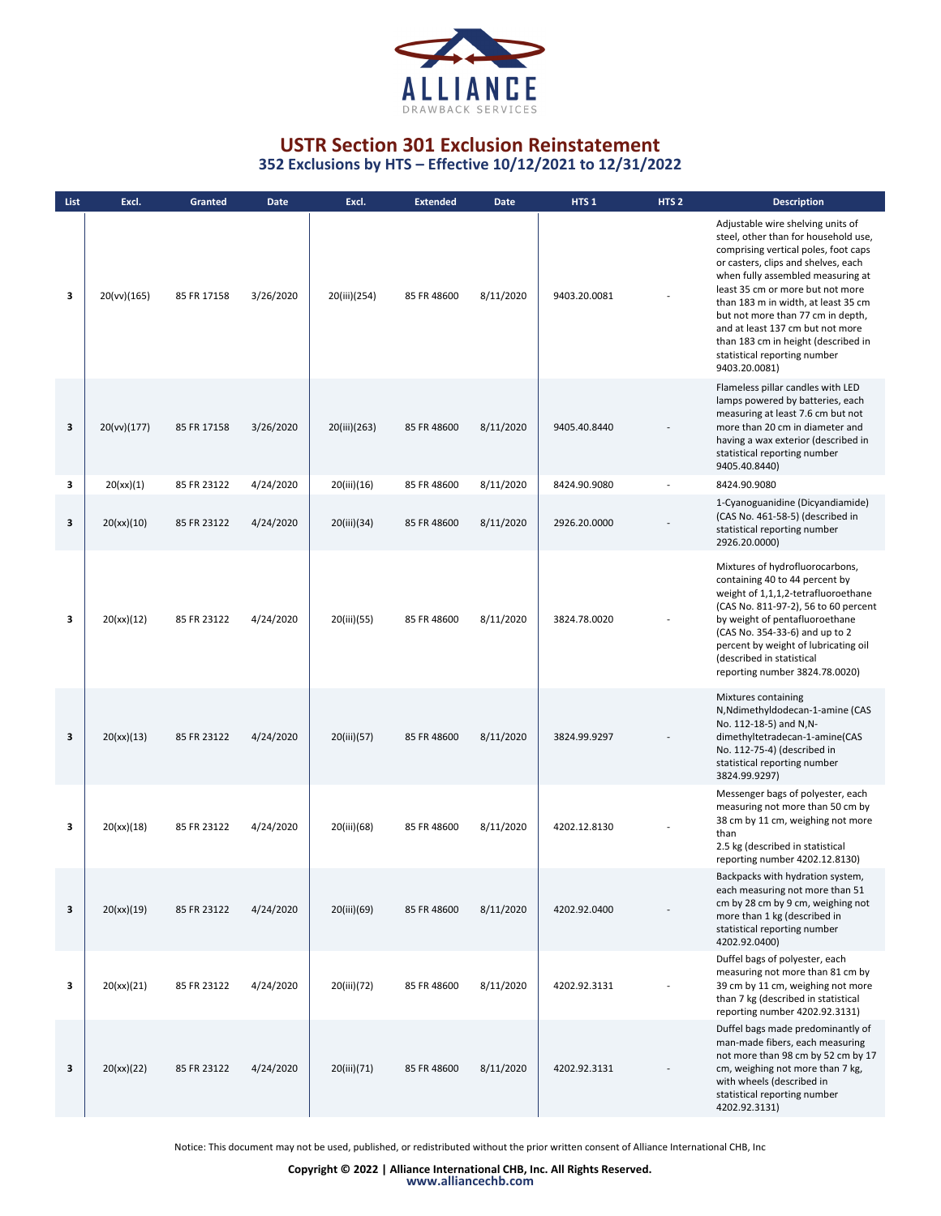# USTR Section 301 Exclusion Reinstatement

## 352 Exclusions by HTS – Effective 10/12/2021 to 12/31/2022

| List | Excl. | Granted | Date | Excl. | Extended | Date | HTS 1 | HTS 2 | Description |
|---|---|---|---|---|---|---|---|---|---|
| 3 | 20(vv)(165) | 85 FR 17158 | 3/26/2020 | 20(iii)(254) | 85 FR 48600 | 8/11/2020 | 9403.20.0081 | - | Adjustable wire shelving units of steel, other than for household use, comprising vertical poles, foot caps or casters, clips and shelves, each when fully assembled measuring at least 35 cm or more but not more than 183 m in width, at least 35 cm but not more than 77 cm in depth, and at least 137 cm but not more than 183 cm in height (described in statistical reporting number 9403.20.0081) |
| 3 | 20(vv)(177) | 85 FR 17158 | 3/26/2020 | 20(iii)(263) | 85 FR 48600 | 8/11/2020 | 9405.40.8440 | - | Flameless pillar candles with LED lamps powered by batteries, each measuring at least 7.6 cm but not more than 20 cm in diameter and having a wax exterior (described in statistical reporting number 9405.40.8440) |
| 3 | 20(xx)(1) | 85 FR 23122 | 4/24/2020 | 20(iii)(16) | 85 FR 48600 | 8/11/2020 | 8424.90.9080 | - | 8424.90.9080 |
| 3 | 20(xx)(10) | 85 FR 23122 | 4/24/2020 | 20(iii)(34) | 85 FR 48600 | 8/11/2020 | 2926.20.0000 | - | 1-Cyanoguanidine (Dicyandiamide) (CAS No. 461-58-5) (described in statistical reporting number 2926.20.0000) |
| 3 | 20(xx)(12) | 85 FR 23122 | 4/24/2020 | 20(iii)(55) | 85 FR 48600 | 8/11/2020 | 3824.78.0020 | - | Mixtures of hydrofluorocarbons, containing 40 to 44 percent by weight of 1,1,1,2-tetrafluoroethane (CAS No. 811-97-2), 56 to 60 percent by weight of pentafluoroethane (CAS No. 354-33-6) and up to 2 percent by weight of lubricating oil (described in statistical reporting number 3824.78.0020) |
| 3 | 20(xx)(13) | 85 FR 23122 | 4/24/2020 | 20(iii)(57) | 85 FR 48600 | 8/11/2020 | 3824.99.9297 | - | Mixtures containing N,Ndimethyldodecan-1-amine (CAS No. 112-18-5) and N,N-dimethyltetradecan-1-amine(CAS No. 112-75-4) (described in statistical reporting number 3824.99.9297) |
| 3 | 20(xx)(18) | 85 FR 23122 | 4/24/2020 | 20(iii)(68) | 85 FR 48600 | 8/11/2020 | 4202.12.8130 | - | Messenger bags of polyester, each measuring not more than 50 cm by 38 cm by 11 cm, weighing not more than 2.5 kg (described in statistical reporting number 4202.12.8130) |
| 3 | 20(xx)(19) | 85 FR 23122 | 4/24/2020 | 20(iii)(69) | 85 FR 48600 | 8/11/2020 | 4202.92.0400 | - | Backpacks with hydration system, each measuring not more than 51 cm by 28 cm by 9 cm, weighing not more than 1 kg (described in statistical reporting number 4202.92.0400) |
| 3 | 20(xx)(21) | 85 FR 23122 | 4/24/2020 | 20(iii)(72) | 85 FR 48600 | 8/11/2020 | 4202.92.3131 | - | Duffel bags of polyester, each measuring not more than 81 cm by 39 cm by 11 cm, weighing not more than 7 kg (described in statistical reporting number 4202.92.3131) |
| 3 | 20(xx)(22) | 85 FR 23122 | 4/24/2020 | 20(iii)(71) | 85 FR 48600 | 8/11/2020 | 4202.92.3131 | - | Duffel bags made predominantly of man-made fibers, each measuring not more than 98 cm by 52 cm by 17 cm, weighing not more than 7 kg, with wheels (described in statistical reporting number 4202.92.3131) |

Notice: This document may not be used, published, or redistributed without the prior written consent of Alliance International CHB, Inc

**Copyright © 2022 | Alliance International CHB, Inc. All Rights Reserved.**
www.alliancechb.com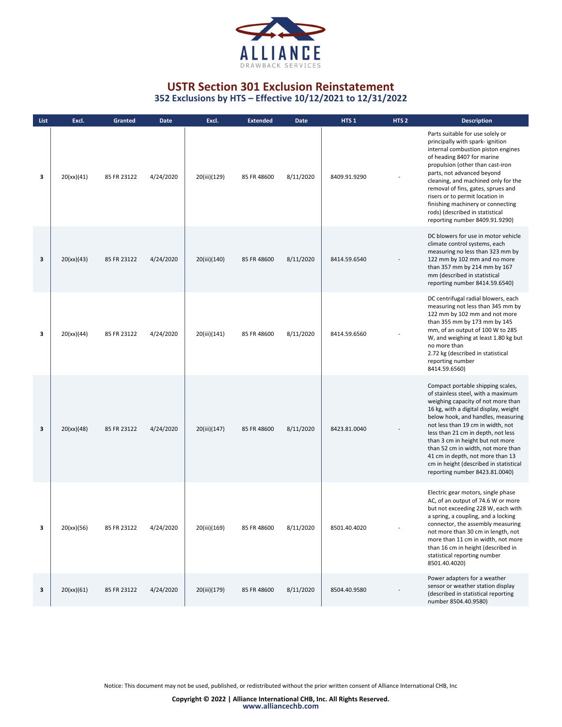# USTR Section 301 Exclusion Reinstatement

## 352 Exclusions by HTS – Effective 10/12/2021 to 12/31/2022

| List | Excl. | Granted | Date | Excl. | Extended | Date | HTS 1 | HTS 2 | Description |
|---|---|---|---|---|---|---|---|---|---|
| 3 | 20(xx)(41) | 85 FR 23122 | 4/24/2020 | 20(iii)(129) | 85 FR 48600 | 8/11/2020 | 8409.91.9290 | - | Parts suitable for use solely or principally with spark- ignition internal combustion piston engines of heading 8407 for marine propulsion (other than cast-iron parts, not advanced beyond cleaning, and machined only for the removal of fins, gates, sprues and risers or to permit location in finishing machinery or connecting rods) (described in statistical reporting number 8409.91.9290) |
| 3 | 20(xx)(43) | 85 FR 23122 | 4/24/2020 | 20(iii)(140) | 85 FR 48600 | 8/11/2020 | 8414.59.6540 | - | DC blowers for use in motor vehicle climate control systems, each measuring no less than 323 mm by 122 mm by 102 mm and no more than 357 mm by 214 mm by 167 mm (described in statistical reporting number 8414.59.6540) |
| 3 | 20(xx)(44) | 85 FR 23122 | 4/24/2020 | 20(iii)(141) | 85 FR 48600 | 8/11/2020 | 8414.59.6560 | - | DC centrifugal radial blowers, each measuring not less than 345 mm by 122 mm by 102 mm and not more than 355 mm by 173 mm by 145 mm, of an output of 100 W to 285 W, and weighing at least 1.80 kg but no more than 2.72 kg (described in statistical reporting number 8414.59.6560) |
| 3 | 20(xx)(48) | 85 FR 23122 | 4/24/2020 | 20(iii)(147) | 85 FR 48600 | 8/11/2020 | 8423.81.0040 | - | Compact portable shipping scales, of stainless steel, with a maximum weighing capacity of not more than 16 kg, with a digital display, weight below hook, and handles, measuring not less than 19 cm in width, not less than 21 cm in depth, not less than 3 cm in height but not more than 52 cm in width, not more than 41 cm in depth, not more than 13 cm in height (described in statistical reporting number 8423.81.0040) |
| 3 | 20(xx)(56) | 85 FR 23122 | 4/24/2020 | 20(iii)(169) | 85 FR 48600 | 8/11/2020 | 8501.40.4020 | - | Electric gear motors, single phase AC, of an output of 74.6 W or more but not exceeding 228 W, each with a spring, a coupling, and a locking connector, the assembly measuring not more than 30 cm in length, not more than 11 cm in width, not more than 16 cm in height (described in statistical reporting number 8501.40.4020) |
| 3 | 20(xx)(61) | 85 FR 23122 | 4/24/2020 | 20(iii)(179) | 85 FR 48600 | 8/11/2020 | 8504.40.9580 | - | Power adapters for a weather sensor or weather station display (described in statistical reporting number 8504.40.9580) |

Notice: This document may not be used, published, or redistributed without the prior written consent of Alliance International CHB, Inc

**Copyright © 2022 | Alliance International CHB, Inc. All Rights Reserved.**
www.alliancechb.com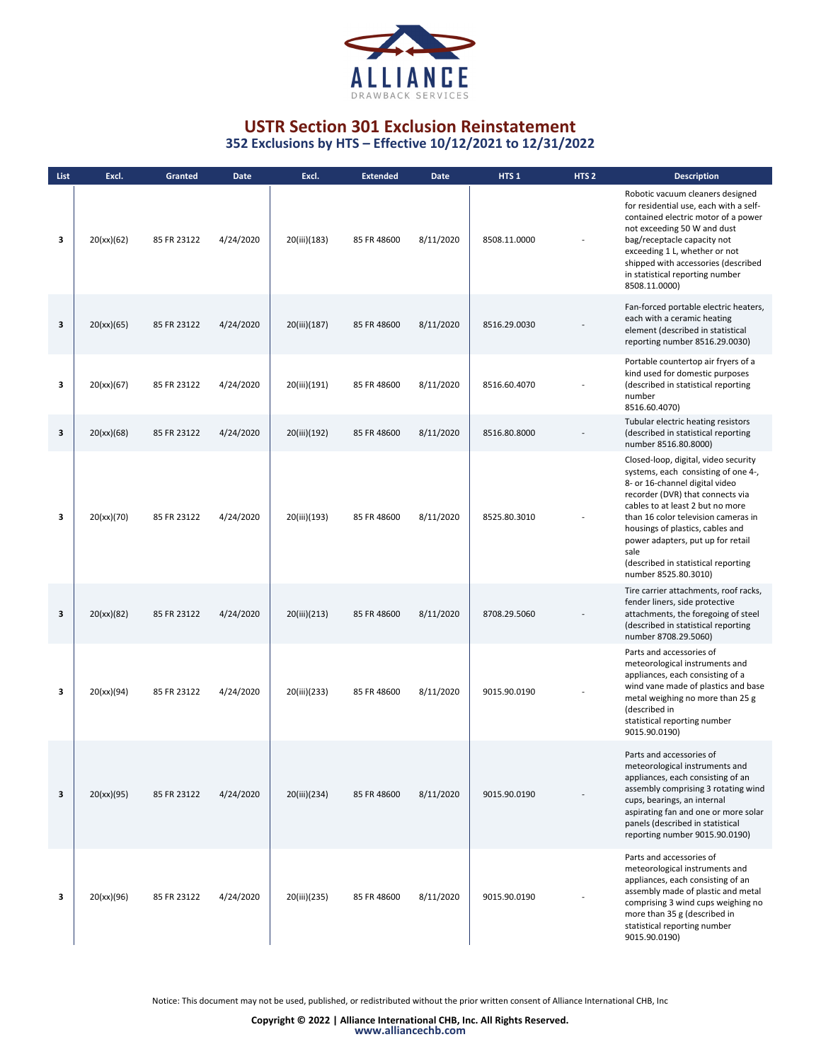# USTR Section 301 Exclusion Reinstatement

## 352 Exclusions by HTS – Effective 10/12/2021 to 12/31/2022

| List | Excl. | Granted | Date | Excl. | Extended | Date | HTS 1 | HTS 2 | Description |
|---|---|---|---|---|---|---|---|---|---|
| 3 | 20(xx)(62) | 85 FR 23122 | 4/24/2020 | 20(iii)(183) | 85 FR 48600 | 8/11/2020 | 8508.11.0000 | - | Robotic vacuum cleaners designed for residential use, each with a self-contained electric motor of a power not exceeding 50 W and dust bag/receptacle capacity not exceeding 1 L, whether or not shipped with accessories (described in statistical reporting number 8508.11.0000) |
| 3 | 20(xx)(65) | 85 FR 23122 | 4/24/2020 | 20(iii)(187) | 85 FR 48600 | 8/11/2020 | 8516.29.0030 | - | Fan-forced portable electric heaters, each with a ceramic heating element (described in statistical reporting number 8516.29.0030) |
| 3 | 20(xx)(67) | 85 FR 23122 | 4/24/2020 | 20(iii)(191) | 85 FR 48600 | 8/11/2020 | 8516.60.4070 | - | Portable countertop air fryers of a kind used for domestic purposes (described in statistical reporting number 8516.60.4070) |
| 3 | 20(xx)(68) | 85 FR 23122 | 4/24/2020 | 20(iii)(192) | 85 FR 48600 | 8/11/2020 | 8516.80.8000 | - | Tubular electric heating resistors (described in statistical reporting number 8516.80.8000) |
| 3 | 20(xx)(70) | 85 FR 23122 | 4/24/2020 | 20(iii)(193) | 85 FR 48600 | 8/11/2020 | 8525.80.3010 | - | Closed-loop, digital, video security systems, each consisting of one 4-, 8- or 16-channel digital video recorder (DVR) that connects via cables to at least 2 but no more than 16 color television cameras in housings of plastics, cables and power adapters, put up for retail sale (described in statistical reporting number 8525.80.3010) |
| 3 | 20(xx)(82) | 85 FR 23122 | 4/24/2020 | 20(iii)(213) | 85 FR 48600 | 8/11/2020 | 8708.29.5060 | - | Tire carrier attachments, roof racks, fender liners, side protective attachments, the foregoing of steel (described in statistical reporting number 8708.29.5060) |
| 3 | 20(xx)(94) | 85 FR 23122 | 4/24/2020 | 20(iii)(233) | 85 FR 48600 | 8/11/2020 | 9015.90.0190 | - | Parts and accessories of meteorological instruments and appliances, each consisting of a wind vane made of plastics and base metal weighing no more than 25 g (described in statistical reporting number 9015.90.0190) |
| 3 | 20(xx)(95) | 85 FR 23122 | 4/24/2020 | 20(iii)(234) | 85 FR 48600 | 8/11/2020 | 9015.90.0190 | - | Parts and accessories of meteorological instruments and appliances, each consisting of an assembly comprising 3 rotating wind cups, bearings, an internal aspirating fan and one or more solar panels (described in statistical reporting number 9015.90.0190) |
| 3 | 20(xx)(96) | 85 FR 23122 | 4/24/2020 | 20(iii)(235) | 85 FR 48600 | 8/11/2020 | 9015.90.0190 | - | Parts and accessories of meteorological instruments and appliances, each consisting of an assembly made of plastic and metal comprising 3 wind cups weighing no more than 35 g (described in statistical reporting number 9015.90.0190) |

Notice: This document may not be used, published, or redistributed without the prior written consent of Alliance International CHB, Inc

**Copyright © 2022 | Alliance International CHB, Inc. All Rights Reserved.**
www.alliancechb.com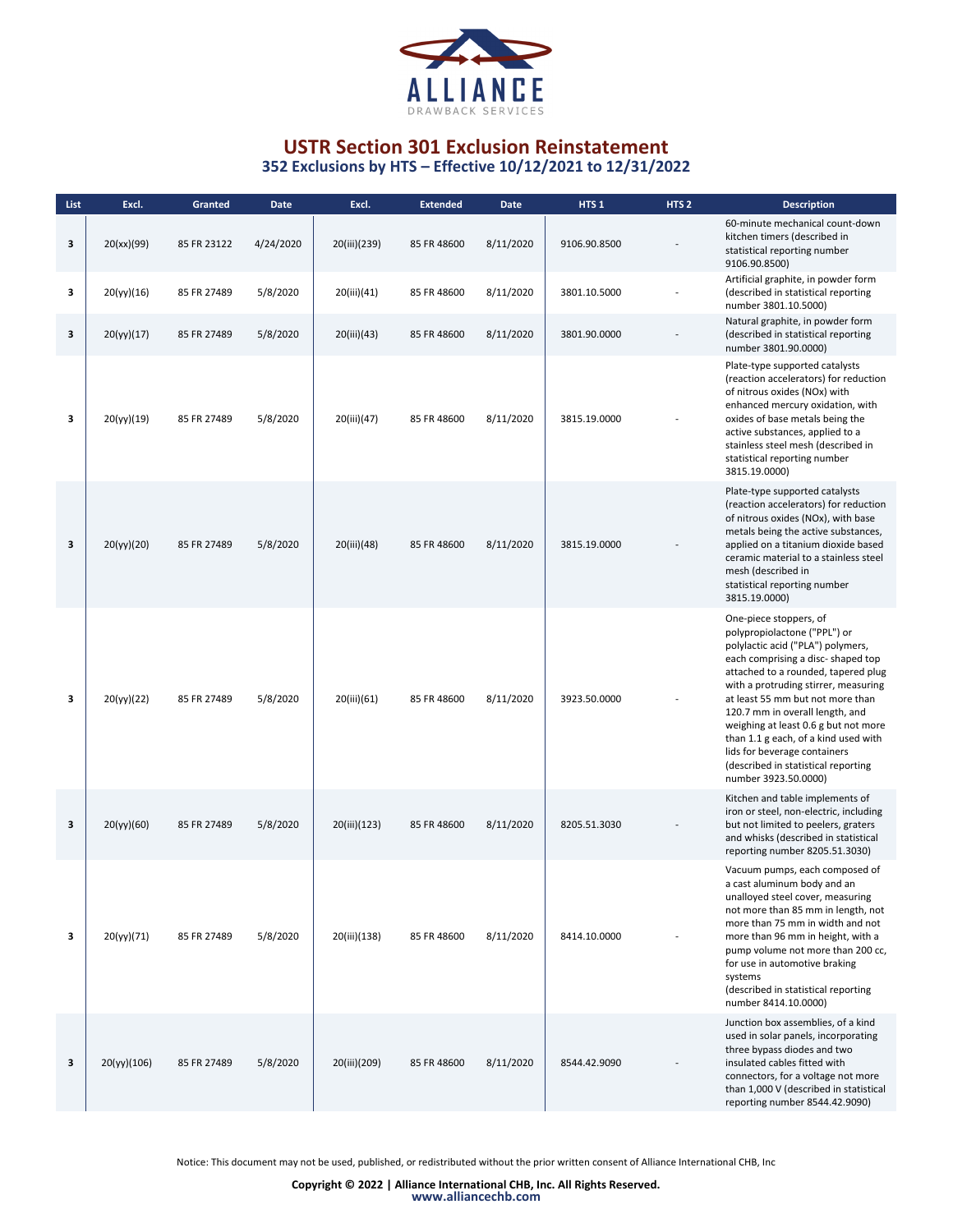# USTR Section 301 Exclusion Reinstatement

## 352 Exclusions by HTS – Effective 10/12/2021 to 12/31/2022

| List | Excl. | Granted | Date | Excl. | Extended | Date | HTS 1 | HTS 2 | Description |
|---|---|---|---|---|---|---|---|---|---|
| 3 | 20(xx)(99) | 85 FR 23122 | 4/24/2020 | 20(iii)(239) | 85 FR 48600 | 8/11/2020 | 9106.90.8500 | - | 60-minute mechanical count-down kitchen timers (described in statistical reporting number 9106.90.8500) |
| 3 | 20(yy)(16) | 85 FR 27489 | 5/8/2020 | 20(iii)(41) | 85 FR 48600 | 8/11/2020 | 3801.10.5000 | - | Artificial graphite, in powder form (described in statistical reporting number 3801.10.5000) |
| 3 | 20(yy)(17) | 85 FR 27489 | 5/8/2020 | 20(iii)(43) | 85 FR 48600 | 8/11/2020 | 3801.90.0000 | - | Natural graphite, in powder form (described in statistical reporting number 3801.90.0000) |
| 3 | 20(yy)(19) | 85 FR 27489 | 5/8/2020 | 20(iii)(47) | 85 FR 48600 | 8/11/2020 | 3815.19.0000 | - | Plate-type supported catalysts (reaction accelerators) for reduction of nitrous oxides (NOx) with enhanced mercury oxidation, with oxides of base metals being the active substances, applied to a stainless steel mesh (described in statistical reporting number 3815.19.0000) |
| 3 | 20(yy)(20) | 85 FR 27489 | 5/8/2020 | 20(iii)(48) | 85 FR 48600 | 8/11/2020 | 3815.19.0000 | - | Plate-type supported catalysts (reaction accelerators) for reduction of nitrous oxides (NOx), with base metals being the active substances, applied on a titanium dioxide based ceramic material to a stainless steel mesh (described in statistical reporting number 3815.19.0000) |
| 3 | 20(yy)(22) | 85 FR 27489 | 5/8/2020 | 20(iii)(61) | 85 FR 48600 | 8/11/2020 | 3923.50.0000 | - | One-piece stoppers, of polypropiolactone ("PPL") or polylactic acid ("PLA") polymers, each comprising a disc- shaped top attached to a rounded, tapered plug with a protruding stirrer, measuring at least 55 mm but not more than 120.7 mm in overall length, and weighing at least 0.6 g but not more than 1.1 g each, of a kind used with lids for beverage containers (described in statistical reporting number 3923.50.0000) |
| 3 | 20(yy)(60) | 85 FR 27489 | 5/8/2020 | 20(iii)(123) | 85 FR 48600 | 8/11/2020 | 8205.51.3030 | - | Kitchen and table implements of iron or steel, non-electric, including but not limited to peelers, graters and whisks (described in statistical reporting number 8205.51.3030) |
| 3 | 20(yy)(71) | 85 FR 27489 | 5/8/2020 | 20(iii)(138) | 85 FR 48600 | 8/11/2020 | 8414.10.0000 | - | Vacuum pumps, each composed of a cast aluminum body and an unalloyed steel cover, measuring not more than 85 mm in length, not more than 75 mm in width and not more than 96 mm in height, with a pump volume not more than 200 cc, for use in automotive braking systems (described in statistical reporting number 8414.10.0000) |
| 3 | 20(yy)(106) | 85 FR 27489 | 5/8/2020 | 20(iii)(209) | 85 FR 48600 | 8/11/2020 | 8544.42.9090 | - | Junction box assemblies, of a kind used in solar panels, incorporating three bypass diodes and two insulated cables fitted with connectors, for a voltage not more than 1,000 V (described in statistical reporting number 8544.42.9090) |

Notice: This document may not be used, published, or redistributed without the prior written consent of Alliance International CHB, Inc

**Copyright © 2022 | Alliance International CHB, Inc. All Rights Reserved.**
www.alliancechb.com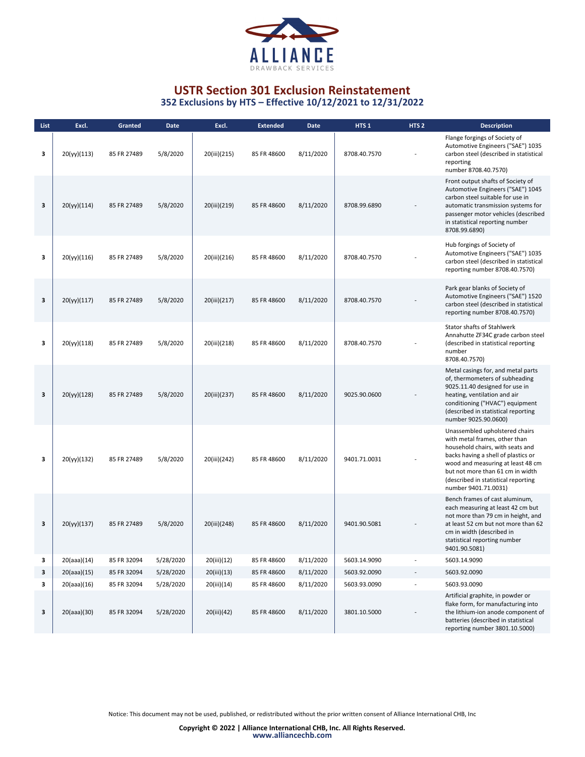# USTR Section 301 Exclusion Reinstatement

## 352 Exclusions by HTS – Effective 10/12/2021 to 12/31/2022

| List | Excl. | Granted | Date | Excl. | Extended | Date | HTS 1 | HTS 2 | Description |
|---|---|---|---|---|---|---|---|---|---|
| 3 | 20(yy)(113) | 85 FR 27489 | 5/8/2020 | 20(iii)(215) | 85 FR 48600 | 8/11/2020 | 8708.40.7570 | - | Flange forgings of Society of Automotive Engineers ("SAE") 1035 carbon steel (described in statistical reporting number 8708.40.7570) |
| 3 | 20(yy)(114) | 85 FR 27489 | 5/8/2020 | 20(iii)(219) | 85 FR 48600 | 8/11/2020 | 8708.99.6890 | - | Front output shafts of Society of Automotive Engineers ("SAE") 1045 carbon steel suitable for use in automatic transmission systems for passenger motor vehicles (described in statistical reporting number 8708.99.6890) |
| 3 | 20(yy)(116) | 85 FR 27489 | 5/8/2020 | 20(iii)(216) | 85 FR 48600 | 8/11/2020 | 8708.40.7570 | - | Hub forgings of Society of Automotive Engineers ("SAE") 1035 carbon steel (described in statistical reporting number 8708.40.7570) |
| 3 | 20(yy)(117) | 85 FR 27489 | 5/8/2020 | 20(iii)(217) | 85 FR 48600 | 8/11/2020 | 8708.40.7570 | - | Park gear blanks of Society of Automotive Engineers ("SAE") 1520 carbon steel (described in statistical reporting number 8708.40.7570) |
| 3 | 20(yy)(118) | 85 FR 27489 | 5/8/2020 | 20(iii)(218) | 85 FR 48600 | 8/11/2020 | 8708.40.7570 | - | Stator shafts of Stahlwerk Annahutte ZF34C grade carbon steel (described in statistical reporting number 8708.40.7570) |
| 3 | 20(yy)(128) | 85 FR 27489 | 5/8/2020 | 20(iii)(237) | 85 FR 48600 | 8/11/2020 | 9025.90.0600 | - | Metal casings for, and metal parts of, thermometers of subheading 9025.11.40 designed for use in heating, ventilation and air conditioning ("HVAC") equipment (described in statistical reporting number 9025.90.0600) |
| 3 | 20(yy)(132) | 85 FR 27489 | 5/8/2020 | 20(iii)(242) | 85 FR 48600 | 8/11/2020 | 9401.71.0031 | - | Unassembled upholstered chairs with metal frames, other than household chairs, with seats and backs having a shell of plastics or wood and measuring at least 48 cm but not more than 61 cm in width (described in statistical reporting number 9401.71.0031) |
| 3 | 20(yy)(137) | 85 FR 27489 | 5/8/2020 | 20(iii)(248) | 85 FR 48600 | 8/11/2020 | 9401.90.5081 | - | Bench frames of cast aluminum, each measuring at least 42 cm but not more than 79 cm in height, and at least 52 cm but not more than 62 cm in width (described in statistical reporting number 9401.90.5081) |
| 3 | 20(aaa)(14) | 85 FR 32094 | 5/28/2020 | 20(iii)(12) | 85 FR 48600 | 8/11/2020 | 5603.14.9090 | - | 5603.14.9090 |
| 3 | 20(aaa)(15) | 85 FR 32094 | 5/28/2020 | 20(iii)(13) | 85 FR 48600 | 8/11/2020 | 5603.92.0090 | - | 5603.92.0090 |
| 3 | 20(aaa)(16) | 85 FR 32094 | 5/28/2020 | 20(iii)(14) | 85 FR 48600 | 8/11/2020 | 5603.93.0090 | - | 5603.93.0090 |
| 3 | 20(aaa)(30) | 85 FR 32094 | 5/28/2020 | 20(iii)(42) | 85 FR 48600 | 8/11/2020 | 3801.10.5000 | - | Artificial graphite, in powder or flake form, for manufacturing into the lithium-ion anode component of batteries (described in statistical reporting number 3801.10.5000) |

Notice: This document may not be used, published, or redistributed without the prior written consent of Alliance International CHB, Inc

**Copyright © 2022 | Alliance International CHB, Inc. All Rights Reserved.**
www.alliancechb.com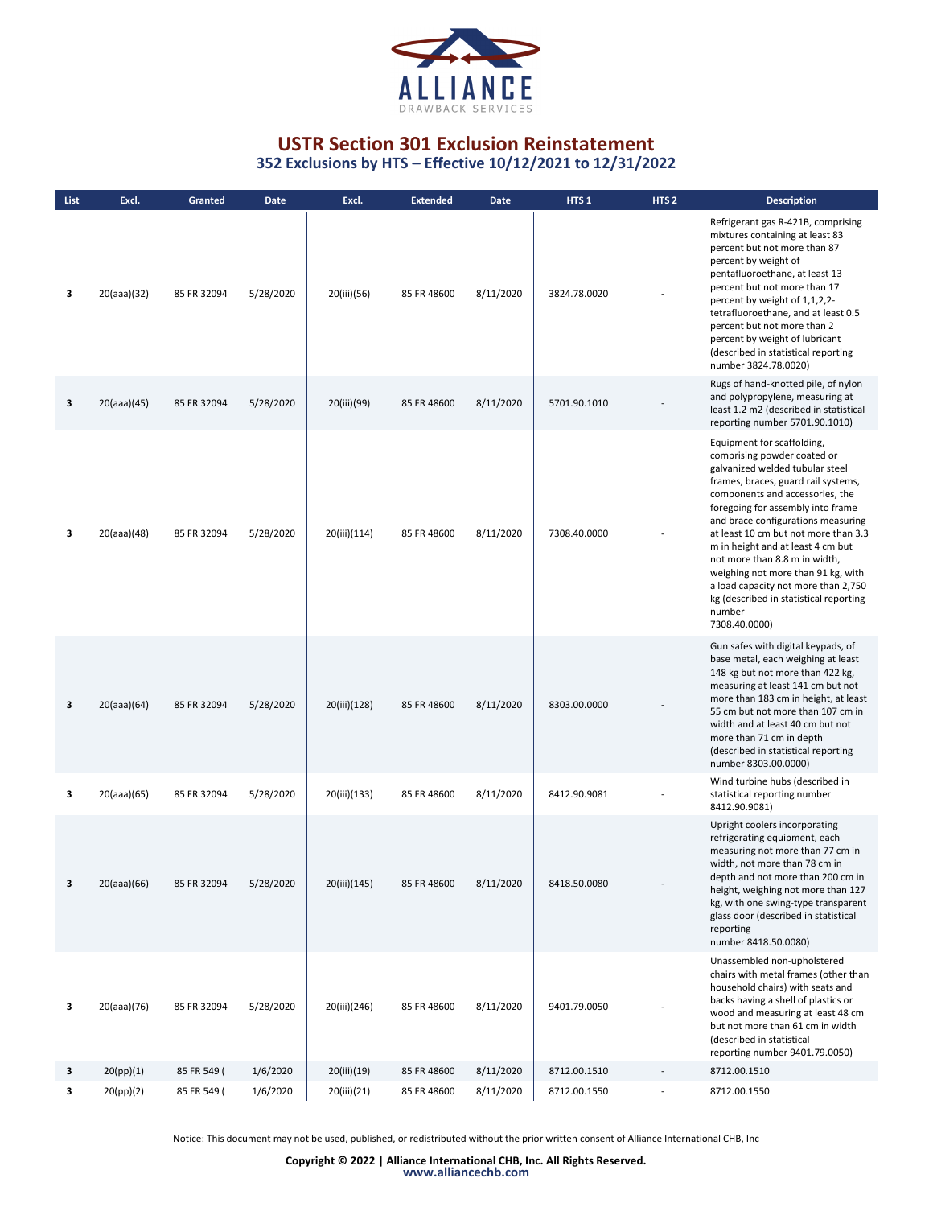# USTR Section 301 Exclusion Reinstatement

## 352 Exclusions by HTS – Effective 10/12/2021 to 12/31/2022

| List | Excl. | Granted | Date | Excl. | Extended | Date | HTS 1 | HTS 2 | Description |
|---|---|---|---|---|---|---|---|---|---|
| 3 | 20(aaa)(32) | 85 FR 32094 | 5/28/2020 | 20(iii)(56) | 85 FR 48600 | 8/11/2020 | 3824.78.0020 | - | Refrigerant gas R-421B, comprising mixtures containing at least 83 percent but not more than 87 percent by weight of pentafluoroethane, at least 13 percent but not more than 17 percent by weight of 1,1,2,2-tetrafluoroethane, and at least 0.5 percent but not more than 2 percent by weight of lubricant (described in statistical reporting number 3824.78.0020) |
| 3 | 20(aaa)(45) | 85 FR 32094 | 5/28/2020 | 20(iii)(99) | 85 FR 48600 | 8/11/2020 | 5701.90.1010 | - | Rugs of hand-knotted pile, of nylon and polypropylene, measuring at least 1.2 m2 (described in statistical reporting number 5701.90.1010) |
| 3 | 20(aaa)(48) | 85 FR 32094 | 5/28/2020 | 20(iii)(114) | 85 FR 48600 | 8/11/2020 | 7308.40.0000 | - | Equipment for scaffolding, comprising powder coated or galvanized welded tubular steel frames, braces, guard rail systems, components and accessories, the foregoing for assembly into frame and brace configurations measuring at least 10 cm but not more than 3.3 m in height and at least 4 cm but not more than 8.8 m in width, weighing not more than 91 kg, with a load capacity not more than 2,750 kg (described in statistical reporting number 7308.40.0000) |
| 3 | 20(aaa)(64) | 85 FR 32094 | 5/28/2020 | 20(iii)(128) | 85 FR 48600 | 8/11/2020 | 8303.00.0000 | - | Gun safes with digital keypads, of base metal, each weighing at least 148 kg but not more than 422 kg, measuring at least 141 cm but not more than 183 cm in height, at least 55 cm but not more than 107 cm in width and at least 40 cm but not more than 71 cm in depth (described in statistical reporting number 8303.00.0000) |
| 3 | 20(aaa)(65) | 85 FR 32094 | 5/28/2020 | 20(iii)(133) | 85 FR 48600 | 8/11/2020 | 8412.90.9081 | - | Wind turbine hubs (described in statistical reporting number 8412.90.9081) |
| 3 | 20(aaa)(66) | 85 FR 32094 | 5/28/2020 | 20(iii)(145) | 85 FR 48600 | 8/11/2020 | 8418.50.0080 | - | Upright coolers incorporating refrigerating equipment, each measuring not more than 77 cm in width, not more than 78 cm in depth and not more than 200 cm in height, weighing not more than 127 kg, with one swing-type transparent glass door (described in statistical reporting number 8418.50.0080) |
| 3 | 20(aaa)(76) | 85 FR 32094 | 5/28/2020 | 20(iii)(246) | 85 FR 48600 | 8/11/2020 | 9401.79.0050 | - | Unassembled non-upholstered chairs with metal frames (other than household chairs) with seats and backs having a shell of plastics or wood and measuring at least 48 cm but not more than 61 cm in width (described in statistical reporting number 9401.79.0050) |
| 3 | 20(pp)(1) | 85 FR 549 ( | 1/6/2020 | 20(iii)(19) | 85 FR 48600 | 8/11/2020 | 8712.00.1510 | - | 8712.00.1510 |
| 3 | 20(pp)(2) | 85 FR 549 ( | 1/6/2020 | 20(iii)(21) | 85 FR 48600 | 8/11/2020 | 8712.00.1550 | - | 8712.00.1550 |

Notice: This document may not be used, published, or redistributed without the prior written consent of Alliance International CHB, Inc

**Copyright © 2022 | Alliance International CHB, Inc. All Rights Reserved.**
www.alliancechb.com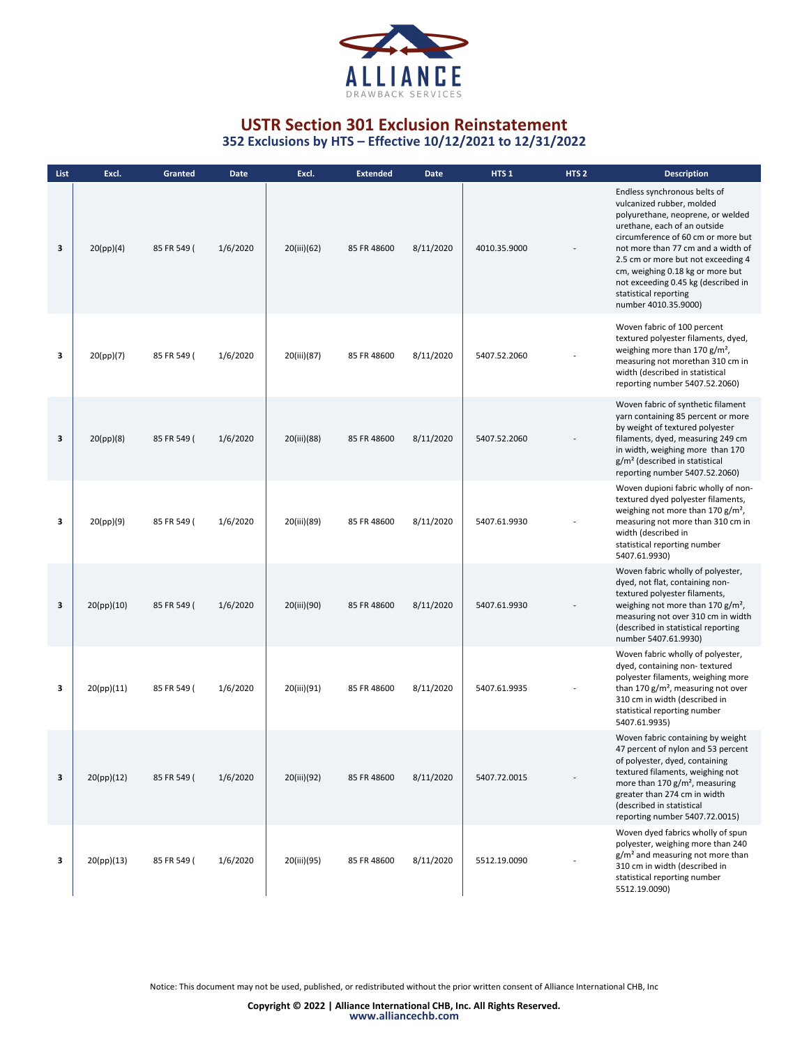ALLIANCE
DRAWBACK SERVICES

# USTR Section 301 Exclusion Reinstatement

## 352 Exclusions by HTS – Effective 10/12/2021 to 12/31/2022

| List | Excl. | Granted | Date | Excl. | Extended | Date | HTS 1 | HTS 2 | Description |
|---|---|---|---|---|---|---|---|---|---|
| **3** | 20(pp)(4) | 85 FR 549 ( | 1/6/2020 | 20(iii)(62) | 85 FR 48600 | 8/11/2020 | 4010.35.9000 | - | Endless synchronous belts of vulcanized rubber, molded polyurethane, neoprene, or welded urethane, each of an outside circumference of 60 cm or more but not more than 77 cm and a width of 2.5 cm or more but not exceeding 4 cm, weighing 0.18 kg or more but not exceeding 0.45 kg (described in statistical reporting number 4010.35.9000) |
| **3** | 20(pp)(7) | 85 FR 549 ( | 1/6/2020 | 20(iii)(87) | 85 FR 48600 | 8/11/2020 | 5407.52.2060 | - | Woven fabric of 100 percent textured polyester filaments, dyed, weighing more than 170 g/m², measuring not morethan 310 cm in width (described in statistical reporting number 5407.52.2060) |
| **3** | 20(pp)(8) | 85 FR 549 ( | 1/6/2020 | 20(iii)(88) | 85 FR 48600 | 8/11/2020 | 5407.52.2060 | - | Woven fabric of synthetic filament yarn containing 85 percent or more by weight of textured polyester filaments, dyed, measuring 249 cm in width, weighing more than 170 g/m² (described in statistical reporting number 5407.52.2060) |
| **3** | 20(pp)(9) | 85 FR 549 ( | 1/6/2020 | 20(iii)(89) | 85 FR 48600 | 8/11/2020 | 5407.61.9930 | - | Woven dupioni fabric wholly of non-textured dyed polyester filaments, weighing not more than 170 g/m², measuring not more than 310 cm in width (described in statistical reporting number 5407.61.9930) |
| **3** | 20(pp)(10) | 85 FR 549 ( | 1/6/2020 | 20(iii)(90) | 85 FR 48600 | 8/11/2020 | 5407.61.9930 | - | Woven fabric wholly of polyester, dyed, not flat, containing non-textured polyester filaments, weighing not more than 170 g/m², measuring not over 310 cm in width (described in statistical reporting number 5407.61.9930) |
| **3** | 20(pp)(11) | 85 FR 549 ( | 1/6/2020 | 20(iii)(91) | 85 FR 48600 | 8/11/2020 | 5407.61.9935 | - | Woven fabric wholly of polyester, dyed, containing non- textured polyester filaments, weighing more than 170 g/m², measuring not over 310 cm in width (described in statistical reporting number 5407.61.9935) |
| **3** | 20(pp)(12) | 85 FR 549 ( | 1/6/2020 | 20(iii)(92) | 85 FR 48600 | 8/11/2020 | 5407.72.0015 | - | Woven fabric containing by weight 47 percent of nylon and 53 percent of polyester, dyed, containing textured filaments, weighing not more than 170 g/m², measuring greater than 274 cm in width (described in statistical reporting number 5407.72.0015) |
| **3** | 20(pp)(13) | 85 FR 549 ( | 1/6/2020 | 20(iii)(95) | 85 FR 48600 | 8/11/2020 | 5512.19.0090 | - | Woven dyed fabrics wholly of spun polyester, weighing more than 240 g/m² and measuring not more than 310 cm in width (described in statistical reporting number 5512.19.0090) |

Notice: This document may not be used, published, or redistributed without the prior written consent of Alliance International CHB, Inc

**Copyright © 2022 | Alliance International CHB, Inc. All Rights Reserved.**
www.alliancechb.com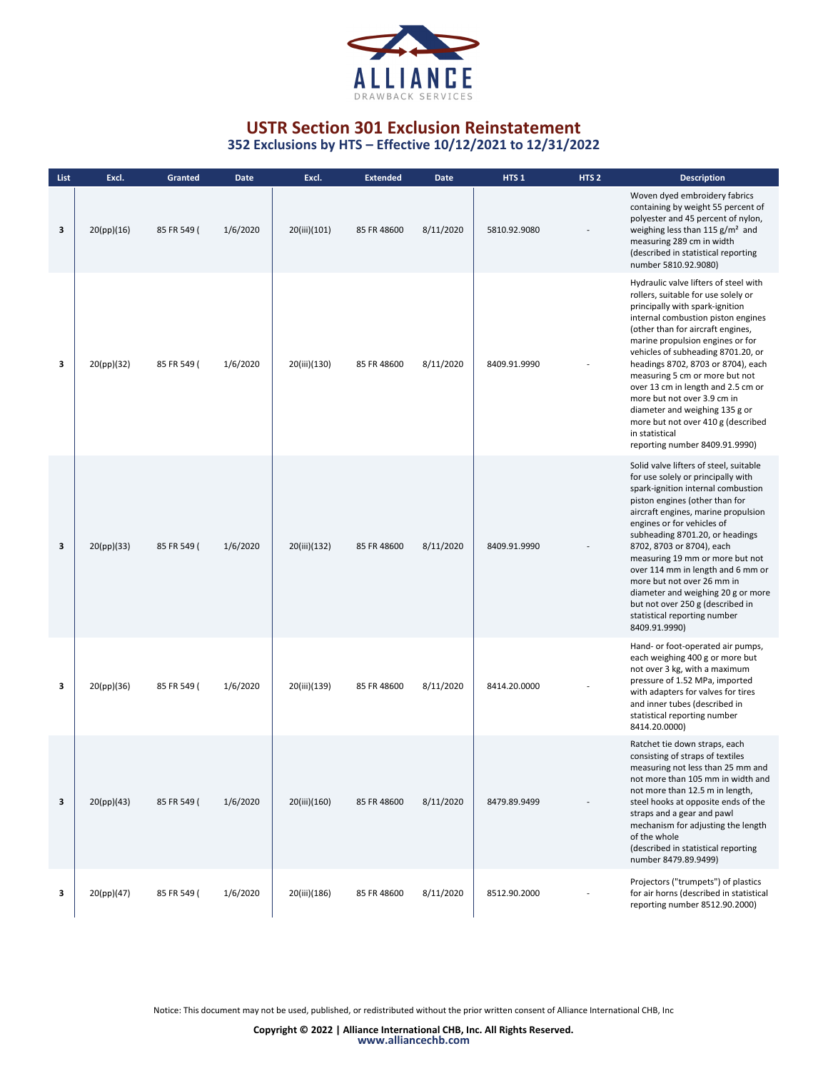# USTR Section 301 Exclusion Reinstatement

## 352 Exclusions by HTS – Effective 10/12/2021 to 12/31/2022

| List | Excl. | Granted | Date | Excl. | Extended | Date | HTS 1 | HTS 2 | Description |
|---|---|---|---|---|---|---|---|---|---|
| 3 | 20(pp)(16) | 85 FR 549 ( | 1/6/2020 | 20(iii)(101) | 85 FR 48600 | 8/11/2020 | 5810.92.9080 | - | Woven dyed embroidery fabrics containing by weight 55 percent of polyester and 45 percent of nylon, weighing less than 115 g/m² and measuring 289 cm in width (described in statistical reporting number 5810.92.9080) |
| 3 | 20(pp)(32) | 85 FR 549 ( | 1/6/2020 | 20(iii)(130) | 85 FR 48600 | 8/11/2020 | 8409.91.9990 | - | Hydraulic valve lifters of steel with rollers, suitable for use solely or principally with spark-ignition internal combustion piston engines (other than for aircraft engines, marine propulsion engines or for vehicles of subheading 8701.20, or headings 8702, 8703 or 8704), each measuring 5 cm or more but not over 13 cm in length and 2.5 cm or more but not over 3.9 cm in diameter and weighing 135 g or more but not over 410 g (described in statistical reporting number 8409.91.9990) |
| 3 | 20(pp)(33) | 85 FR 549 ( | 1/6/2020 | 20(iii)(132) | 85 FR 48600 | 8/11/2020 | 8409.91.9990 | - | Solid valve lifters of steel, suitable for use solely or principally with spark-ignition internal combustion piston engines (other than for aircraft engines, marine propulsion engines or for vehicles of subheading 8701.20, or headings 8702, 8703 or 8704), each measuring 19 mm or more but not over 114 mm in length and 6 mm or more but not over 26 mm in diameter and weighing 20 g or more but not over 250 g (described in statistical reporting number 8409.91.9990) |
| 3 | 20(pp)(36) | 85 FR 549 ( | 1/6/2020 | 20(iii)(139) | 85 FR 48600 | 8/11/2020 | 8414.20.0000 | - | Hand- or foot-operated air pumps, each weighing 400 g or more but not over 3 kg, with a maximum pressure of 1.52 MPa, imported with adapters for valves for tires and inner tubes (described in statistical reporting number 8414.20.0000) |
| 3 | 20(pp)(43) | 85 FR 549 ( | 1/6/2020 | 20(iii)(160) | 85 FR 48600 | 8/11/2020 | 8479.89.9499 | - | Ratchet tie down straps, each consisting of straps of textiles measuring not less than 25 mm and not more than 105 mm in width and not more than 12.5 m in length, steel hooks at opposite ends of the straps and a gear and pawl mechanism for adjusting the length of the whole (described in statistical reporting number 8479.89.9499) |
| 3 | 20(pp)(47) | 85 FR 549 ( | 1/6/2020 | 20(iii)(186) | 85 FR 48600 | 8/11/2020 | 8512.90.2000 | - | Projectors ("trumpets") of plastics for air horns (described in statistical reporting number 8512.90.2000) |

Notice: This document may not be used, published, or redistributed without the prior written consent of Alliance International CHB, Inc

**Copyright © 2022 | Alliance International CHB, Inc. All Rights Reserved.**
www.alliancechb.com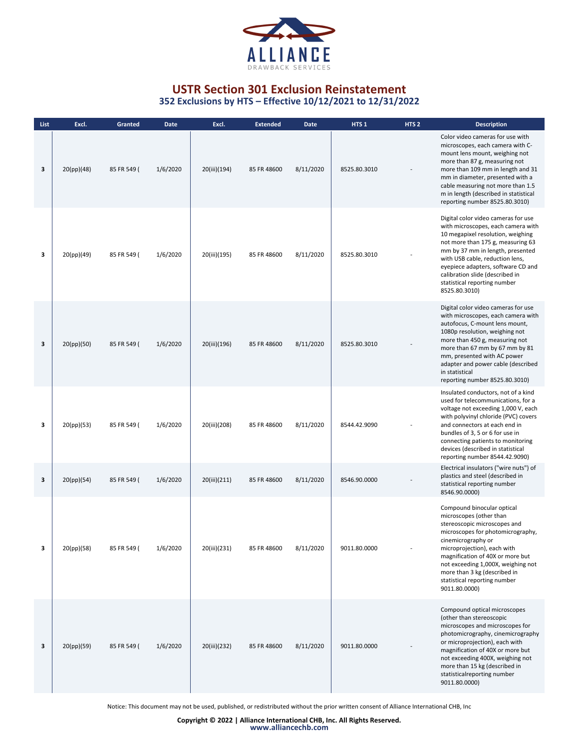## USTR Section 301 Exclusion Reinstatement
### 352 Exclusions by HTS – Effective 10/12/2021 to 12/31/2022

| List | Excl. | Granted | Date | Excl. | Extended | Date | HTS 1 | HTS 2 | Description |
|---|---|---|---|---|---|---|---|---|---|
| 3 | 20(pp)(48) | 85 FR 549 ( | 1/6/2020 | 20(iii)(194) | 85 FR 48600 | 8/11/2020 | 8525.80.3010 | - | Color video cameras for use with microscopes, each camera with C-mount lens mount, weighing not more than 87 g, measuring not more than 109 mm in length and 31 mm in diameter, presented with a cable measuring not more than 1.5 m in length (described in statistical reporting number 8525.80.3010) |
| 3 | 20(pp)(49) | 85 FR 549 ( | 1/6/2020 | 20(iii)(195) | 85 FR 48600 | 8/11/2020 | 8525.80.3010 | - | Digital color video cameras for use with microscopes, each camera with 10 megapixel resolution, weighing not more than 175 g, measuring 63 mm by 37 mm in length, presented with USB cable, reduction lens, eyepiece adapters, software CD and calibration slide (described in statistical reporting number 8525.80.3010) |
| 3 | 20(pp)(50) | 85 FR 549 ( | 1/6/2020 | 20(iii)(196) | 85 FR 48600 | 8/11/2020 | 8525.80.3010 | - | Digital color video cameras for use with microscopes, each camera with autofocus, C-mount lens mount, 1080p resolution, weighing not more than 450 g, measuring not more than 67 mm by 67 mm by 81 mm, presented with AC power adapter and power cable (described in statistical reporting number 8525.80.3010) |
| 3 | 20(pp)(53) | 85 FR 549 ( | 1/6/2020 | 20(iii)(208) | 85 FR 48600 | 8/11/2020 | 8544.42.9090 | - | Insulated conductors, not of a kind used for telecommunications, for a voltage not exceeding 1,000 V, each with polyvinyl chloride (PVC) covers and connectors at each end in bundles of 3, 5 or 6 for use in connecting patients to monitoring devices (described in statistical reporting number 8544.42.9090) |
| 3 | 20(pp)(54) | 85 FR 549 ( | 1/6/2020 | 20(iii)(211) | 85 FR 48600 | 8/11/2020 | 8546.90.0000 | - | Electrical insulators ("wire nuts") of plastics and steel (described in statistical reporting number 8546.90.0000) |
| 3 | 20(pp)(58) | 85 FR 549 ( | 1/6/2020 | 20(iii)(231) | 85 FR 48600 | 8/11/2020 | 9011.80.0000 | - | Compound binocular optical microscopes (other than stereoscopic microscopes and microscopes for photomicrography, cinemicrography or microprojection), each with magnification of 40X or more but not exceeding 1,000X, weighing not more than 3 kg (described in statistical reporting number 9011.80.0000) |
| 3 | 20(pp)(59) | 85 FR 549 ( | 1/6/2020 | 20(iii)(232) | 85 FR 48600 | 8/11/2020 | 9011.80.0000 | - | Compound optical microscopes (other than stereoscopic microscopes and microscopes for photomicrography, cinemicrography or microprojection), each with magnification of 40X or more but not exceeding 400X, weighing not more than 15 kg (described in statisticalreporting number 9011.80.0000) |

Notice: This document may not be used, published, or redistributed without the prior written consent of Alliance International CHB, Inc

**Copyright © 2022 | Alliance International CHB, Inc. All Rights Reserved.**
www.alliancechb.com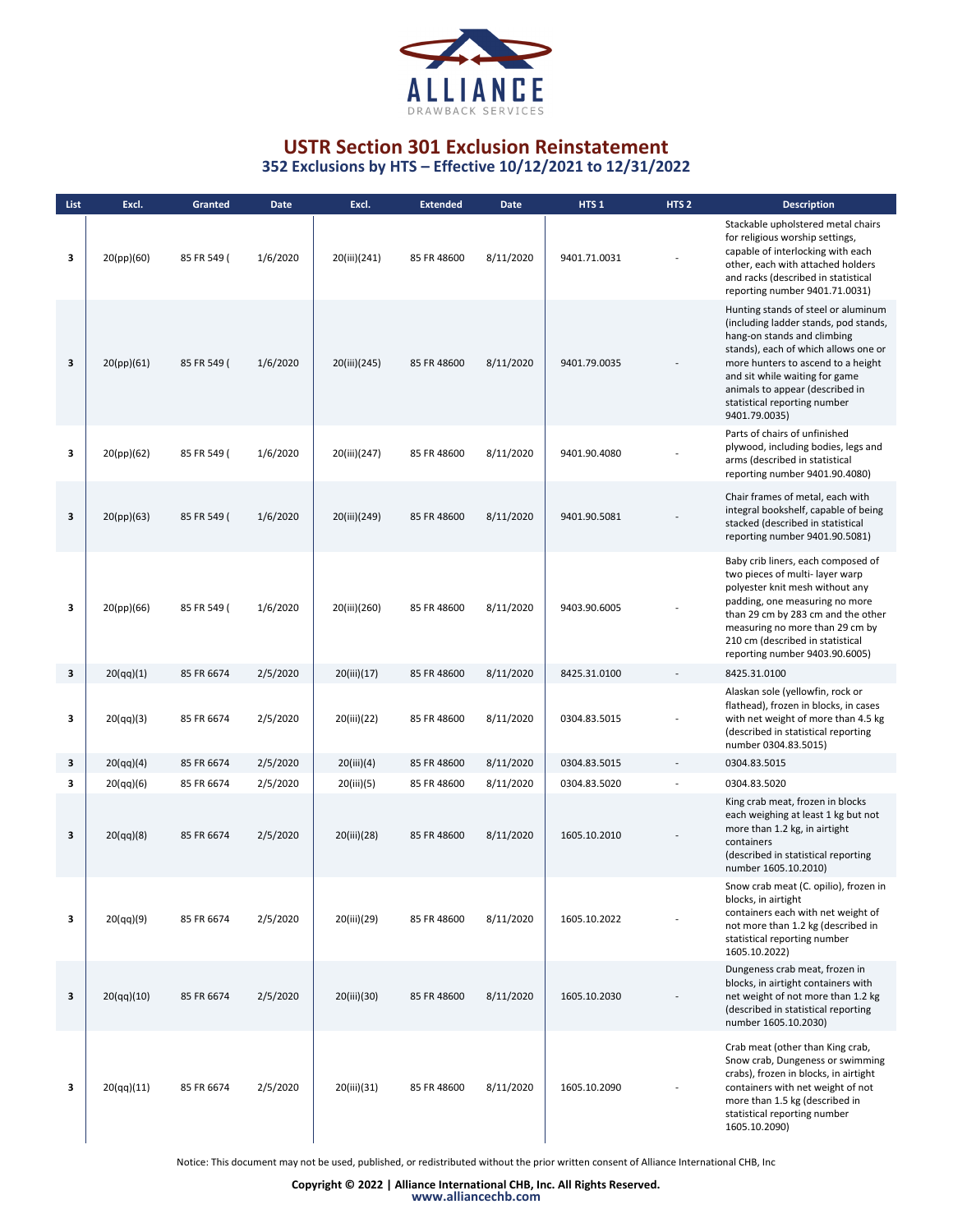## USTR Section 301 Exclusion Reinstatement

### 352 Exclusions by HTS – Effective 10/12/2021 to 12/31/2022

| List | Excl. | Granted | Date | Excl. | Extended | Date | HTS 1 | HTS 2 | Description |
|---|---|---|---|---|---|---|---|---|---|
| 3 | 20(pp)(60) | 85 FR 549 ( | 1/6/2020 | 20(iii)(241) | 85 FR 48600 | 8/11/2020 | 9401.71.0031 | - | Stackable upholstered metal chairs for religious worship settings, capable of interlocking with each other, each with attached holders and racks (described in statistical reporting number 9401.71.0031) |
| 3 | 20(pp)(61) | 85 FR 549 ( | 1/6/2020 | 20(iii)(245) | 85 FR 48600 | 8/11/2020 | 9401.79.0035 | - | Hunting stands of steel or aluminum (including ladder stands, pod stands, hang-on stands and climbing stands), each of which allows one or more hunters to ascend to a height and sit while waiting for game animals to appear (described in statistical reporting number 9401.79.0035) |
| 3 | 20(pp)(62) | 85 FR 549 ( | 1/6/2020 | 20(iii)(247) | 85 FR 48600 | 8/11/2020 | 9401.90.4080 | - | Parts of chairs of unfinished plywood, including bodies, legs and arms (described in statistical reporting number 9401.90.4080) |
| 3 | 20(pp)(63) | 85 FR 549 ( | 1/6/2020 | 20(iii)(249) | 85 FR 48600 | 8/11/2020 | 9401.90.5081 | - | Chair frames of metal, each with integral bookshelf, capable of being stacked (described in statistical reporting number 9401.90.5081) |
| 3 | 20(pp)(66) | 85 FR 549 ( | 1/6/2020 | 20(iii)(260) | 85 FR 48600 | 8/11/2020 | 9403.90.6005 | - | Baby crib liners, each composed of two pieces of multi- layer warp polyester knit mesh without any padding, one measuring no more than 29 cm by 283 cm and the other measuring no more than 29 cm by 210 cm (described in statistical reporting number 9403.90.6005) |
| 3 | 20(qq)(1) | 85 FR 6674 | 2/5/2020 | 20(iii)(17) | 85 FR 48600 | 8/11/2020 | 8425.31.0100 | - | 8425.31.0100 |
| 3 | 20(qq)(3) | 85 FR 6674 | 2/5/2020 | 20(iii)(22) | 85 FR 48600 | 8/11/2020 | 0304.83.5015 | - | Alaskan sole (yellowfin, rock or flathead), frozen in blocks, in cases with net weight of more than 4.5 kg (described in statistical reporting number 0304.83.5015) |
| 3 | 20(qq)(4) | 85 FR 6674 | 2/5/2020 | 20(iii)(4) | 85 FR 48600 | 8/11/2020 | 0304.83.5015 | - | 0304.83.5015 |
| 3 | 20(qq)(6) | 85 FR 6674 | 2/5/2020 | 20(iii)(5) | 85 FR 48600 | 8/11/2020 | 0304.83.5020 | - | 0304.83.5020 |
| 3 | 20(qq)(8) | 85 FR 6674 | 2/5/2020 | 20(iii)(28) | 85 FR 48600 | 8/11/2020 | 1605.10.2010 | - | King crab meat, frozen in blocks each weighing at least 1 kg but not more than 1.2 kg, in airtight containers (described in statistical reporting number 1605.10.2010) |
| 3 | 20(qq)(9) | 85 FR 6674 | 2/5/2020 | 20(iii)(29) | 85 FR 48600 | 8/11/2020 | 1605.10.2022 | - | Snow crab meat (C. opilio), frozen in blocks, in airtight containers each with net weight of not more than 1.2 kg (described in statistical reporting number 1605.10.2022) |
| 3 | 20(qq)(10) | 85 FR 6674 | 2/5/2020 | 20(iii)(30) | 85 FR 48600 | 8/11/2020 | 1605.10.2030 | - | Dungeness crab meat, frozen in blocks, in airtight containers with net weight of not more than 1.2 kg (described in statistical reporting number 1605.10.2030) |
| 3 | 20(qq)(11) | 85 FR 6674 | 2/5/2020 | 20(iii)(31) | 85 FR 48600 | 8/11/2020 | 1605.10.2090 | - | Crab meat (other than King crab, Snow crab, Dungeness or swimming crabs), frozen in blocks, in airtight containers with net weight of not more than 1.5 kg (described in statistical reporting number 1605.10.2090) |

Notice: This document may not be used, published, or redistributed without the prior written consent of Alliance International CHB, Inc

**Copyright © 2022 | Alliance International CHB, Inc. All Rights Reserved.**
**www.alliancechb.com**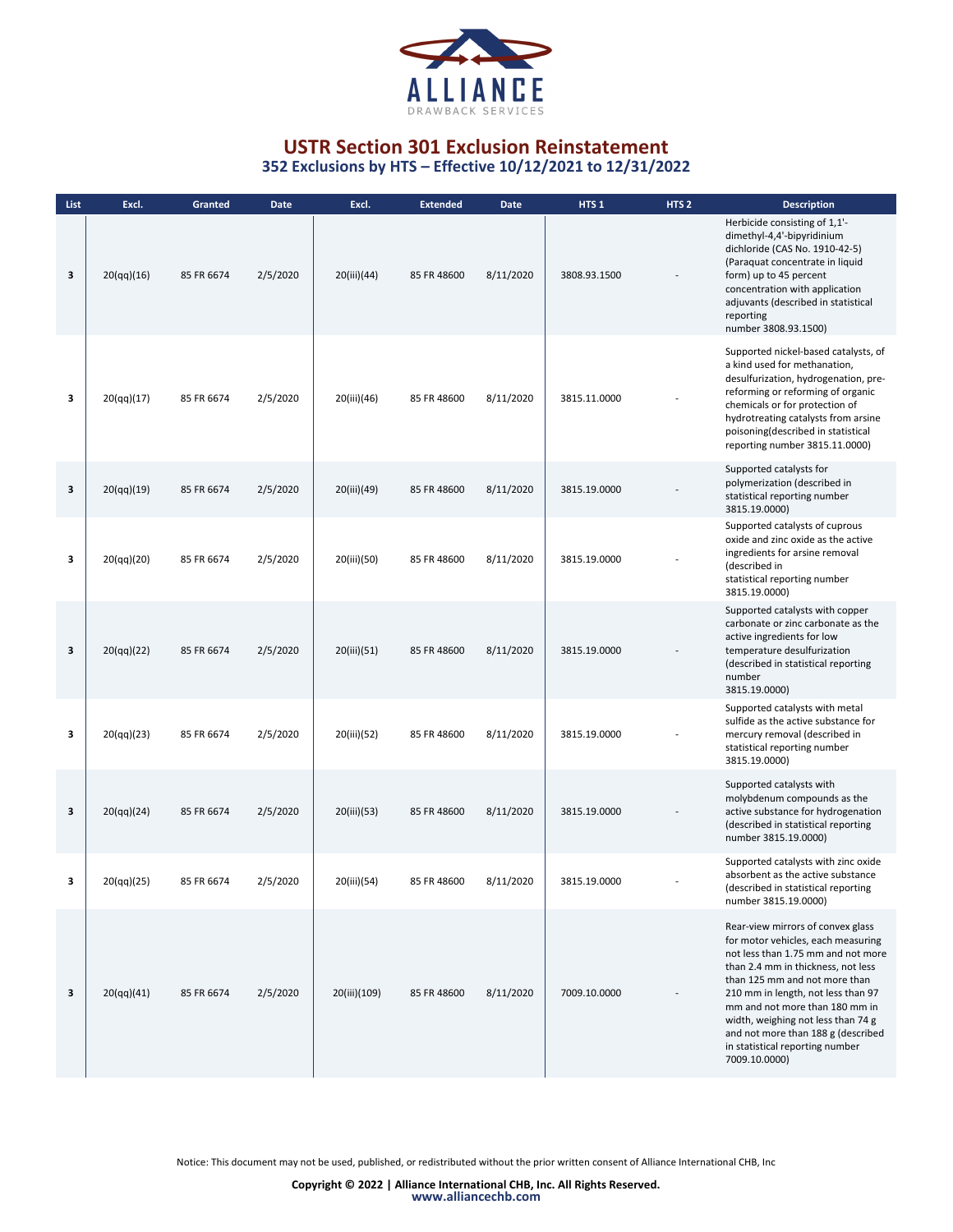# USTR Section 301 Exclusion Reinstatement

## 352 Exclusions by HTS – Effective 10/12/2021 to 12/31/2022

| List | Excl. | Granted | Date | Excl. | Extended | Date | HTS 1 | HTS 2 | Description |
|---|---|---|---|---|---|---|---|---|---|
| 3 | 20(qq)(16) | 85 FR 6674 | 2/5/2020 | 20(iii)(44) | 85 FR 48600 | 8/11/2020 | 3808.93.1500 | - | Herbicide consisting of 1,1'-dimethyl-4,4'-bipyridinium dichloride (CAS No. 1910-42-5) (Paraquat concentrate in liquid form) up to 45 percent concentration with application adjuvants (described in statistical reporting number 3808.93.1500) |
| 3 | 20(qq)(17) | 85 FR 6674 | 2/5/2020 | 20(iii)(46) | 85 FR 48600 | 8/11/2020 | 3815.11.0000 | - | Supported nickel-based catalysts, of a kind used for methanation, desulfurization, hydrogenation, pre-reforming or reforming of organic chemicals or for protection of hydrotreating catalysts from arsine poisoning(described in statistical reporting number 3815.11.0000) |
| 3 | 20(qq)(19) | 85 FR 6674 | 2/5/2020 | 20(iii)(49) | 85 FR 48600 | 8/11/2020 | 3815.19.0000 | - | Supported catalysts for polymerization (described in statistical reporting number 3815.19.0000) |
| 3 | 20(qq)(20) | 85 FR 6674 | 2/5/2020 | 20(iii)(50) | 85 FR 48600 | 8/11/2020 | 3815.19.0000 | - | Supported catalysts of cuprous oxide and zinc oxide as the active ingredients for arsine removal (described in statistical reporting number 3815.19.0000) |
| 3 | 20(qq)(22) | 85 FR 6674 | 2/5/2020 | 20(iii)(51) | 85 FR 48600 | 8/11/2020 | 3815.19.0000 | - | Supported catalysts with copper carbonate or zinc carbonate as the active ingredients for low temperature desulfurization (described in statistical reporting number 3815.19.0000) |
| 3 | 20(qq)(23) | 85 FR 6674 | 2/5/2020 | 20(iii)(52) | 85 FR 48600 | 8/11/2020 | 3815.19.0000 | - | Supported catalysts with metal sulfide as the active substance for mercury removal (described in statistical reporting number 3815.19.0000) |
| 3 | 20(qq)(24) | 85 FR 6674 | 2/5/2020 | 20(iii)(53) | 85 FR 48600 | 8/11/2020 | 3815.19.0000 | - | Supported catalysts with molybdenum compounds as the active substance for hydrogenation (described in statistical reporting number 3815.19.0000) |
| 3 | 20(qq)(25) | 85 FR 6674 | 2/5/2020 | 20(iii)(54) | 85 FR 48600 | 8/11/2020 | 3815.19.0000 | - | Supported catalysts with zinc oxide absorbent as the active substance (described in statistical reporting number 3815.19.0000) |
| 3 | 20(qq)(41) | 85 FR 6674 | 2/5/2020 | 20(iii)(109) | 85 FR 48600 | 8/11/2020 | 7009.10.0000 | - | Rear-view mirrors of convex glass for motor vehicles, each measuring not less than 1.75 mm and not more than 2.4 mm in thickness, not less than 125 mm and not more than 210 mm in length, not less than 97 mm and not more than 180 mm in width, weighing not less than 74 g and not more than 188 g (described in statistical reporting number 7009.10.0000) |

Notice: This document may not be used, published, or redistributed without the prior written consent of Alliance International CHB, Inc

**Copyright © 2022 | Alliance International CHB, Inc. All Rights Reserved.**
www.alliancechb.com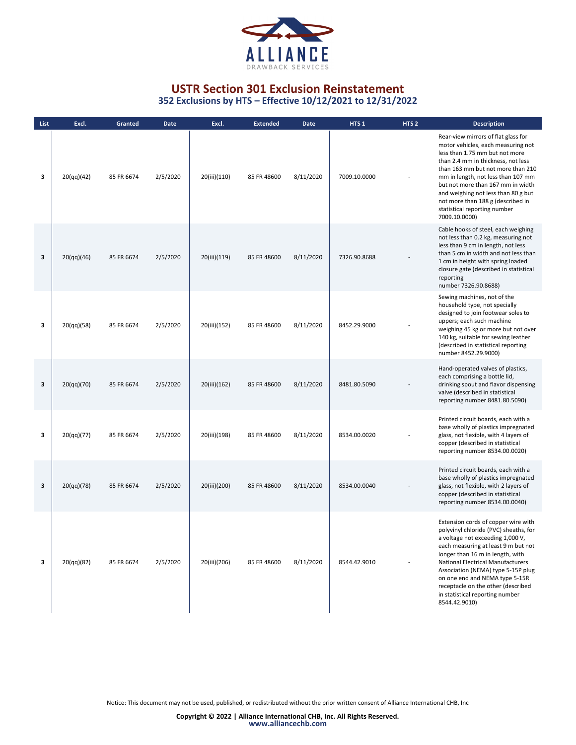ALLIANCE
DRAWBACK SERVICES

# USTR Section 301 Exclusion Reinstatement

## 352 Exclusions by HTS – Effective 10/12/2021 to 12/31/2022

| List | Excl. | Granted | Date | Excl. | Extended | Date | HTS 1 | HTS 2 | Description |
|---|---|---|---|---|---|---|---|---|---|
| 3 | 20(qq)(42) | 85 FR 6674 | 2/5/2020 | 20(iii)(110) | 85 FR 48600 | 8/11/2020 | 7009.10.0000 | - | Rear-view mirrors of flat glass for motor vehicles, each measuring not less than 1.75 mm but not more than 2.4 mm in thickness, not less than 163 mm but not more than 210 mm in length, not less than 107 mm but not more than 167 mm in width and weighing not less than 80 g but not more than 188 g (described in statistical reporting number 7009.10.0000) |
| 3 | 20(qq)(46) | 85 FR 6674 | 2/5/2020 | 20(iii)(119) | 85 FR 48600 | 8/11/2020 | 7326.90.8688 | - | Cable hooks of steel, each weighing not less than 0.2 kg, measuring not less than 9 cm in length, not less than 5 cm in width and not less than 1 cm in height with spring loaded closure gate (described in statistical reporting number 7326.90.8688) |
| 3 | 20(qq)(58) | 85 FR 6674 | 2/5/2020 | 20(iii)(152) | 85 FR 48600 | 8/11/2020 | 8452.29.9000 | - | Sewing machines, not of the household type, not specially designed to join footwear soles to uppers; each such machine weighing 45 kg or more but not over 140 kg, suitable for sewing leather (described in statistical reporting number 8452.29.9000) |
| 3 | 20(qq)(70) | 85 FR 6674 | 2/5/2020 | 20(iii)(162) | 85 FR 48600 | 8/11/2020 | 8481.80.5090 | - | Hand-operated valves of plastics, each comprising a bottle lid, drinking spout and flavor dispensing valve (described in statistical reporting number 8481.80.5090) |
| 3 | 20(qq)(77) | 85 FR 6674 | 2/5/2020 | 20(iii)(198) | 85 FR 48600 | 8/11/2020 | 8534.00.0020 | - | Printed circuit boards, each with a base wholly of plastics impregnated glass, not flexible, with 4 layers of copper (described in statistical reporting number 8534.00.0020) |
| 3 | 20(qq)(78) | 85 FR 6674 | 2/5/2020 | 20(iii)(200) | 85 FR 48600 | 8/11/2020 | 8534.00.0040 | - | Printed circuit boards, each with a base wholly of plastics impregnated glass, not flexible, with 2 layers of copper (described in statistical reporting number 8534.00.0040) |
| 3 | 20(qq)(82) | 85 FR 6674 | 2/5/2020 | 20(iii)(206) | 85 FR 48600 | 8/11/2020 | 8544.42.9010 | - | Extension cords of copper wire with polyvinyl chloride (PVC) sheaths, for a voltage not exceeding 1,000 V, each measuring at least 9 m but not longer than 16 m in length, with National Electrical Manufacturers Association (NEMA) type 5-15P plug on one end and NEMA type 5-15R receptacle on the other (described in statistical reporting number 8544.42.9010) |

Notice: This document may not be used, published, or redistributed without the prior written consent of Alliance International CHB, Inc

**Copyright © 2022 | Alliance International CHB, Inc. All Rights Reserved.**
www.alliancechb.com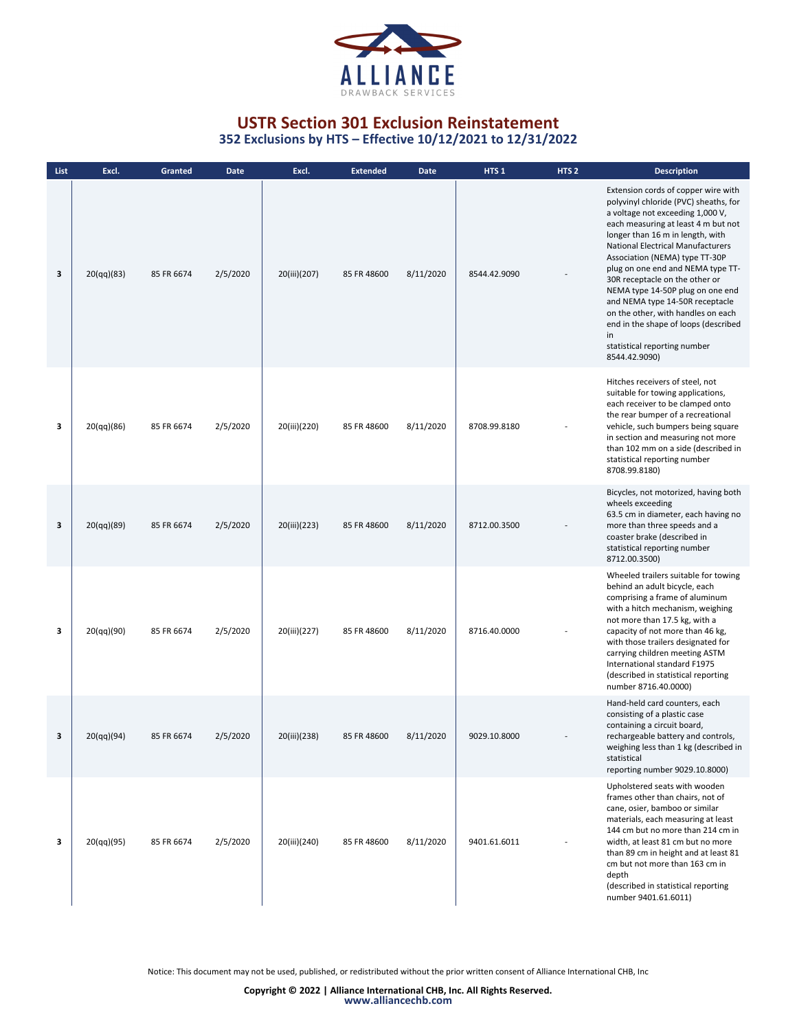# USTR Section 301 Exclusion Reinstatement

## 352 Exclusions by HTS – Effective 10/12/2021 to 12/31/2022

| List | Excl. | Granted | Date | Excl. | Extended | Date | HTS 1 | HTS 2 | Description |
|---|---|---|---|---|---|---|---|---|---|
| 3 | 20(qq)(83) | 85 FR 6674 | 2/5/2020 | 20(iii)(207) | 85 FR 48600 | 8/11/2020 | 8544.42.9090 | - | Extension cords of copper wire with polyvinyl chloride (PVC) sheaths, for a voltage not exceeding 1,000 V, each measuring at least 4 m but not longer than 16 m in length, with National Electrical Manufacturers Association (NEMA) type TT-30P plug on one end and NEMA type TT-30R receptacle on the other or NEMA type 14-50P plug on one end and NEMA type 14-50R receptacle on the other, with handles on each end in the shape of loops (described in statistical reporting number 8544.42.9090) |
| 3 | 20(qq)(86) | 85 FR 6674 | 2/5/2020 | 20(iii)(220) | 85 FR 48600 | 8/11/2020 | 8708.99.8180 | - | Hitches receivers of steel, not suitable for towing applications, each receiver to be clamped onto the rear bumper of a recreational vehicle, such bumpers being square in section and measuring not more than 102 mm on a side (described in statistical reporting number 8708.99.8180) |
| 3 | 20(qq)(89) | 85 FR 6674 | 2/5/2020 | 20(iii)(223) | 85 FR 48600 | 8/11/2020 | 8712.00.3500 | - | Bicycles, not motorized, having both wheels exceeding 63.5 cm in diameter, each having no more than three speeds and a coaster brake (described in statistical reporting number 8712.00.3500) |
| 3 | 20(qq)(90) | 85 FR 6674 | 2/5/2020 | 20(iii)(227) | 85 FR 48600 | 8/11/2020 | 8716.40.0000 | - | Wheeled trailers suitable for towing behind an adult bicycle, each comprising a frame of aluminum with a hitch mechanism, weighing not more than 17.5 kg, with a capacity of not more than 46 kg, with those trailers designated for carrying children meeting ASTM International standard F1975 (described in statistical reporting number 8716.40.0000) |
| 3 | 20(qq)(94) | 85 FR 6674 | 2/5/2020 | 20(iii)(238) | 85 FR 48600 | 8/11/2020 | 9029.10.8000 | - | Hand-held card counters, each consisting of a plastic case containing a circuit board, rechargeable battery and controls, weighing less than 1 kg (described in statistical reporting number 9029.10.8000) |
| 3 | 20(qq)(95) | 85 FR 6674 | 2/5/2020 | 20(iii)(240) | 85 FR 48600 | 8/11/2020 | 9401.61.6011 | - | Upholstered seats with wooden frames other than chairs, not of cane, osier, bamboo or similar materials, each measuring at least 144 cm but no more than 214 cm in width, at least 81 cm but no more than 89 cm in height and at least 81 cm but not more than 163 cm in depth (described in statistical reporting number 9401.61.6011) |

Notice: This document may not be used, published, or redistributed without the prior written consent of Alliance International CHB, Inc

**Copyright © 2022 | Alliance International CHB, Inc. All Rights Reserved.**
www.alliancechb.com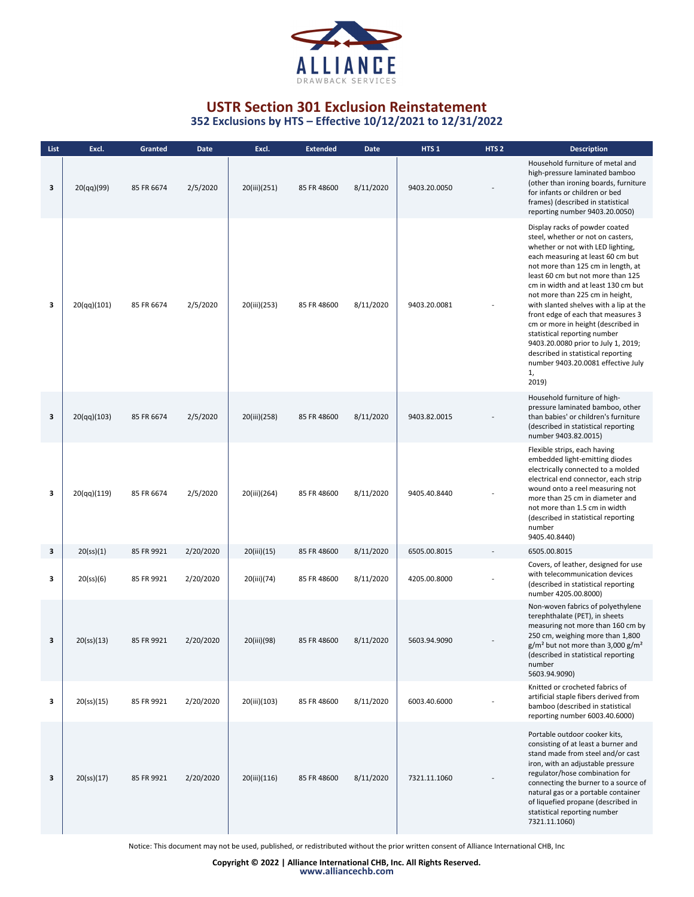# USTR Section 301 Exclusion Reinstatement

## 352 Exclusions by HTS – Effective 10/12/2021 to 12/31/2022

| List | Excl. | Granted | Date | Excl. | Extended | Date | HTS 1 | HTS 2 | Description |
|---|---|---|---|---|---|---|---|---|---|
| 3 | 20(qq)(99) | 85 FR 6674 | 2/5/2020 | 20(iii)(251) | 85 FR 48600 | 8/11/2020 | 9403.20.0050 | - | Household furniture of metal and high-pressure laminated bamboo (other than ironing boards, furniture for infants or children or bed frames) (described in statistical reporting number 9403.20.0050) |
| 3 | 20(qq)(101) | 85 FR 6674 | 2/5/2020 | 20(iii)(253) | 85 FR 48600 | 8/11/2020 | 9403.20.0081 | - | Display racks of powder coated steel, whether or not on casters, whether or not with LED lighting, each measuring at least 60 cm but not more than 125 cm in length, at least 60 cm but not more than 125 cm in width and at least 130 cm but not more than 225 cm in height, with slanted shelves with a lip at the front edge of each that measures 3 cm or more in height (described in statistical reporting number 9403.20.0080 prior to July 1, 2019; described in statistical reporting number 9403.20.0081 effective July 1, 2019) |
| 3 | 20(qq)(103) | 85 FR 6674 | 2/5/2020 | 20(iii)(258) | 85 FR 48600 | 8/11/2020 | 9403.82.0015 | - | Household furniture of high-pressure laminated bamboo, other than babies' or children's furniture (described in statistical reporting number 9403.82.0015) |
| 3 | 20(qq)(119) | 85 FR 6674 | 2/5/2020 | 20(iii)(264) | 85 FR 48600 | 8/11/2020 | 9405.40.8440 | - | Flexible strips, each having embedded light-emitting diodes electrically connected to a molded electrical end connector, each strip wound onto a reel measuring not more than 25 cm in diameter and not more than 1.5 cm in width (described in statistical reporting number 9405.40.8440) |
| 3 | 20(ss)(1) | 85 FR 9921 | 2/20/2020 | 20(iii)(15) | 85 FR 48600 | 8/11/2020 | 6505.00.8015 | - | 6505.00.8015 |
| 3 | 20(ss)(6) | 85 FR 9921 | 2/20/2020 | 20(iii)(74) | 85 FR 48600 | 8/11/2020 | 4205.00.8000 | - | Covers, of leather, designed for use with telecommunication devices (described in statistical reporting number 4205.00.8000) |
| 3 | 20(ss)(13) | 85 FR 9921 | 2/20/2020 | 20(iii)(98) | 85 FR 48600 | 8/11/2020 | 5603.94.9090 | - | Non-woven fabrics of polyethylene terephthalate (PET), in sheets measuring not more than 160 cm by 250 cm, weighing more than 1,800 g/m² but not more than 3,000 g/m² (described in statistical reporting number 5603.94.9090) |
| 3 | 20(ss)(15) | 85 FR 9921 | 2/20/2020 | 20(iii)(103) | 85 FR 48600 | 8/11/2020 | 6003.40.6000 | - | Knitted or crocheted fabrics of artificial staple fibers derived from bamboo (described in statistical reporting number 6003.40.6000) |
| 3 | 20(ss)(17) | 85 FR 9921 | 2/20/2020 | 20(iii)(116) | 85 FR 48600 | 8/11/2020 | 7321.11.1060 | - | Portable outdoor cooker kits, consisting of at least a burner and stand made from steel and/or cast iron, with an adjustable pressure regulator/hose combination for connecting the burner to a source of natural gas or a portable container of liquefied propane (described in statistical reporting number 7321.11.1060) |

Notice: This document may not be used, published, or redistributed without the prior written consent of Alliance International CHB, Inc

**Copyright © 2022 | Alliance International CHB, Inc. All Rights Reserved.**
www.alliancechb.com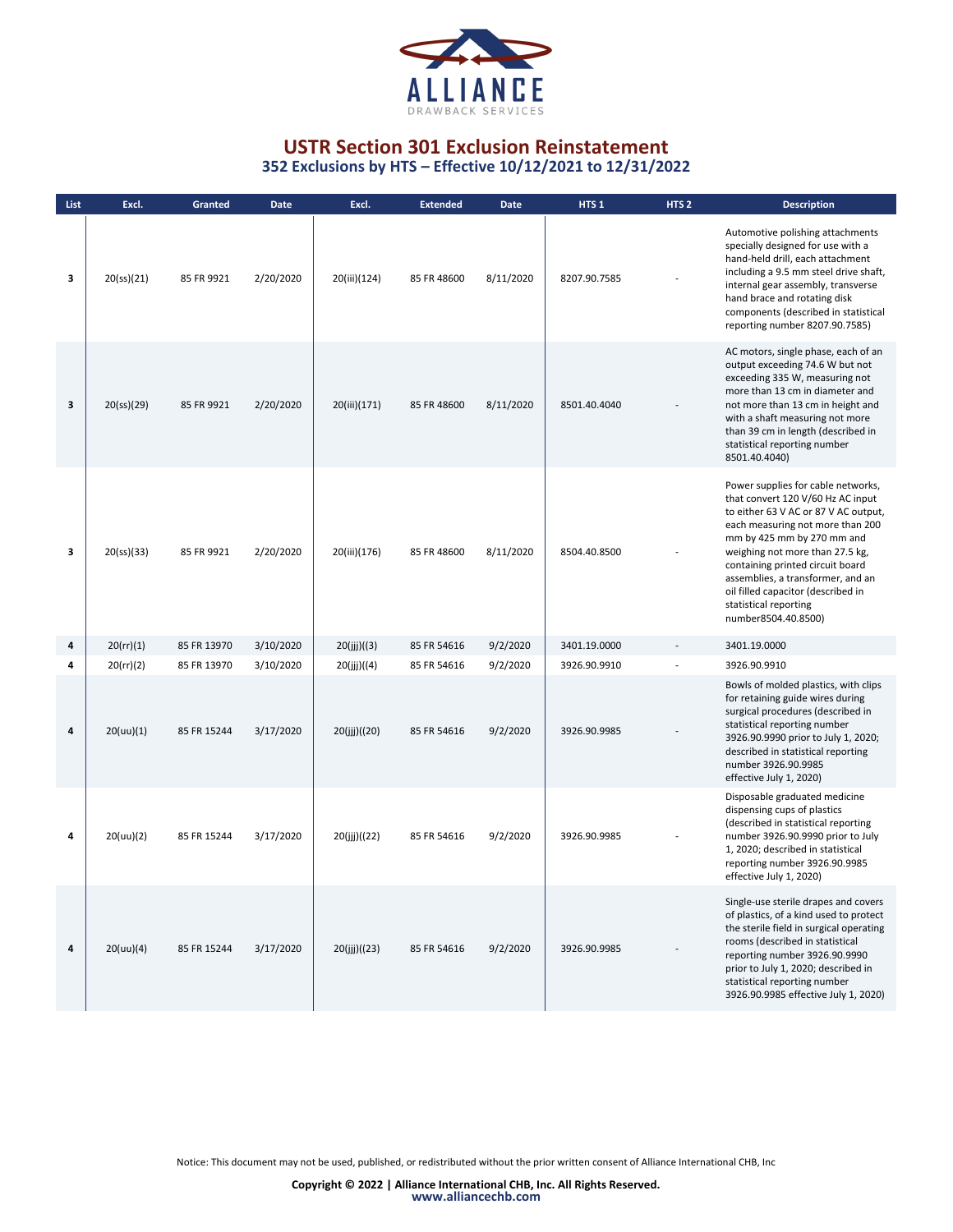# USTR Section 301 Exclusion Reinstatement

## 352 Exclusions by HTS – Effective 10/12/2021 to 12/31/2022

| List | Excl. | Granted | Date | Excl. | Extended | Date | HTS 1 | HTS 2 | Description |
|---|---|---|---|---|---|---|---|---|---|
| 3 | 20(ss)(21) | 85 FR 9921 | 2/20/2020 | 20(iii)(124) | 85 FR 48600 | 8/11/2020 | 8207.90.7585 | - | Automotive polishing attachments specially designed for use with a hand-held drill, each attachment including a 9.5 mm steel drive shaft, internal gear assembly, transverse hand brace and rotating disk components (described in statistical reporting number 8207.90.7585) |
| 3 | 20(ss)(29) | 85 FR 9921 | 2/20/2020 | 20(iii)(171) | 85 FR 48600 | 8/11/2020 | 8501.40.4040 | - | AC motors, single phase, each of an output exceeding 74.6 W but not exceeding 335 W, measuring not more than 13 cm in diameter and not more than 13 cm in height and with a shaft measuring not more than 39 cm in length (described in statistical reporting number 8501.40.4040) |
| 3 | 20(ss)(33) | 85 FR 9921 | 2/20/2020 | 20(iii)(176) | 85 FR 48600 | 8/11/2020 | 8504.40.8500 | - | Power supplies for cable networks, that convert 120 V/60 Hz AC input to either 63 V AC or 87 V AC output, each measuring not more than 200 mm by 425 mm by 270 mm and weighing not more than 27.5 kg, containing printed circuit board assemblies, a transformer, and an oil filled capacitor (described in statistical reporting number8504.40.8500) |
| 4 | 20(rr)(1) | 85 FR 13970 | 3/10/2020 | 20(jjj)((3) | 85 FR 54616 | 9/2/2020 | 3401.19.0000 | - | 3401.19.0000 |
| 4 | 20(rr)(2) | 85 FR 13970 | 3/10/2020 | 20(jjj)((4) | 85 FR 54616 | 9/2/2020 | 3926.90.9910 | - | 3926.90.9910 |
| 4 | 20(uu)(1) | 85 FR 15244 | 3/17/2020 | 20(jjj)((20) | 85 FR 54616 | 9/2/2020 | 3926.90.9985 | - | Bowls of molded plastics, with clips for retaining guide wires during surgical procedures (described in statistical reporting number 3926.90.9990 prior to July 1, 2020; described in statistical reporting number 3926.90.9985 effective July 1, 2020) |
| 4 | 20(uu)(2) | 85 FR 15244 | 3/17/2020 | 20(jjj)((22) | 85 FR 54616 | 9/2/2020 | 3926.90.9985 | - | Disposable graduated medicine dispensing cups of plastics (described in statistical reporting number 3926.90.9990 prior to July 1, 2020; described in statistical reporting number 3926.90.9985 effective July 1, 2020) |
| 4 | 20(uu)(4) | 85 FR 15244 | 3/17/2020 | 20(jjj)((23) | 85 FR 54616 | 9/2/2020 | 3926.90.9985 | - | Single-use sterile drapes and covers of plastics, of a kind used to protect the sterile field in surgical operating rooms (described in statistical reporting number 3926.90.9990 prior to July 1, 2020; described in statistical reporting number 3926.90.9985 effective July 1, 2020) |

Notice: This document may not be used, published, or redistributed without the prior written consent of Alliance International CHB, Inc

**Copyright © 2022 | Alliance International CHB, Inc. All Rights Reserved.**
www.alliancechb.com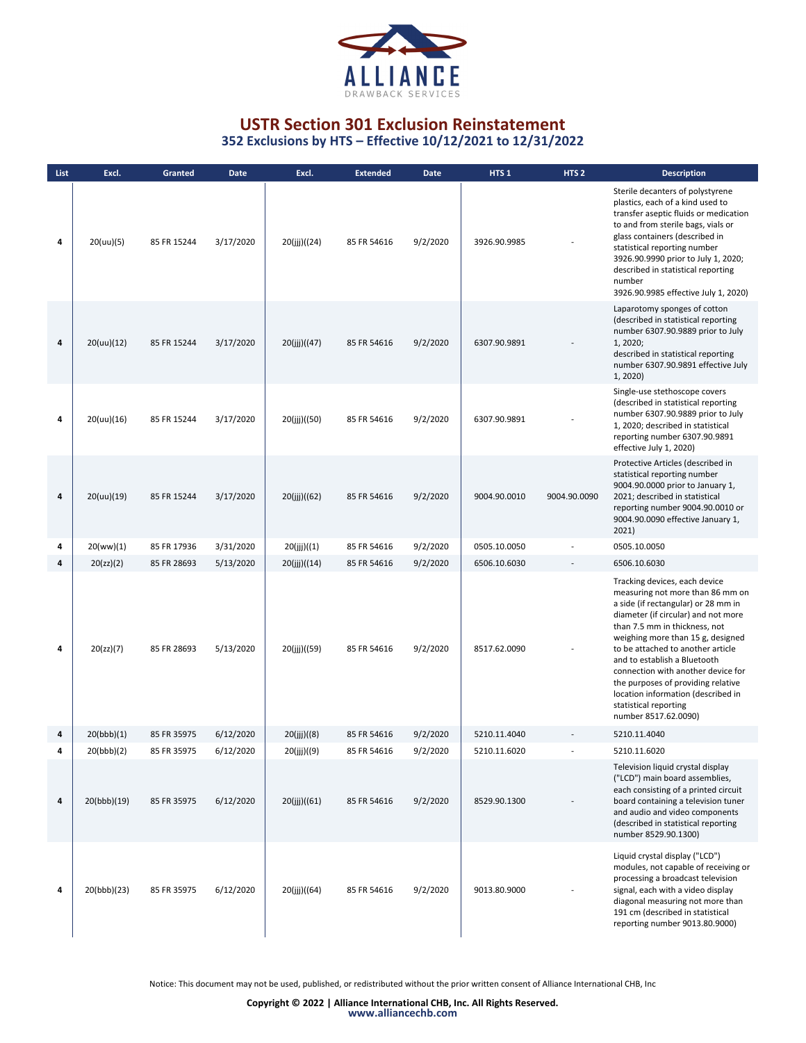# USTR Section 301 Exclusion Reinstatement

## 352 Exclusions by HTS – Effective 10/12/2021 to 12/31/2022

| List | Excl. | Granted | Date | Excl. | Extended | Date | HTS 1 | HTS 2 | Description |
|---|---|---|---|---|---|---|---|---|---|
| 4 | 20(uu)(5) | 85 FR 15244 | 3/17/2020 | 20(jjj)((24) | 85 FR 54616 | 9/2/2020 | 3926.90.9985 | - | Sterile decanters of polystyrene plastics, each of a kind used to transfer aseptic fluids or medication to and from sterile bags, vials or glass containers (described in statistical reporting number 3926.90.9990 prior to July 1, 2020; described in statistical reporting number 3926.90.9985 effective July 1, 2020) |
| 4 | 20(uu)(12) | 85 FR 15244 | 3/17/2020 | 20(jjj)((47) | 85 FR 54616 | 9/2/2020 | 6307.90.9891 | - | Laparotomy sponges of cotton (described in statistical reporting number 6307.90.9889 prior to July 1, 2020; described in statistical reporting number 6307.90.9891 effective July 1, 2020) |
| 4 | 20(uu)(16) | 85 FR 15244 | 3/17/2020 | 20(jjj)((50) | 85 FR 54616 | 9/2/2020 | 6307.90.9891 | - | Single-use stethoscope covers (described in statistical reporting number 6307.90.9889 prior to July 1, 2020; described in statistical reporting number 6307.90.9891 effective July 1, 2020) |
| 4 | 20(uu)(19) | 85 FR 15244 | 3/17/2020 | 20(jjj)((62) | 85 FR 54616 | 9/2/2020 | 9004.90.0010 | 9004.90.0090 | Protective Articles (described in statistical reporting number 9004.90.0000 prior to January 1, 2021; described in statistical reporting number 9004.90.0010 or 9004.90.0090 effective January 1, 2021) |
| 4 | 20(ww)(1) | 85 FR 17936 | 3/31/2020 | 20(jjj)((1) | 85 FR 54616 | 9/2/2020 | 0505.10.0050 | - | 0505.10.0050 |
| 4 | 20(zz)(2) | 85 FR 28693 | 5/13/2020 | 20(jjj)((14) | 85 FR 54616 | 9/2/2020 | 6506.10.6030 | - | 6506.10.6030 |
| 4 | 20(zz)(7) | 85 FR 28693 | 5/13/2020 | 20(jjj)((59) | 85 FR 54616 | 9/2/2020 | 8517.62.0090 | - | Tracking devices, each device measuring not more than 86 mm on a side (if rectangular) or 28 mm in diameter (if circular) and not more than 7.5 mm in thickness, not weighing more than 15 g, designed to be attached to another article and to establish a Bluetooth connection with another device for the purposes of providing relative location information (described in statistical reporting number 8517.62.0090) |
| 4 | 20(bbb)(1) | 85 FR 35975 | 6/12/2020 | 20(jjj)((8) | 85 FR 54616 | 9/2/2020 | 5210.11.4040 | - | 5210.11.4040 |
| 4 | 20(bbb)(2) | 85 FR 35975 | 6/12/2020 | 20(jjj)((9) | 85 FR 54616 | 9/2/2020 | 5210.11.6020 | - | 5210.11.6020 |
| 4 | 20(bbb)(19) | 85 FR 35975 | 6/12/2020 | 20(jjj)((61) | 85 FR 54616 | 9/2/2020 | 8529.90.1300 | - | Television liquid crystal display ("LCD") main board assemblies, each consisting of a printed circuit board containing a television tuner and audio and video components (described in statistical reporting number 8529.90.1300) |
| 4 | 20(bbb)(23) | 85 FR 35975 | 6/12/2020 | 20(jjj)((64) | 85 FR 54616 | 9/2/2020 | 9013.80.9000 | - | Liquid crystal display ("LCD") modules, not capable of receiving or processing a broadcast television signal, each with a video display diagonal measuring not more than 191 cm (described in statistical reporting number 9013.80.9000) |

Notice: This document may not be used, published, or redistributed without the prior written consent of Alliance International CHB, Inc

**Copyright © 2022 | Alliance International CHB, Inc. All Rights Reserved.**
www.alliancechb.com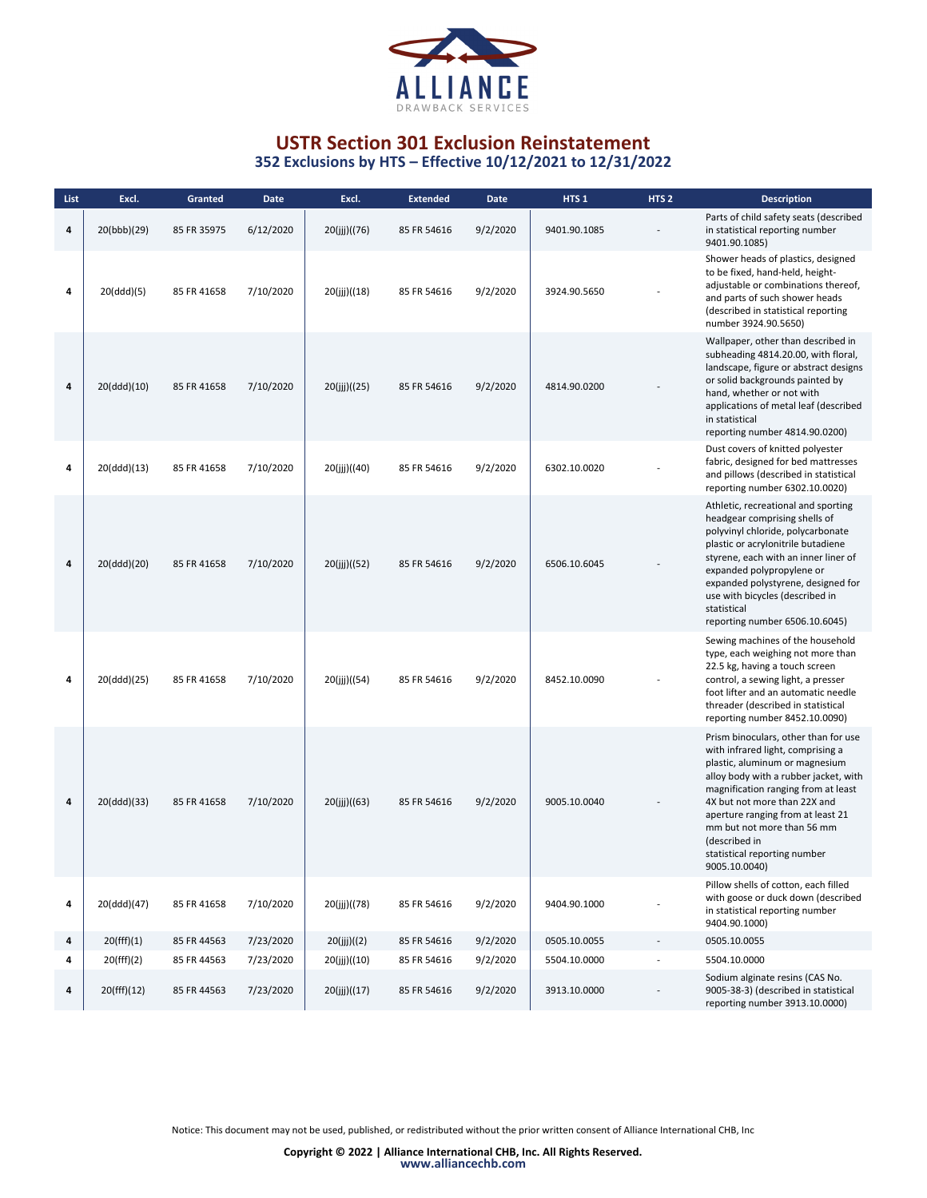# USTR Section 301 Exclusion Reinstatement

## 352 Exclusions by HTS – Effective 10/12/2021 to 12/31/2022

| List | Excl. | Granted | Date | Excl. | Extended | Date | HTS 1 | HTS 2 | Description |
|---|---|---|---|---|---|---|---|---|---|
| 4 | 20(bbb)(29) | 85 FR 35975 | 6/12/2020 | 20(jjj)((76) | 85 FR 54616 | 9/2/2020 | 9401.90.1085 | - | Parts of child safety seats (described in statistical reporting number 9401.90.1085) |
| 4 | 20(ddd)(5) | 85 FR 41658 | 7/10/2020 | 20(jjj)((18) | 85 FR 54616 | 9/2/2020 | 3924.90.5650 | - | Shower heads of plastics, designed to be fixed, hand-held, height-adjustable or combinations thereof, and parts of such shower heads (described in statistical reporting number 3924.90.5650) |
| 4 | 20(ddd)(10) | 85 FR 41658 | 7/10/2020 | 20(jjj)((25) | 85 FR 54616 | 9/2/2020 | 4814.90.0200 | - | Wallpaper, other than described in subheading 4814.20.00, with floral, landscape, figure or abstract designs or solid backgrounds painted by hand, whether or not with applications of metal leaf (described in statistical reporting number 4814.90.0200) |
| 4 | 20(ddd)(13) | 85 FR 41658 | 7/10/2020 | 20(jjj)((40) | 85 FR 54616 | 9/2/2020 | 6302.10.0020 | - | Dust covers of knitted polyester fabric, designed for bed mattresses and pillows (described in statistical reporting number 6302.10.0020) |
| 4 | 20(ddd)(20) | 85 FR 41658 | 7/10/2020 | 20(jjj)((52) | 85 FR 54616 | 9/2/2020 | 6506.10.6045 | - | Athletic, recreational and sporting headgear comprising shells of polyvinyl chloride, polycarbonate plastic or acrylonitrile butadiene styrene, each with an inner liner of expanded polypropylene or expanded polystyrene, designed for use with bicycles (described in statistical reporting number 6506.10.6045) |
| 4 | 20(ddd)(25) | 85 FR 41658 | 7/10/2020 | 20(jjj)((54) | 85 FR 54616 | 9/2/2020 | 8452.10.0090 | - | Sewing machines of the household type, each weighing not more than 22.5 kg, having a touch screen control, a sewing light, a presser foot lifter and an automatic needle threader (described in statistical reporting number 8452.10.0090) |
| 4 | 20(ddd)(33) | 85 FR 41658 | 7/10/2020 | 20(jjj)((63) | 85 FR 54616 | 9/2/2020 | 9005.10.0040 | - | Prism binoculars, other than for use with infrared light, comprising a plastic, aluminum or magnesium alloy body with a rubber jacket, with magnification ranging from at least 4X but not more than 22X and aperture ranging from at least 21 mm but not more than 56 mm (described in statistical reporting number 9005.10.0040) |
| 4 | 20(ddd)(47) | 85 FR 41658 | 7/10/2020 | 20(jjj)((78) | 85 FR 54616 | 9/2/2020 | 9404.90.1000 | - | Pillow shells of cotton, each filled with goose or duck down (described in statistical reporting number 9404.90.1000) |
| 4 | 20(fff)(1) | 85 FR 44563 | 7/23/2020 | 20(jjj)((2) | 85 FR 54616 | 9/2/2020 | 0505.10.0055 | - | 0505.10.0055 |
| 4 | 20(fff)(2) | 85 FR 44563 | 7/23/2020 | 20(jjj)((10) | 85 FR 54616 | 9/2/2020 | 5504.10.0000 | - | 5504.10.0000 |
| 4 | 20(fff)(12) | 85 FR 44563 | 7/23/2020 | 20(jjj)((17) | 85 FR 54616 | 9/2/2020 | 3913.10.0000 | - | Sodium alginate resins (CAS No. 9005-38-3) (described in statistical reporting number 3913.10.0000) |

Notice: This document may not be used, published, or redistributed without the prior written consent of Alliance International CHB, Inc

**Copyright © 2022 | Alliance International CHB, Inc. All Rights Reserved.**
www.alliancechb.com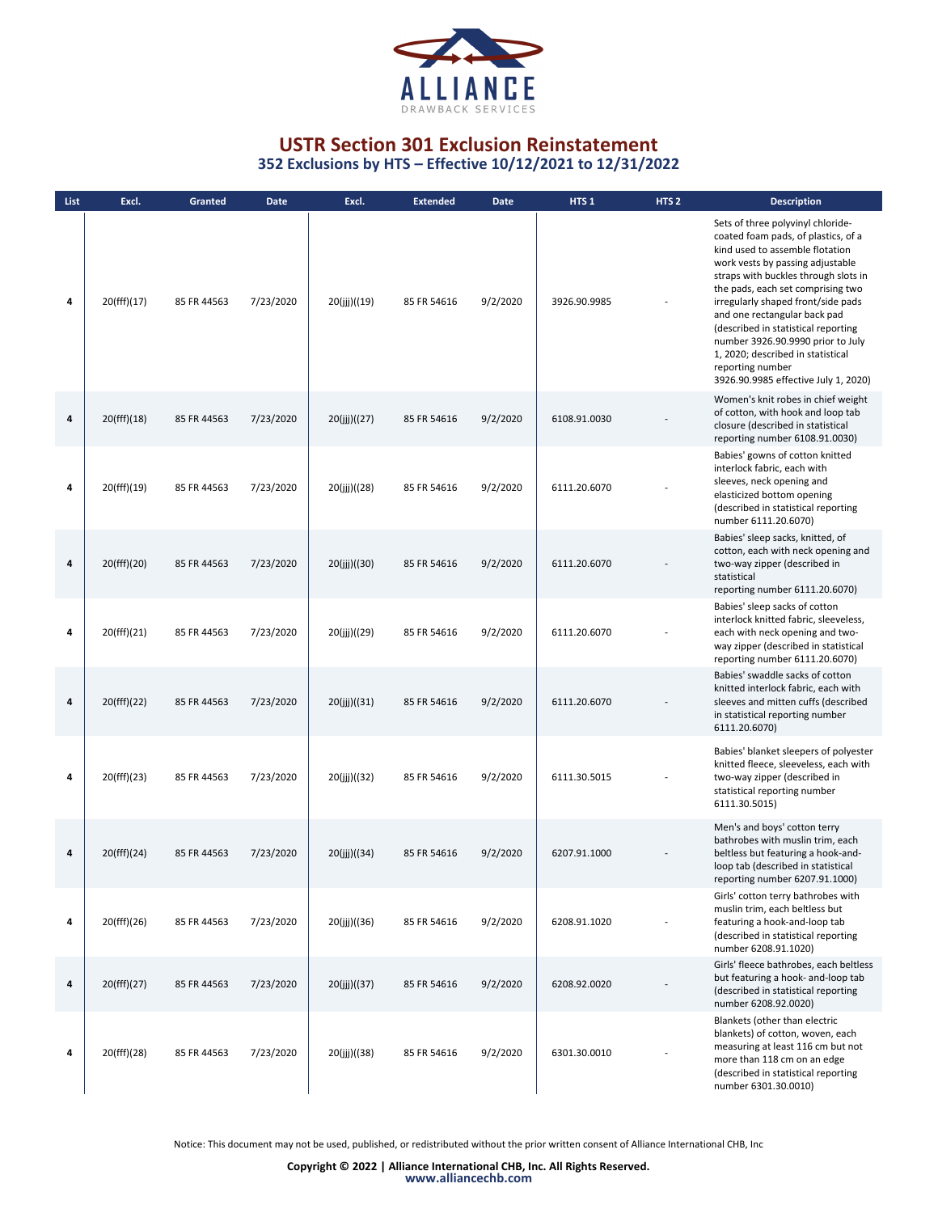# USTR Section 301 Exclusion Reinstatement

## 352 Exclusions by HTS – Effective 10/12/2021 to 12/31/2022

| List | Excl. | Granted | Date | Excl. | Extended | Date | HTS 1 | HTS 2 | Description |
|---|---|---|---|---|---|---|---|---|---|
| 4 | 20(fff)(17) | 85 FR 44563 | 7/23/2020 | 20(jjj)((19) | 85 FR 54616 | 9/2/2020 | 3926.90.9985 | - | Sets of three polyvinyl chloride-coated foam pads, of plastics, of a kind used to assemble flotation work vests by passing adjustable straps with buckles through slots in the pads, each set comprising two irregularly shaped front/side pads and one rectangular back pad (described in statistical reporting number 3926.90.9990 prior to July 1, 2020; described in statistical reporting number 3926.90.9985 effective July 1, 2020) |
| 4 | 20(fff)(18) | 85 FR 44563 | 7/23/2020 | 20(jjj)((27) | 85 FR 54616 | 9/2/2020 | 6108.91.0030 | - | Women's knit robes in chief weight of cotton, with hook and loop tab closure (described in statistical reporting number 6108.91.0030) |
| 4 | 20(fff)(19) | 85 FR 44563 | 7/23/2020 | 20(jjj)((28) | 85 FR 54616 | 9/2/2020 | 6111.20.6070 | - | Babies' gowns of cotton knitted interlock fabric, each with sleeves, neck opening and elasticized bottom opening (described in statistical reporting number 6111.20.6070) |
| 4 | 20(fff)(20) | 85 FR 44563 | 7/23/2020 | 20(jjj)((30) | 85 FR 54616 | 9/2/2020 | 6111.20.6070 | - | Babies' sleep sacks, knitted, of cotton, each with neck opening and two-way zipper (described in statistical reporting number 6111.20.6070) |
| 4 | 20(fff)(21) | 85 FR 44563 | 7/23/2020 | 20(jjj)((29) | 85 FR 54616 | 9/2/2020 | 6111.20.6070 | - | Babies' sleep sacks of cotton interlock knitted fabric, sleeveless, each with neck opening and two-way zipper (described in statistical reporting number 6111.20.6070) |
| 4 | 20(fff)(22) | 85 FR 44563 | 7/23/2020 | 20(jjj)((31) | 85 FR 54616 | 9/2/2020 | 6111.20.6070 | - | Babies' swaddle sacks of cotton knitted interlock fabric, each with sleeves and mitten cuffs (described in statistical reporting number 6111.20.6070) |
| 4 | 20(fff)(23) | 85 FR 44563 | 7/23/2020 | 20(jjj)((32) | 85 FR 54616 | 9/2/2020 | 6111.30.5015 | - | Babies' blanket sleepers of polyester knitted fleece, sleeveless, each with two-way zipper (described in statistical reporting number 6111.30.5015) |
| 4 | 20(fff)(24) | 85 FR 44563 | 7/23/2020 | 20(jjj)((34) | 85 FR 54616 | 9/2/2020 | 6207.91.1000 | - | Men's and boys' cotton terry bathrobes with muslin trim, each beltless but featuring a hook-and-loop tab (described in statistical reporting number 6207.91.1000) |
| 4 | 20(fff)(26) | 85 FR 44563 | 7/23/2020 | 20(jjj)((36) | 85 FR 54616 | 9/2/2020 | 6208.91.1020 | - | Girls' cotton terry bathrobes with muslin trim, each beltless but featuring a hook-and-loop tab (described in statistical reporting number 6208.91.1020) |
| 4 | 20(fff)(27) | 85 FR 44563 | 7/23/2020 | 20(jjj)((37) | 85 FR 54616 | 9/2/2020 | 6208.92.0020 | - | Girls' fleece bathrobes, each beltless but featuring a hook- and-loop tab (described in statistical reporting number 6208.92.0020) |
| 4 | 20(fff)(28) | 85 FR 44563 | 7/23/2020 | 20(jjj)((38) | 85 FR 54616 | 9/2/2020 | 6301.30.0010 | - | Blankets (other than electric blankets) of cotton, woven, each measuring at least 116 cm but not more than 118 cm on an edge (described in statistical reporting number 6301.30.0010) |

Notice: This document may not be used, published, or redistributed without the prior written consent of Alliance International CHB, Inc

**Copyright © 2022 | Alliance International CHB, Inc. All Rights Reserved.**
www.alliancechb.com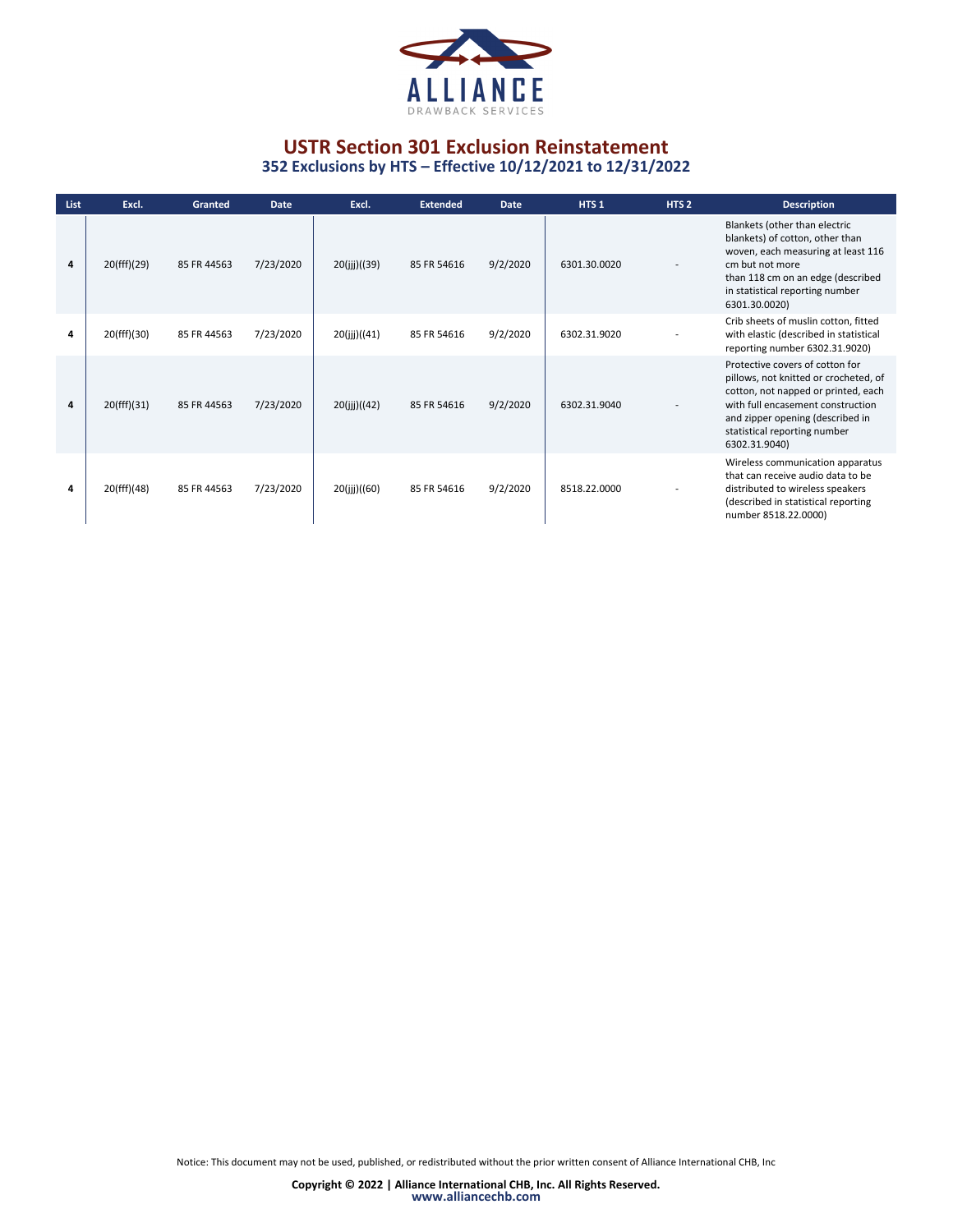## USTR Section 301 Exclusion Reinstatement

### 352 Exclusions by HTS – Effective 10/12/2021 to 12/31/2022

| List | Excl. | Granted | Date | Excl. | Extended | Date | HTS 1 | HTS 2 | Description |
|---|---|---|---|---|---|---|---|---|---|
| 4 | 20(fff)(29) | 85 FR 44563 | 7/23/2020 | 20(jjj)((39) | 85 FR 54616 | 9/2/2020 | 6301.30.0020 | - | Blankets (other than electric blankets) of cotton, other than woven, each measuring at least 116 cm but not more than 118 cm on an edge (described in statistical reporting number 6301.30.0020) |
| 4 | 20(fff)(30) | 85 FR 44563 | 7/23/2020 | 20(jjj)((41) | 85 FR 54616 | 9/2/2020 | 6302.31.9020 | - | Crib sheets of muslin cotton, fitted with elastic (described in statistical reporting number 6302.31.9020) |
| 4 | 20(fff)(31) | 85 FR 44563 | 7/23/2020 | 20(jjj)((42) | 85 FR 54616 | 9/2/2020 | 6302.31.9040 | - | Protective covers of cotton for pillows, not knitted or crocheted, of cotton, not napped or printed, each with full encasement construction and zipper opening (described in statistical reporting number 6302.31.9040) |
| 4 | 20(fff)(48) | 85 FR 44563 | 7/23/2020 | 20(jjj)((60) | 85 FR 54616 | 9/2/2020 | 8518.22.0000 | - | Wireless communication apparatus that can receive audio data to be distributed to wireless speakers (described in statistical reporting number 8518.22.0000) |

Notice: This document may not be used, published, or redistributed without the prior written consent of Alliance International CHB, Inc

**Copyright © 2022 | Alliance International CHB, Inc. All Rights Reserved.**
**www.alliancechb.com**